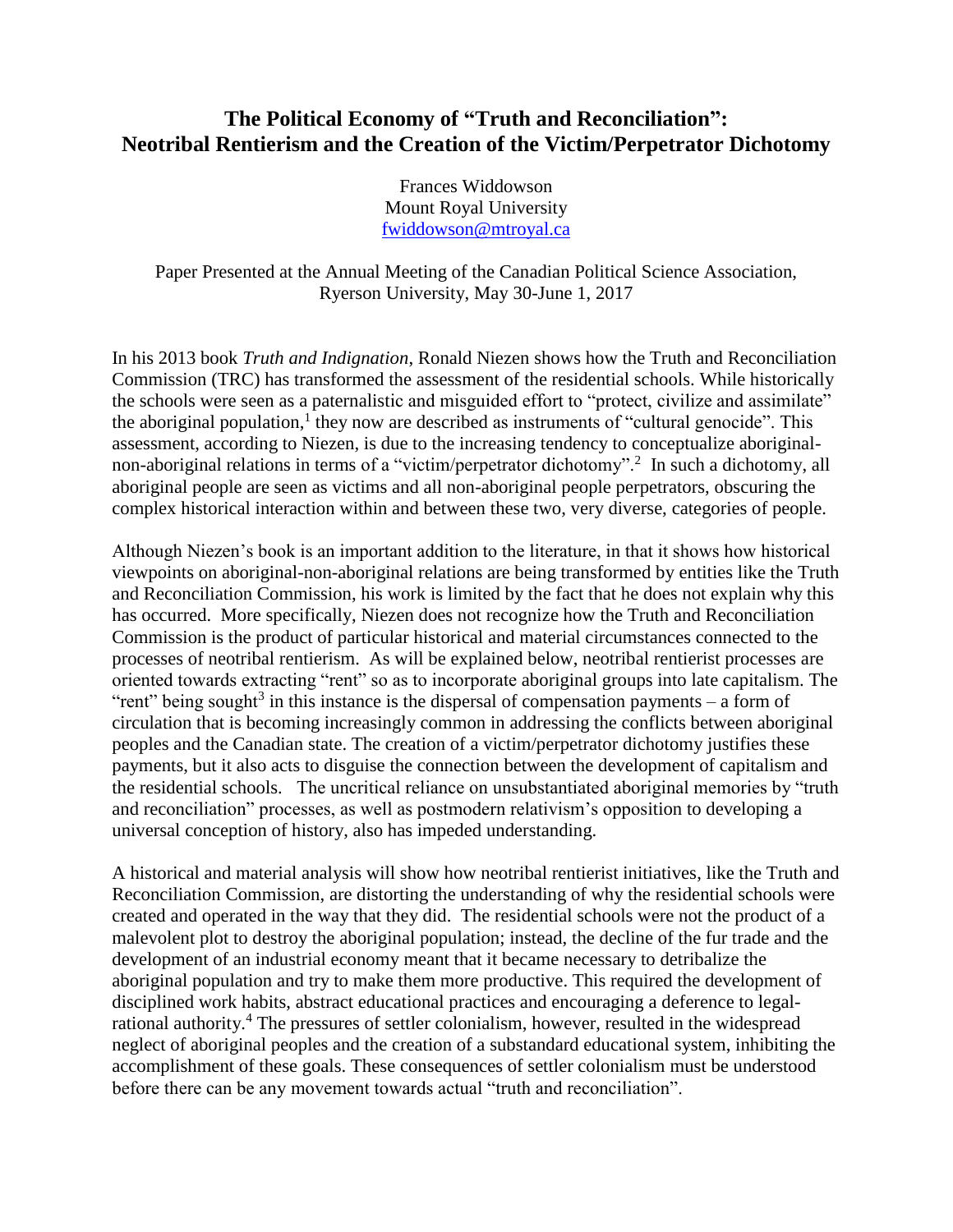# The Political Economy of "Truth and Reconciliation": Neotribal Rentierism and the Creation of the Victim/Perpetrator Dichotomy

Frances Widdowson
Mount Royal University
fwiddowson@mtroyal.ca

Paper Presented at the Annual Meeting of the Canadian Political Science Association, Ryerson University, May 30-June 1, 2017

In his 2013 book *Truth and Indignation*, Ronald Niezen shows how the Truth and Reconciliation Commission (TRC) has transformed the assessment of the residential schools. While historically the schools were seen as a paternalistic and misguided effort to "protect, civilize and assimilate" the aboriginal population,[1] they now are described as instruments of "cultural genocide". This assessment, according to Niezen, is due to the increasing tendency to conceptualize aboriginal-non-aboriginal relations in terms of a "victim/perpetrator dichotomy".[2] In such a dichotomy, all aboriginal people are seen as victims and all non-aboriginal people perpetrators, obscuring the complex historical interaction within and between these two, very diverse, categories of people.

Although Niezen's book is an important addition to the literature, in that it shows how historical viewpoints on aboriginal-non-aboriginal relations are being transformed by entities like the Truth and Reconciliation Commission, his work is limited by the fact that he does not explain why this has occurred. More specifically, Niezen does not recognize how the Truth and Reconciliation Commission is the product of particular historical and material circumstances connected to the processes of neotribal rentierism. As will be explained below, neotribal rentierist processes are oriented towards extracting "rent" so as to incorporate aboriginal groups into late capitalism. The "rent" being sought[3] in this instance is the dispersal of compensation payments – a form of circulation that is becoming increasingly common in addressing the conflicts between aboriginal peoples and the Canadian state. The creation of a victim/perpetrator dichotomy justifies these payments, but it also acts to disguise the connection between the development of capitalism and the residential schools. The uncritical reliance on unsubstantiated aboriginal memories by "truth and reconciliation" processes, as well as postmodern relativism's opposition to developing a universal conception of history, also has impeded understanding.

A historical and material analysis will show how neotribal rentierist initiatives, like the Truth and Reconciliation Commission, are distorting the understanding of why the residential schools were created and operated in the way that they did. The residential schools were not the product of a malevolent plot to destroy the aboriginal population; instead, the decline of the fur trade and the development of an industrial economy meant that it became necessary to detribalize the aboriginal population and try to make them more productive. This required the development of disciplined work habits, abstract educational practices and encouraging a deference to legal-rational authority.[4] The pressures of settler colonialism, however, resulted in the widespread neglect of aboriginal peoples and the creation of a substandard educational system, inhibiting the accomplishment of these goals. These consequences of settler colonialism must be understood before there can be any movement towards actual "truth and reconciliation".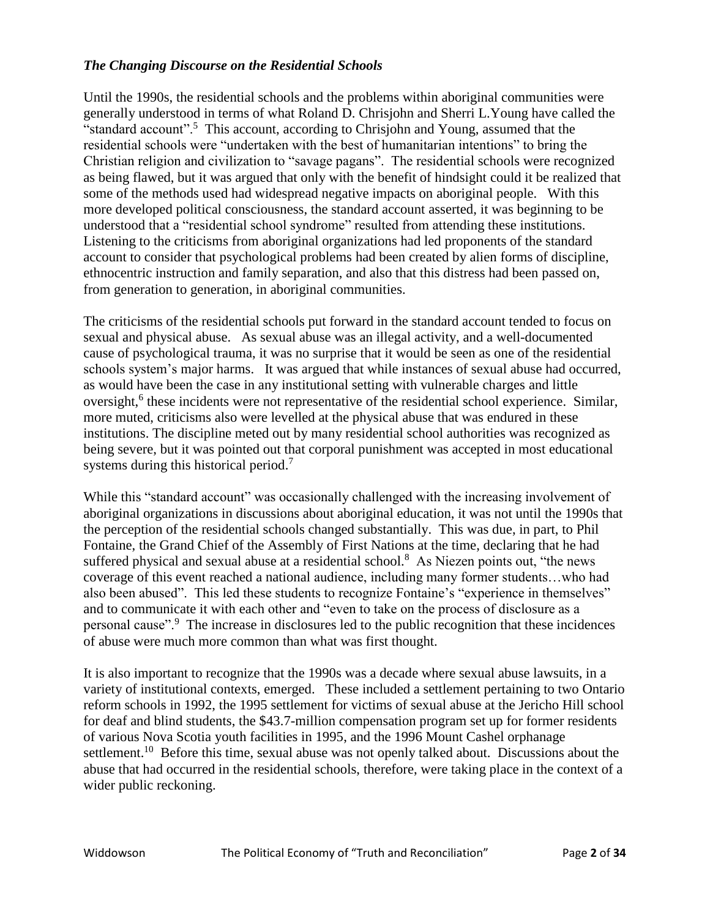### *The Changing Discourse on the Residential Schools*

Until the 1990s, the residential schools and the problems within aboriginal communities were generally understood in terms of what Roland D. Chrisjohn and Sherri L.Young have called the "standard account".[5] This account, according to Chrisjohn and Young, assumed that the residential schools were "undertaken with the best of humanitarian intentions" to bring the Christian religion and civilization to "savage pagans". The residential schools were recognized as being flawed, but it was argued that only with the benefit of hindsight could it be realized that some of the methods used had widespread negative impacts on aboriginal people. With this more developed political consciousness, the standard account asserted, it was beginning to be understood that a "residential school syndrome" resulted from attending these institutions. Listening to the criticisms from aboriginal organizations had led proponents of the standard account to consider that psychological problems had been created by alien forms of discipline, ethnocentric instruction and family separation, and also that this distress had been passed on, from generation to generation, in aboriginal communities.

The criticisms of the residential schools put forward in the standard account tended to focus on sexual and physical abuse. As sexual abuse was an illegal activity, and a well-documented cause of psychological trauma, it was no surprise that it would be seen as one of the residential schools system's major harms. It was argued that while instances of sexual abuse had occurred, as would have been the case in any institutional setting with vulnerable charges and little oversight,[6] these incidents were not representative of the residential school experience. Similar, more muted, criticisms also were levelled at the physical abuse that was endured in these institutions. The discipline meted out by many residential school authorities was recognized as being severe, but it was pointed out that corporal punishment was accepted in most educational systems during this historical period.[7]

While this "standard account" was occasionally challenged with the increasing involvement of aboriginal organizations in discussions about aboriginal education, it was not until the 1990s that the perception of the residential schools changed substantially. This was due, in part, to Phil Fontaine, the Grand Chief of the Assembly of First Nations at the time, declaring that he had suffered physical and sexual abuse at a residential school.[8] As Niezen points out, "the news coverage of this event reached a national audience, including many former students…who had also been abused". This led these students to recognize Fontaine's "experience in themselves" and to communicate it with each other and "even to take on the process of disclosure as a personal cause".[9] The increase in disclosures led to the public recognition that these incidences of abuse were much more common than what was first thought.

It is also important to recognize that the 1990s was a decade where sexual abuse lawsuits, in a variety of institutional contexts, emerged. These included a settlement pertaining to two Ontario reform schools in 1992, the 1995 settlement for victims of sexual abuse at the Jericho Hill school for deaf and blind students, the $43.7-million compensation program set up for former residents of various Nova Scotia youth facilities in 1995, and the 1996 Mount Cashel orphanage settlement.[10] Before this time, sexual abuse was not openly talked about. Discussions about the abuse that had occurred in the residential schools, therefore, were taking place in the context of a wider public reckoning.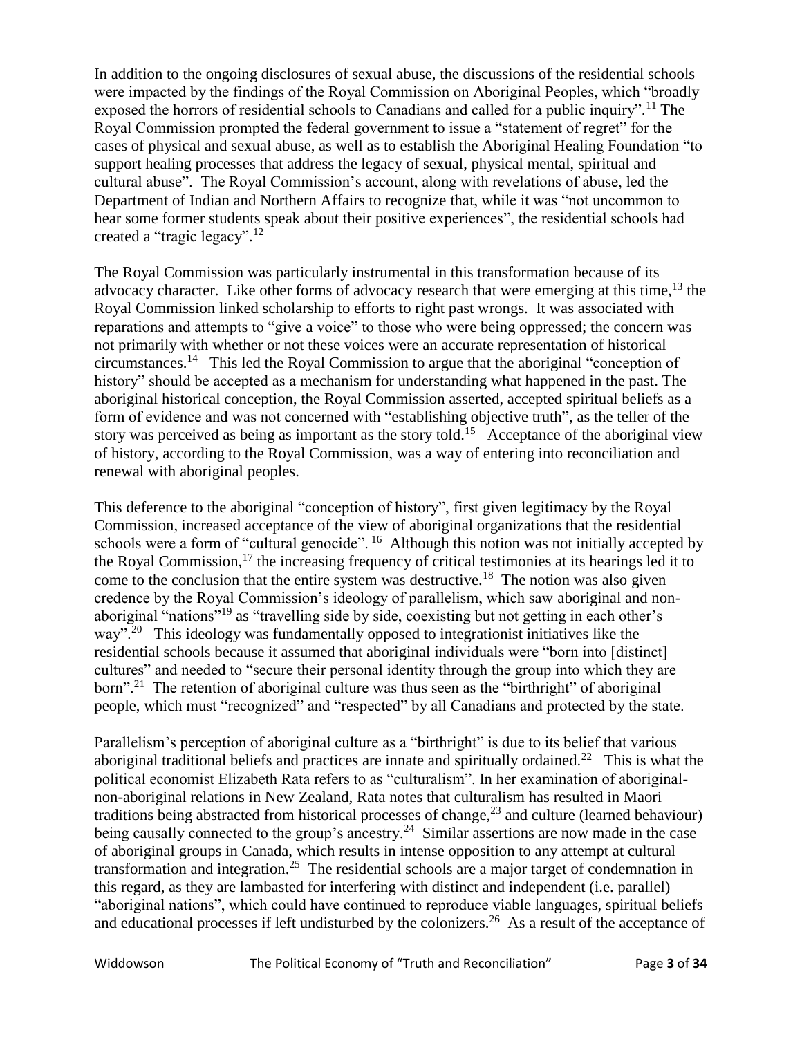In addition to the ongoing disclosures of sexual abuse, the discussions of the residential schools were impacted by the findings of the Royal Commission on Aboriginal Peoples, which "broadly exposed the horrors of residential schools to Canadians and called for a public inquiry".[11] The Royal Commission prompted the federal government to issue a "statement of regret" for the cases of physical and sexual abuse, as well as to establish the Aboriginal Healing Foundation "to support healing processes that address the legacy of sexual, physical mental, spiritual and cultural abuse". The Royal Commission's account, along with revelations of abuse, led the Department of Indian and Northern Affairs to recognize that, while it was "not uncommon to hear some former students speak about their positive experiences", the residential schools had created a "tragic legacy".[12]

The Royal Commission was particularly instrumental in this transformation because of its advocacy character. Like other forms of advocacy research that were emerging at this time,[13] the Royal Commission linked scholarship to efforts to right past wrongs. It was associated with reparations and attempts to "give a voice" to those who were being oppressed; the concern was not primarily with whether or not these voices were an accurate representation of historical circumstances.[14] This led the Royal Commission to argue that the aboriginal "conception of history" should be accepted as a mechanism for understanding what happened in the past. The aboriginal historical conception, the Royal Commission asserted, accepted spiritual beliefs as a form of evidence and was not concerned with "establishing objective truth", as the teller of the story was perceived as being as important as the story told.[15] Acceptance of the aboriginal view of history, according to the Royal Commission, was a way of entering into reconciliation and renewal with aboriginal peoples.

This deference to the aboriginal "conception of history", first given legitimacy by the Royal Commission, increased acceptance of the view of aboriginal organizations that the residential schools were a form of "cultural genocide".[16] Although this notion was not initially accepted by the Royal Commission,[17] the increasing frequency of critical testimonies at its hearings led it to come to the conclusion that the entire system was destructive.[18] The notion was also given credence by the Royal Commission's ideology of parallelism, which saw aboriginal and non-aboriginal "nations"[19] as "travelling side by side, coexisting but not getting in each other's way".[20] This ideology was fundamentally opposed to integrationist initiatives like the residential schools because it assumed that aboriginal individuals were "born into [distinct] cultures" and needed to "secure their personal identity through the group into which they are born".[21] The retention of aboriginal culture was thus seen as the "birthright" of aboriginal people, which must "recognized" and "respected" by all Canadians and protected by the state.

Parallelism's perception of aboriginal culture as a "birthright" is due to its belief that various aboriginal traditional beliefs and practices are innate and spiritually ordained.[22] This is what the political economist Elizabeth Rata refers to as "culturalism". In her examination of aboriginal-non-aboriginal relations in New Zealand, Rata notes that culturalism has resulted in Maori traditions being abstracted from historical processes of change,[23] and culture (learned behaviour) being causally connected to the group's ancestry.[24] Similar assertions are now made in the case of aboriginal groups in Canada, which results in intense opposition to any attempt at cultural transformation and integration.[25] The residential schools are a major target of condemnation in this regard, as they are lambasted for interfering with distinct and independent (i.e. parallel) "aboriginal nations", which could have continued to reproduce viable languages, spiritual beliefs and educational processes if left undisturbed by the colonizers.[26] As a result of the acceptance of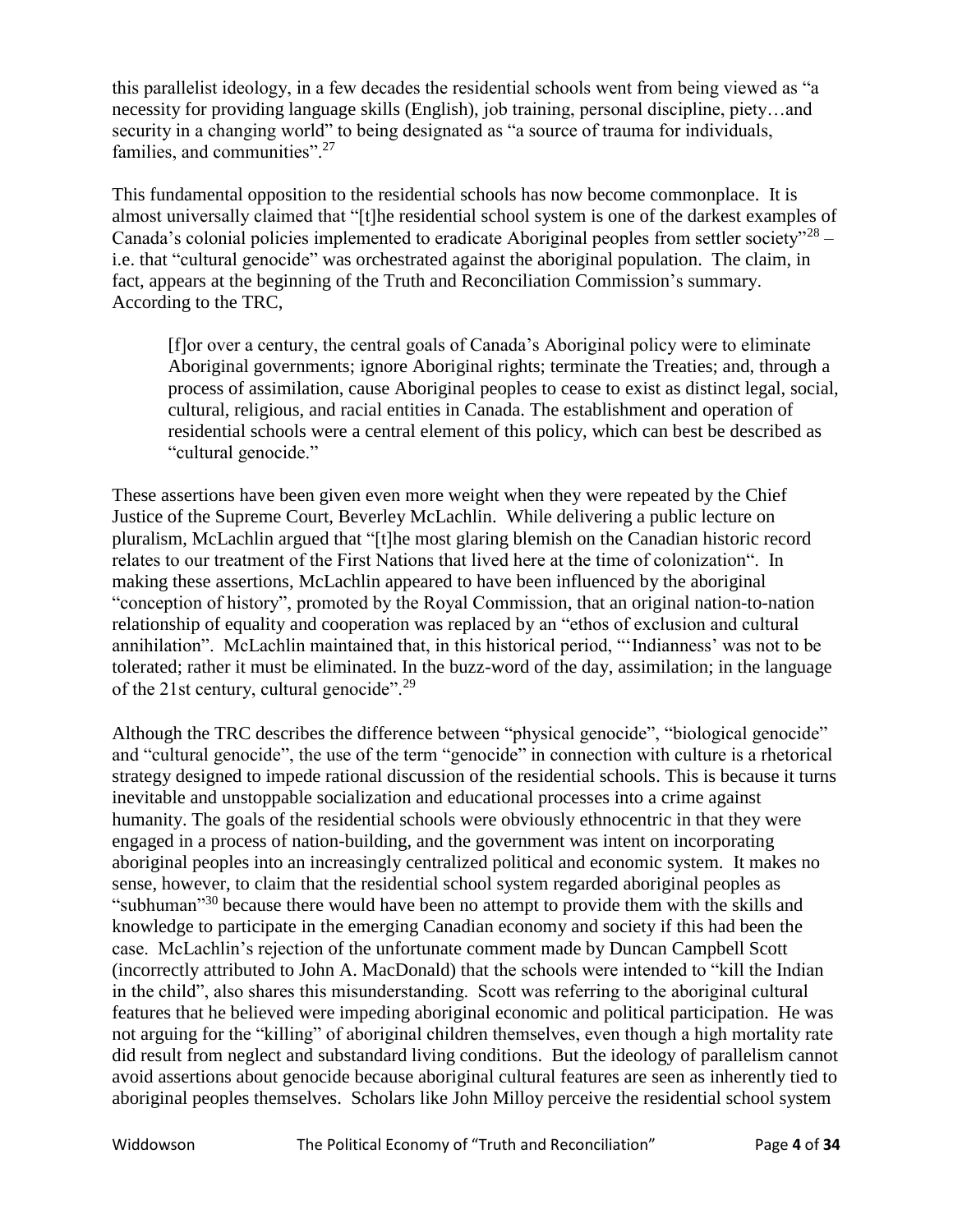this parallelist ideology, in a few decades the residential schools went from being viewed as "a necessity for providing language skills (English), job training, personal discipline, piety…and security in a changing world" to being designated as "a source of trauma for individuals, families, and communities".[27]

This fundamental opposition to the residential schools has now become commonplace. It is almost universally claimed that "[t]he residential school system is one of the darkest examples of Canada's colonial policies implemented to eradicate Aboriginal peoples from settler society"[28] – i.e. that "cultural genocide" was orchestrated against the aboriginal population. The claim, in fact, appears at the beginning of the Truth and Reconciliation Commission's summary. According to the TRC,

> [f]or over a century, the central goals of Canada's Aboriginal policy were to eliminate Aboriginal governments; ignore Aboriginal rights; terminate the Treaties; and, through a process of assimilation, cause Aboriginal peoples to cease to exist as distinct legal, social, cultural, religious, and racial entities in Canada. The establishment and operation of residential schools were a central element of this policy, which can best be described as "cultural genocide."

These assertions have been given even more weight when they were repeated by the Chief Justice of the Supreme Court, Beverley McLachlin. While delivering a public lecture on pluralism, McLachlin argued that "[t]he most glaring blemish on the Canadian historic record relates to our treatment of the First Nations that lived here at the time of colonization". In making these assertions, McLachlin appeared to have been influenced by the aboriginal "conception of history", promoted by the Royal Commission, that an original nation-to-nation relationship of equality and cooperation was replaced by an "ethos of exclusion and cultural annihilation". McLachlin maintained that, in this historical period, "'Indianness' was not to be tolerated; rather it must be eliminated. In the buzz-word of the day, assimilation; in the language of the 21st century, cultural genocide".[29]

Although the TRC describes the difference between "physical genocide", "biological genocide" and "cultural genocide", the use of the term "genocide" in connection with culture is a rhetorical strategy designed to impede rational discussion of the residential schools. This is because it turns inevitable and unstoppable socialization and educational processes into a crime against humanity. The goals of the residential schools were obviously ethnocentric in that they were engaged in a process of nation-building, and the government was intent on incorporating aboriginal peoples into an increasingly centralized political and economic system. It makes no sense, however, to claim that the residential school system regarded aboriginal peoples as "subhuman"[30] because there would have been no attempt to provide them with the skills and knowledge to participate in the emerging Canadian economy and society if this had been the case. McLachlin's rejection of the unfortunate comment made by Duncan Campbell Scott (incorrectly attributed to John A. MacDonald) that the schools were intended to "kill the Indian in the child", also shares this misunderstanding. Scott was referring to the aboriginal cultural features that he believed were impeding aboriginal economic and political participation. He was not arguing for the "killing" of aboriginal children themselves, even though a high mortality rate did result from neglect and substandard living conditions. But the ideology of parallelism cannot avoid assertions about genocide because aboriginal cultural features are seen as inherently tied to aboriginal peoples themselves. Scholars like John Milloy perceive the residential school system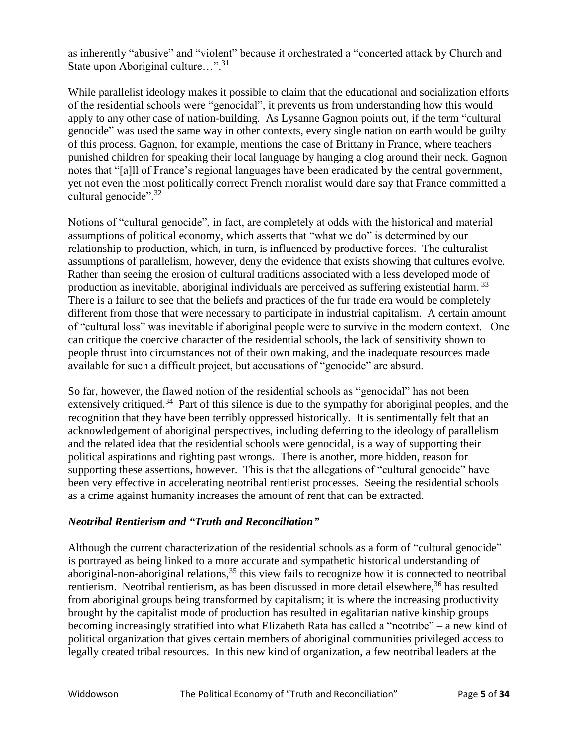as inherently "abusive" and "violent" because it orchestrated a "concerted attack by Church and State upon Aboriginal culture…".[31]

While parallelist ideology makes it possible to claim that the educational and socialization efforts of the residential schools were "genocidal", it prevents us from understanding how this would apply to any other case of nation-building. As Lysanne Gagnon points out, if the term "cultural genocide" was used the same way in other contexts, every single nation on earth would be guilty of this process. Gagnon, for example, mentions the case of Brittany in France, where teachers punished children for speaking their local language by hanging a clog around their neck. Gagnon notes that "[a]ll of France's regional languages have been eradicated by the central government, yet not even the most politically correct French moralist would dare say that France committed a cultural genocide".[32]

Notions of "cultural genocide", in fact, are completely at odds with the historical and material assumptions of political economy, which asserts that "what we do" is determined by our relationship to production, which, in turn, is influenced by productive forces. The culturalist assumptions of parallelism, however, deny the evidence that exists showing that cultures evolve. Rather than seeing the erosion of cultural traditions associated with a less developed mode of production as inevitable, aboriginal individuals are perceived as suffering existential harm.[33] There is a failure to see that the beliefs and practices of the fur trade era would be completely different from those that were necessary to participate in industrial capitalism. A certain amount of "cultural loss" was inevitable if aboriginal people were to survive in the modern context. One can critique the coercive character of the residential schools, the lack of sensitivity shown to people thrust into circumstances not of their own making, and the inadequate resources made available for such a difficult project, but accusations of "genocide" are absurd.

So far, however, the flawed notion of the residential schools as "genocidal" has not been extensively critiqued.[34] Part of this silence is due to the sympathy for aboriginal peoples, and the recognition that they have been terribly oppressed historically. It is sentimentally felt that an acknowledgement of aboriginal perspectives, including deferring to the ideology of parallelism and the related idea that the residential schools were genocidal, is a way of supporting their political aspirations and righting past wrongs. There is another, more hidden, reason for supporting these assertions, however. This is that the allegations of "cultural genocide" have been very effective in accelerating neotribal rentierist processes. Seeing the residential schools as a crime against humanity increases the amount of rent that can be extracted.

### *Neotribal Rentierism and "Truth and Reconciliation"*

Although the current characterization of the residential schools as a form of "cultural genocide" is portrayed as being linked to a more accurate and sympathetic historical understanding of aboriginal-non-aboriginal relations,[35] this view fails to recognize how it is connected to neotribal rentierism. Neotribal rentierism, as has been discussed in more detail elsewhere,[36] has resulted from aboriginal groups being transformed by capitalism; it is where the increasing productivity brought by the capitalist mode of production has resulted in egalitarian native kinship groups becoming increasingly stratified into what Elizabeth Rata has called a "neotribe" – a new kind of political organization that gives certain members of aboriginal communities privileged access to legally created tribal resources. In this new kind of organization, a few neotribal leaders at the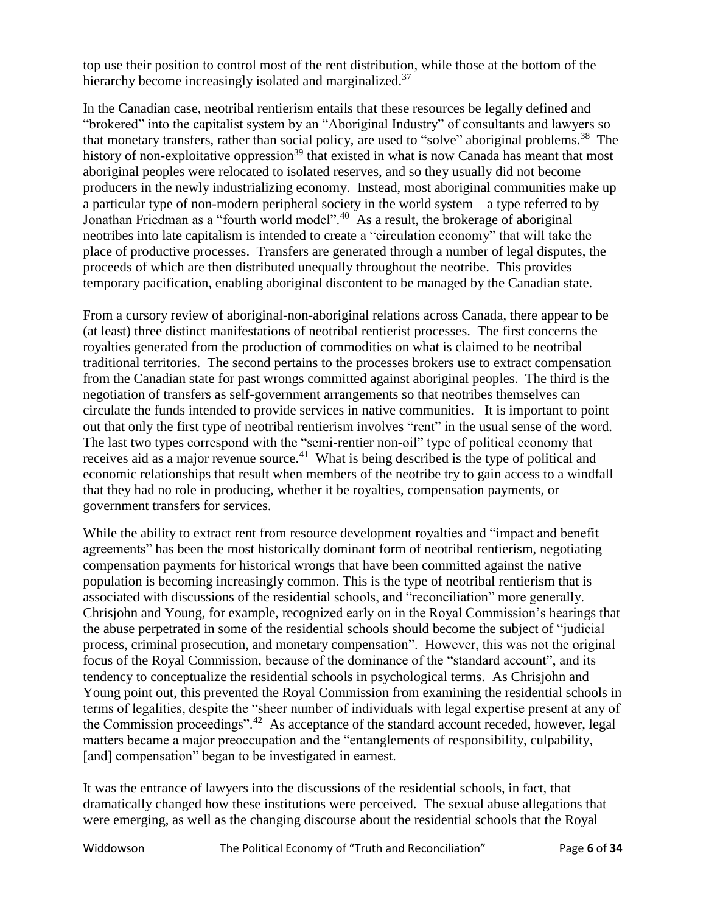top use their position to control most of the rent distribution, while those at the bottom of the hierarchy become increasingly isolated and marginalized.[37]

In the Canadian case, neotribal rentierism entails that these resources be legally defined and "brokered" into the capitalist system by an "Aboriginal Industry" of consultants and lawyers so that monetary transfers, rather than social policy, are used to "solve" aboriginal problems.[38] The history of non-exploitative oppression[39] that existed in what is now Canada has meant that most aboriginal peoples were relocated to isolated reserves, and so they usually did not become producers in the newly industrializing economy. Instead, most aboriginal communities make up a particular type of non-modern peripheral society in the world system – a type referred to by Jonathan Friedman as a "fourth world model".[40] As a result, the brokerage of aboriginal neotribes into late capitalism is intended to create a "circulation economy" that will take the place of productive processes. Transfers are generated through a number of legal disputes, the proceeds of which are then distributed unequally throughout the neotribe. This provides temporary pacification, enabling aboriginal discontent to be managed by the Canadian state.

From a cursory review of aboriginal-non-aboriginal relations across Canada, there appear to be (at least) three distinct manifestations of neotribal rentierist processes. The first concerns the royalties generated from the production of commodities on what is claimed to be neotribal traditional territories. The second pertains to the processes brokers use to extract compensation from the Canadian state for past wrongs committed against aboriginal peoples. The third is the negotiation of transfers as self-government arrangements so that neotribes themselves can circulate the funds intended to provide services in native communities. It is important to point out that only the first type of neotribal rentierism involves "rent" in the usual sense of the word. The last two types correspond with the "semi-rentier non-oil" type of political economy that receives aid as a major revenue source.[41] What is being described is the type of political and economic relationships that result when members of the neotribe try to gain access to a windfall that they had no role in producing, whether it be royalties, compensation payments, or government transfers for services.

While the ability to extract rent from resource development royalties and "impact and benefit agreements" has been the most historically dominant form of neotribal rentierism, negotiating compensation payments for historical wrongs that have been committed against the native population is becoming increasingly common. This is the type of neotribal rentierism that is associated with discussions of the residential schools, and "reconciliation" more generally. Chrisjohn and Young, for example, recognized early on in the Royal Commission's hearings that the abuse perpetrated in some of the residential schools should become the subject of "judicial process, criminal prosecution, and monetary compensation". However, this was not the original focus of the Royal Commission, because of the dominance of the "standard account", and its tendency to conceptualize the residential schools in psychological terms. As Chrisjohn and Young point out, this prevented the Royal Commission from examining the residential schools in terms of legalities, despite the "sheer number of individuals with legal expertise present at any of the Commission proceedings".[42] As acceptance of the standard account receded, however, legal matters became a major preoccupation and the "entanglements of responsibility, culpability, [and] compensation" began to be investigated in earnest.

It was the entrance of lawyers into the discussions of the residential schools, in fact, that dramatically changed how these institutions were perceived. The sexual abuse allegations that were emerging, as well as the changing discourse about the residential schools that the Royal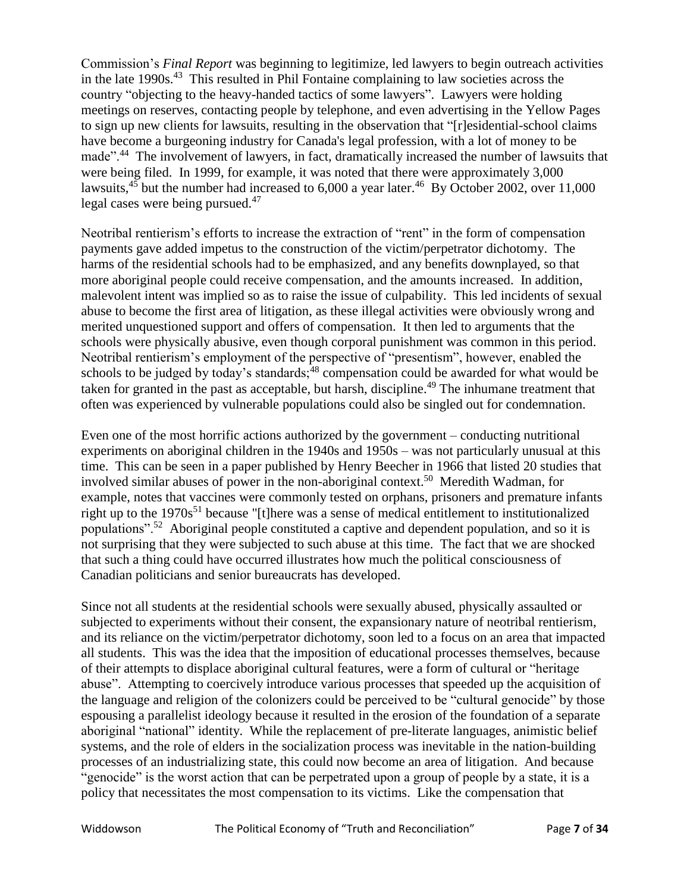Commission's *Final Report* was beginning to legitimize, led lawyers to begin outreach activities in the late 1990s.[43] This resulted in Phil Fontaine complaining to law societies across the country "objecting to the heavy-handed tactics of some lawyers". Lawyers were holding meetings on reserves, contacting people by telephone, and even advertising in the Yellow Pages to sign up new clients for lawsuits, resulting in the observation that "[r]esidential-school claims have become a burgeoning industry for Canada's legal profession, with a lot of money to be made".[44] The involvement of lawyers, in fact, dramatically increased the number of lawsuits that were being filed. In 1999, for example, it was noted that there were approximately 3,000 lawsuits,[45] but the number had increased to 6,000 a year later.[46] By October 2002, over 11,000 legal cases were being pursued.[47]

Neotribal rentierism's efforts to increase the extraction of "rent" in the form of compensation payments gave added impetus to the construction of the victim/perpetrator dichotomy. The harms of the residential schools had to be emphasized, and any benefits downplayed, so that more aboriginal people could receive compensation, and the amounts increased. In addition, malevolent intent was implied so as to raise the issue of culpability. This led incidents of sexual abuse to become the first area of litigation, as these illegal activities were obviously wrong and merited unquestioned support and offers of compensation. It then led to arguments that the schools were physically abusive, even though corporal punishment was common in this period. Neotribal rentierism's employment of the perspective of "presentism", however, enabled the schools to be judged by today's standards;[48] compensation could be awarded for what would be taken for granted in the past as acceptable, but harsh, discipline.[49] The inhumane treatment that often was experienced by vulnerable populations could also be singled out for condemnation.

Even one of the most horrific actions authorized by the government – conducting nutritional experiments on aboriginal children in the 1940s and 1950s – was not particularly unusual at this time. This can be seen in a paper published by Henry Beecher in 1966 that listed 20 studies that involved similar abuses of power in the non-aboriginal context.[50] Meredith Wadman, for example, notes that vaccines were commonly tested on orphans, prisoners and premature infants right up to the 1970s[51] because "[t]here was a sense of medical entitlement to institutionalized populations".[52] Aboriginal people constituted a captive and dependent population, and so it is not surprising that they were subjected to such abuse at this time. The fact that we are shocked that such a thing could have occurred illustrates how much the political consciousness of Canadian politicians and senior bureaucrats has developed.

Since not all students at the residential schools were sexually abused, physically assaulted or subjected to experiments without their consent, the expansionary nature of neotribal rentierism, and its reliance on the victim/perpetrator dichotomy, soon led to a focus on an area that impacted all students. This was the idea that the imposition of educational processes themselves, because of their attempts to displace aboriginal cultural features, were a form of cultural or "heritage abuse". Attempting to coercively introduce various processes that speeded up the acquisition of the language and religion of the colonizers could be perceived to be "cultural genocide" by those espousing a parallelist ideology because it resulted in the erosion of the foundation of a separate aboriginal "national" identity. While the replacement of pre-literate languages, animistic belief systems, and the role of elders in the socialization process was inevitable in the nation-building processes of an industrializing state, this could now become an area of litigation. And because "genocide" is the worst action that can be perpetrated upon a group of people by a state, it is a policy that necessitates the most compensation to its victims. Like the compensation that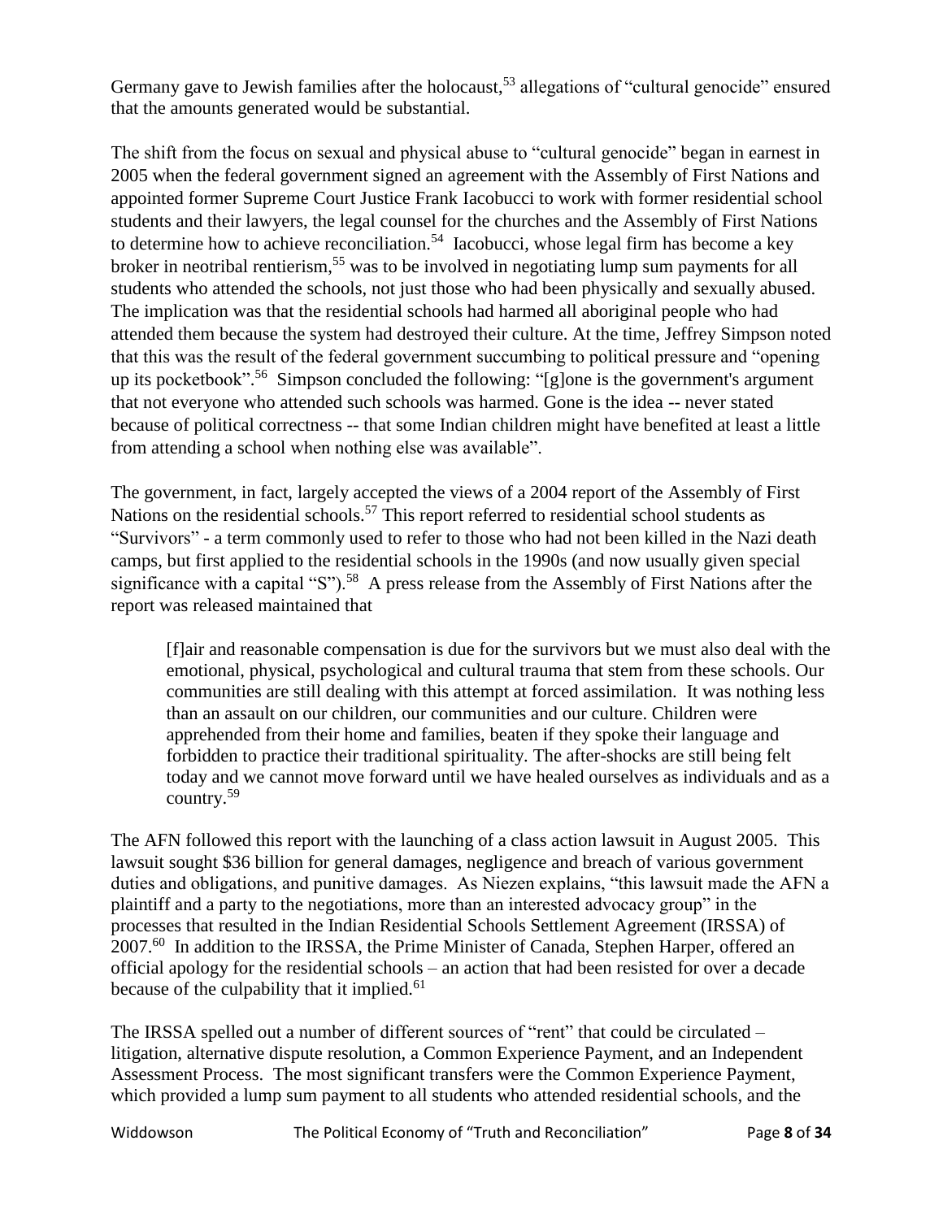Germany gave to Jewish families after the holocaust,[53] allegations of "cultural genocide" ensured that the amounts generated would be substantial.

The shift from the focus on sexual and physical abuse to "cultural genocide" began in earnest in 2005 when the federal government signed an agreement with the Assembly of First Nations and appointed former Supreme Court Justice Frank Iacobucci to work with former residential school students and their lawyers, the legal counsel for the churches and the Assembly of First Nations to determine how to achieve reconciliation.[54] Iacobucci, whose legal firm has become a key broker in neotribal rentierism,[55] was to be involved in negotiating lump sum payments for all students who attended the schools, not just those who had been physically and sexually abused. The implication was that the residential schools had harmed all aboriginal people who had attended them because the system had destroyed their culture. At the time, Jeffrey Simpson noted that this was the result of the federal government succumbing to political pressure and "opening up its pocketbook".[56] Simpson concluded the following: "[g]one is the government's argument that not everyone who attended such schools was harmed. Gone is the idea -- never stated because of political correctness -- that some Indian children might have benefited at least a little from attending a school when nothing else was available".

The government, in fact, largely accepted the views of a 2004 report of the Assembly of First Nations on the residential schools.[57] This report referred to residential school students as "Survivors" - a term commonly used to refer to those who had not been killed in the Nazi death camps, but first applied to the residential schools in the 1990s (and now usually given special significance with a capital "S").[58] A press release from the Assembly of First Nations after the report was released maintained that

> [f]air and reasonable compensation is due for the survivors but we must also deal with the emotional, physical, psychological and cultural trauma that stem from these schools. Our communities are still dealing with this attempt at forced assimilation. It was nothing less than an assault on our children, our communities and our culture. Children were apprehended from their home and families, beaten if they spoke their language and forbidden to practice their traditional spirituality. The after-shocks are still being felt today and we cannot move forward until we have healed ourselves as individuals and as a country.[59]

The AFN followed this report with the launching of a class action lawsuit in August 2005. This lawsuit sought $36 billion for general damages, negligence and breach of various government duties and obligations, and punitive damages. As Niezen explains, "this lawsuit made the AFN a plaintiff and a party to the negotiations, more than an interested advocacy group" in the processes that resulted in the Indian Residential Schools Settlement Agreement (IRSSA) of 2007.[60] In addition to the IRSSA, the Prime Minister of Canada, Stephen Harper, offered an official apology for the residential schools – an action that had been resisted for over a decade because of the culpability that it implied.[61]

The IRSSA spelled out a number of different sources of "rent" that could be circulated – litigation, alternative dispute resolution, a Common Experience Payment, and an Independent Assessment Process. The most significant transfers were the Common Experience Payment, which provided a lump sum payment to all students who attended residential schools, and the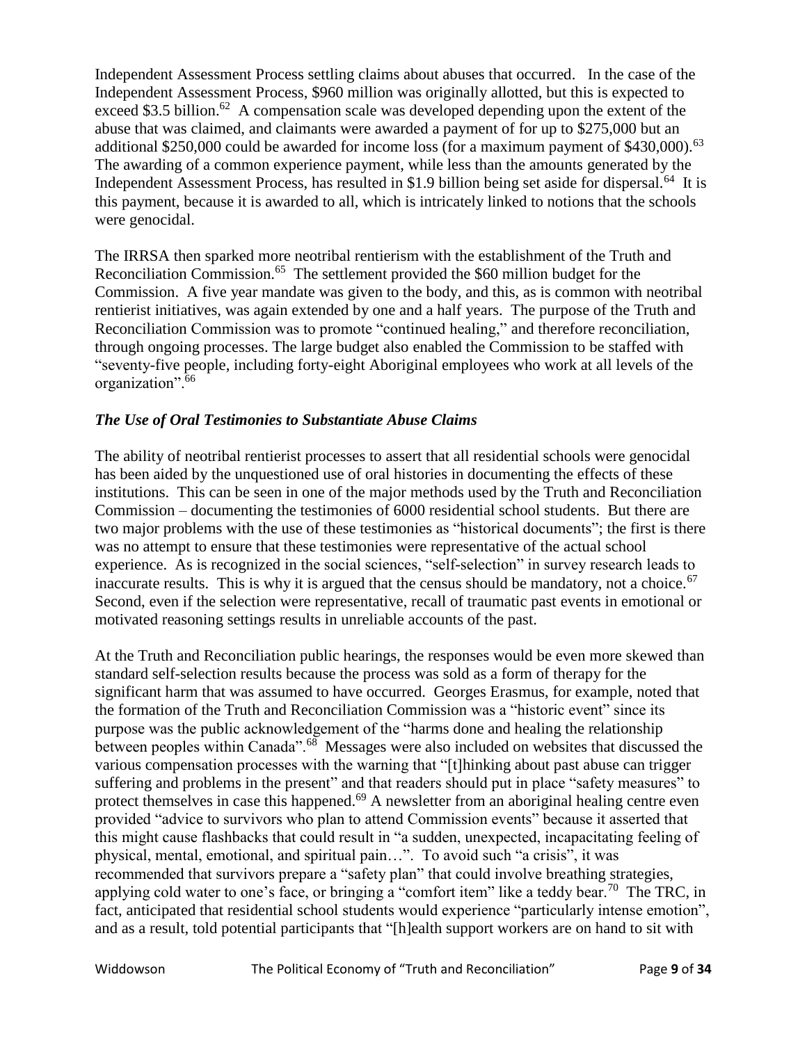Independent Assessment Process settling claims about abuses that occurred. In the case of the Independent Assessment Process, $960 million was originally allotted, but this is expected to exceed $3.5 billion.[62] A compensation scale was developed depending upon the extent of the abuse that was claimed, and claimants were awarded a payment of for up to $275,000 but an additional $250,000 could be awarded for income loss (for a maximum payment of $430,000).[63] The awarding of a common experience payment, while less than the amounts generated by the Independent Assessment Process, has resulted in $1.9 billion being set aside for dispersal.[64] It is this payment, because it is awarded to all, which is intricately linked to notions that the schools were genocidal.

The IRRSA then sparked more neotribal rentierism with the establishment of the Truth and Reconciliation Commission.[65] The settlement provided the $60 million budget for the Commission. A five year mandate was given to the body, and this, as is common with neotribal rentierist initiatives, was again extended by one and a half years. The purpose of the Truth and Reconciliation Commission was to promote "continued healing," and therefore reconciliation, through ongoing processes. The large budget also enabled the Commission to be staffed with "seventy-five people, including forty-eight Aboriginal employees who work at all levels of the organization".[66]

### *The Use of Oral Testimonies to Substantiate Abuse Claims*

The ability of neotribal rentierist processes to assert that all residential schools were genocidal has been aided by the unquestioned use of oral histories in documenting the effects of these institutions. This can be seen in one of the major methods used by the Truth and Reconciliation Commission – documenting the testimonies of 6000 residential school students. But there are two major problems with the use of these testimonies as "historical documents"; the first is there was no attempt to ensure that these testimonies were representative of the actual school experience. As is recognized in the social sciences, "self-selection" in survey research leads to inaccurate results. This is why it is argued that the census should be mandatory, not a choice.[67] Second, even if the selection were representative, recall of traumatic past events in emotional or motivated reasoning settings results in unreliable accounts of the past.

At the Truth and Reconciliation public hearings, the responses would be even more skewed than standard self-selection results because the process was sold as a form of therapy for the significant harm that was assumed to have occurred. Georges Erasmus, for example, noted that the formation of the Truth and Reconciliation Commission was a "historic event" since its purpose was the public acknowledgement of the "harms done and healing the relationship between peoples within Canada".[68] Messages were also included on websites that discussed the various compensation processes with the warning that "[t]hinking about past abuse can trigger suffering and problems in the present" and that readers should put in place "safety measures" to protect themselves in case this happened.[69] A newsletter from an aboriginal healing centre even provided "advice to survivors who plan to attend Commission events" because it asserted that this might cause flashbacks that could result in "a sudden, unexpected, incapacitating feeling of physical, mental, emotional, and spiritual pain…". To avoid such "a crisis", it was recommended that survivors prepare a "safety plan" that could involve breathing strategies, applying cold water to one's face, or bringing a "comfort item" like a teddy bear.[70] The TRC, in fact, anticipated that residential school students would experience "particularly intense emotion", and as a result, told potential participants that "[h]ealth support workers are on hand to sit with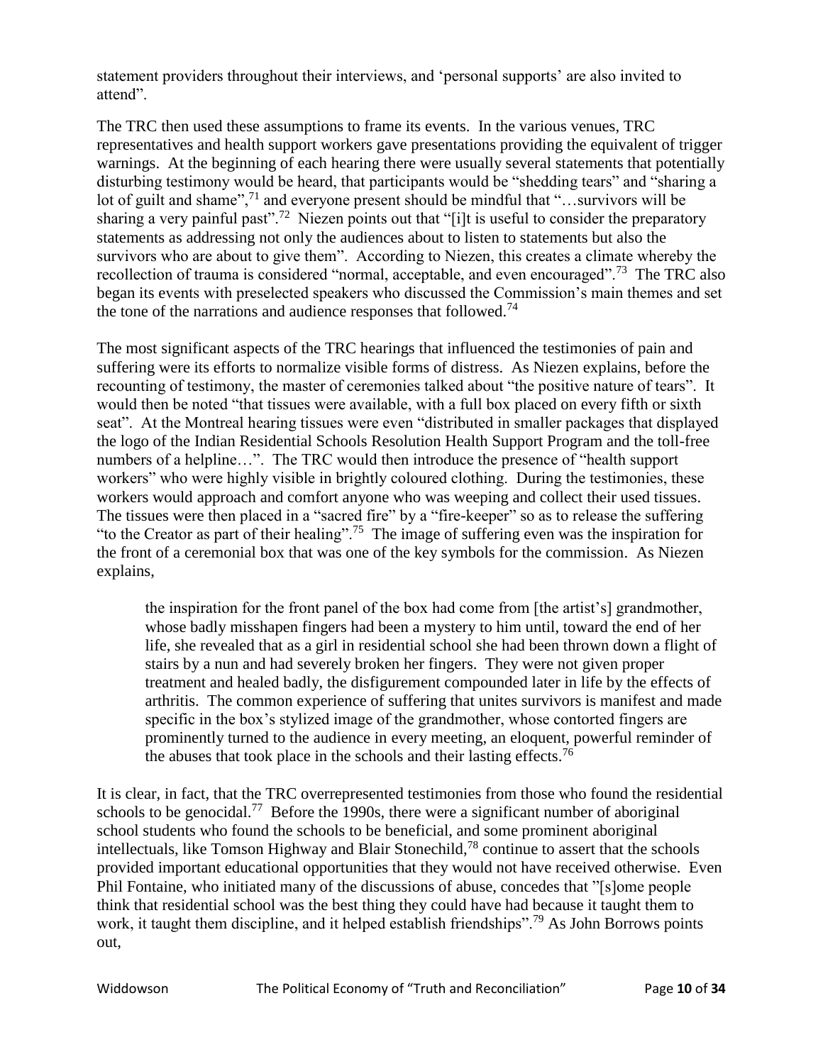statement providers throughout their interviews, and 'personal supports' are also invited to attend".

The TRC then used these assumptions to frame its events. In the various venues, TRC representatives and health support workers gave presentations providing the equivalent of trigger warnings. At the beginning of each hearing there were usually several statements that potentially disturbing testimony would be heard, that participants would be "shedding tears" and "sharing a lot of guilt and shame",[71] and everyone present should be mindful that "…survivors will be sharing a very painful past".[72] Niezen points out that "[i]t is useful to consider the preparatory statements as addressing not only the audiences about to listen to statements but also the survivors who are about to give them". According to Niezen, this creates a climate whereby the recollection of trauma is considered "normal, acceptable, and even encouraged".[73] The TRC also began its events with preselected speakers who discussed the Commission's main themes and set the tone of the narrations and audience responses that followed.[74]

The most significant aspects of the TRC hearings that influenced the testimonies of pain and suffering were its efforts to normalize visible forms of distress. As Niezen explains, before the recounting of testimony, the master of ceremonies talked about "the positive nature of tears". It would then be noted "that tissues were available, with a full box placed on every fifth or sixth seat". At the Montreal hearing tissues were even "distributed in smaller packages that displayed the logo of the Indian Residential Schools Resolution Health Support Program and the toll-free numbers of a helpline…". The TRC would then introduce the presence of "health support workers" who were highly visible in brightly coloured clothing. During the testimonies, these workers would approach and comfort anyone who was weeping and collect their used tissues. The tissues were then placed in a "sacred fire" by a "fire-keeper" so as to release the suffering "to the Creator as part of their healing".[75] The image of suffering even was the inspiration for the front of a ceremonial box that was one of the key symbols for the commission. As Niezen explains,

> the inspiration for the front panel of the box had come from [the artist's] grandmother, whose badly misshapen fingers had been a mystery to him until, toward the end of her life, she revealed that as a girl in residential school she had been thrown down a flight of stairs by a nun and had severely broken her fingers. They were not given proper treatment and healed badly, the disfigurement compounded later in life by the effects of arthritis. The common experience of suffering that unites survivors is manifest and made specific in the box's stylized image of the grandmother, whose contorted fingers are prominently turned to the audience in every meeting, an eloquent, powerful reminder of the abuses that took place in the schools and their lasting effects.[76]

It is clear, in fact, that the TRC overrepresented testimonies from those who found the residential schools to be genocidal.[77] Before the 1990s, there were a significant number of aboriginal school students who found the schools to be beneficial, and some prominent aboriginal intellectuals, like Tomson Highway and Blair Stonechild,[78] continue to assert that the schools provided important educational opportunities that they would not have received otherwise. Even Phil Fontaine, who initiated many of the discussions of abuse, concedes that "[s]ome people think that residential school was the best thing they could have had because it taught them to work, it taught them discipline, and it helped establish friendships".[79] As John Borrows points out,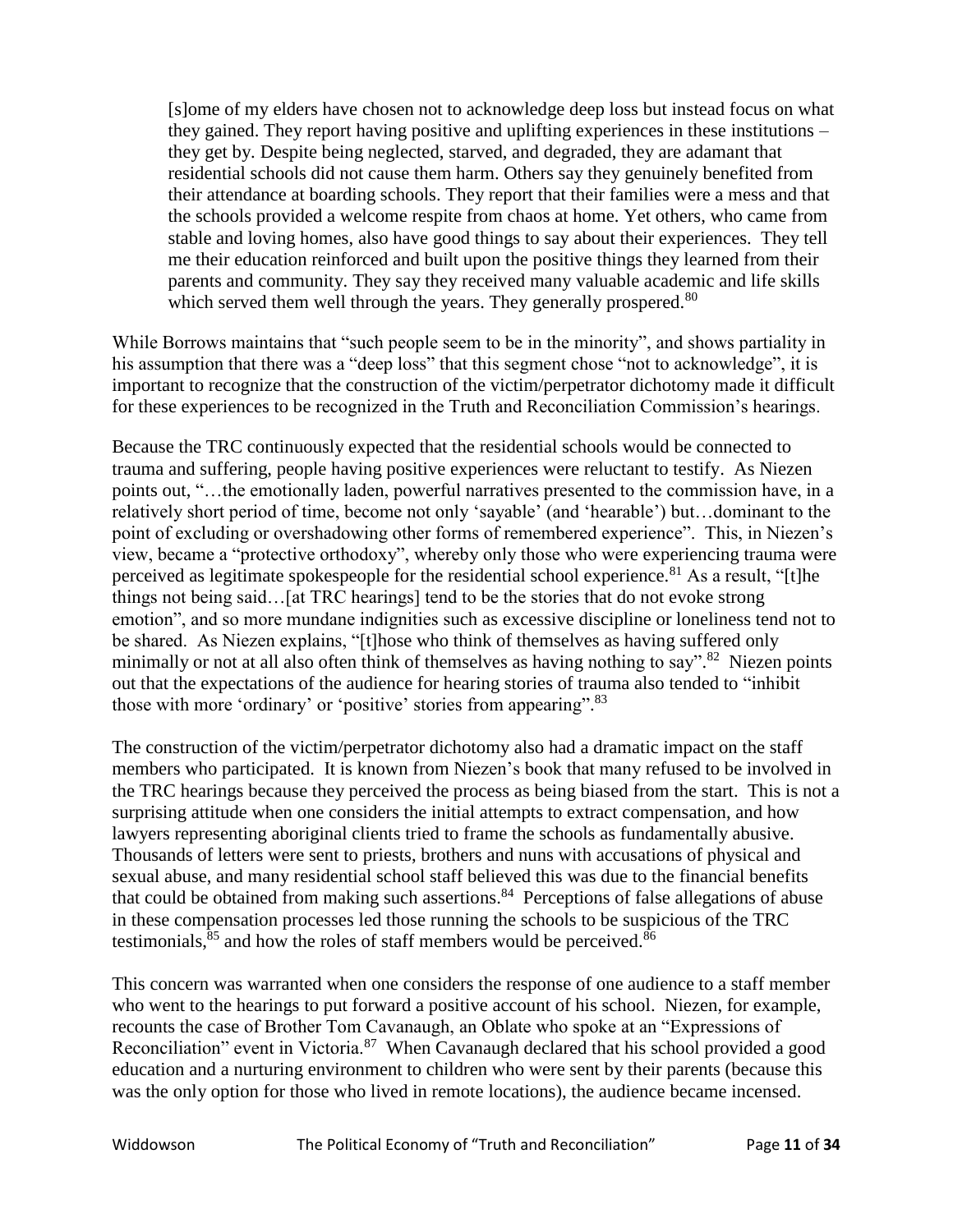> [s]ome of my elders have chosen not to acknowledge deep loss but instead focus on what they gained. They report having positive and uplifting experiences in these institutions – they get by. Despite being neglected, starved, and degraded, they are adamant that residential schools did not cause them harm. Others say they genuinely benefited from their attendance at boarding schools. They report that their families were a mess and that the schools provided a welcome respite from chaos at home. Yet others, who came from stable and loving homes, also have good things to say about their experiences. They tell me their education reinforced and built upon the positive things they learned from their parents and community. They say they received many valuable academic and life skills which served them well through the years. They generally prospered.[80]

While Borrows maintains that "such people seem to be in the minority", and shows partiality in his assumption that there was a "deep loss" that this segment chose "not to acknowledge", it is important to recognize that the construction of the victim/perpetrator dichotomy made it difficult for these experiences to be recognized in the Truth and Reconciliation Commission's hearings.

Because the TRC continuously expected that the residential schools would be connected to trauma and suffering, people having positive experiences were reluctant to testify. As Niezen points out, "…the emotionally laden, powerful narratives presented to the commission have, in a relatively short period of time, become not only 'sayable' (and 'hearable') but…dominant to the point of excluding or overshadowing other forms of remembered experience". This, in Niezen's view, became a "protective orthodoxy", whereby only those who were experiencing trauma were perceived as legitimate spokespeople for the residential school experience.[81] As a result, "[t]he things not being said…[at TRC hearings] tend to be the stories that do not evoke strong emotion", and so more mundane indignities such as excessive discipline or loneliness tend not to be shared. As Niezen explains, "[t]hose who think of themselves as having suffered only minimally or not at all also often think of themselves as having nothing to say".[82] Niezen points out that the expectations of the audience for hearing stories of trauma also tended to "inhibit those with more 'ordinary' or 'positive' stories from appearing".[83]

The construction of the victim/perpetrator dichotomy also had a dramatic impact on the staff members who participated. It is known from Niezen's book that many refused to be involved in the TRC hearings because they perceived the process as being biased from the start. This is not a surprising attitude when one considers the initial attempts to extract compensation, and how lawyers representing aboriginal clients tried to frame the schools as fundamentally abusive. Thousands of letters were sent to priests, brothers and nuns with accusations of physical and sexual abuse, and many residential school staff believed this was due to the financial benefits that could be obtained from making such assertions.[84] Perceptions of false allegations of abuse in these compensation processes led those running the schools to be suspicious of the TRC testimonials,[85] and how the roles of staff members would be perceived.[86]

This concern was warranted when one considers the response of one audience to a staff member who went to the hearings to put forward a positive account of his school. Niezen, for example, recounts the case of Brother Tom Cavanaugh, an Oblate who spoke at an "Expressions of Reconciliation" event in Victoria.[87] When Cavanaugh declared that his school provided a good education and a nurturing environment to children who were sent by their parents (because this was the only option for those who lived in remote locations), the audience became incensed.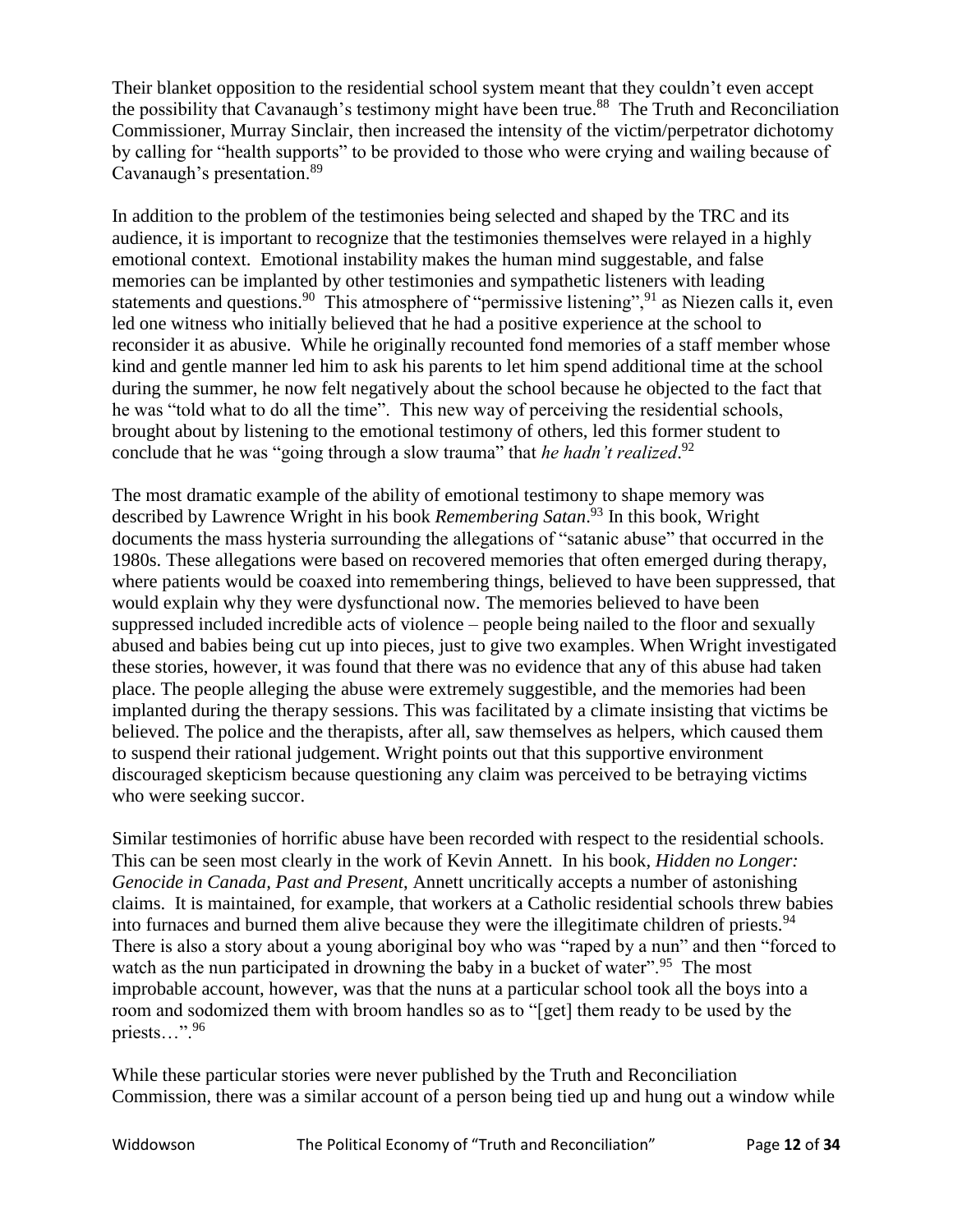Their blanket opposition to the residential school system meant that they couldn't even accept the possibility that Cavanaugh's testimony might have been true.[88] The Truth and Reconciliation Commissioner, Murray Sinclair, then increased the intensity of the victim/perpetrator dichotomy by calling for "health supports" to be provided to those who were crying and wailing because of Cavanaugh's presentation.[89]

In addition to the problem of the testimonies being selected and shaped by the TRC and its audience, it is important to recognize that the testimonies themselves were relayed in a highly emotional context. Emotional instability makes the human mind suggestable, and false memories can be implanted by other testimonies and sympathetic listeners with leading statements and questions.[90] This atmosphere of "permissive listening",[91] as Niezen calls it, even led one witness who initially believed that he had a positive experience at the school to reconsider it as abusive. While he originally recounted fond memories of a staff member whose kind and gentle manner led him to ask his parents to let him spend additional time at the school during the summer, he now felt negatively about the school because he objected to the fact that he was "told what to do all the time". This new way of perceiving the residential schools, brought about by listening to the emotional testimony of others, led this former student to conclude that he was "going through a slow trauma" that *he hadn't realized*.[92]

The most dramatic example of the ability of emotional testimony to shape memory was described by Lawrence Wright in his book *Remembering Satan*.[93] In this book, Wright documents the mass hysteria surrounding the allegations of "satanic abuse" that occurred in the 1980s. These allegations were based on recovered memories that often emerged during therapy, where patients would be coaxed into remembering things, believed to have been suppressed, that would explain why they were dysfunctional now. The memories believed to have been suppressed included incredible acts of violence – people being nailed to the floor and sexually abused and babies being cut up into pieces, just to give two examples. When Wright investigated these stories, however, it was found that there was no evidence that any of this abuse had taken place. The people alleging the abuse were extremely suggestible, and the memories had been implanted during the therapy sessions. This was facilitated by a climate insisting that victims be believed. The police and the therapists, after all, saw themselves as helpers, which caused them to suspend their rational judgement. Wright points out that this supportive environment discouraged skepticism because questioning any claim was perceived to be betraying victims who were seeking succor.

Similar testimonies of horrific abuse have been recorded with respect to the residential schools. This can be seen most clearly in the work of Kevin Annett. In his book, *Hidden no Longer: Genocide in Canada, Past and Present*, Annett uncritically accepts a number of astonishing claims. It is maintained, for example, that workers at a Catholic residential schools threw babies into furnaces and burned them alive because they were the illegitimate children of priests.[94] There is also a story about a young aboriginal boy who was "raped by a nun" and then "forced to watch as the nun participated in drowning the baby in a bucket of water".[95] The most improbable account, however, was that the nuns at a particular school took all the boys into a room and sodomized them with broom handles so as to "[get] them ready to be used by the priests…".[96]

While these particular stories were never published by the Truth and Reconciliation Commission, there was a similar account of a person being tied up and hung out a window while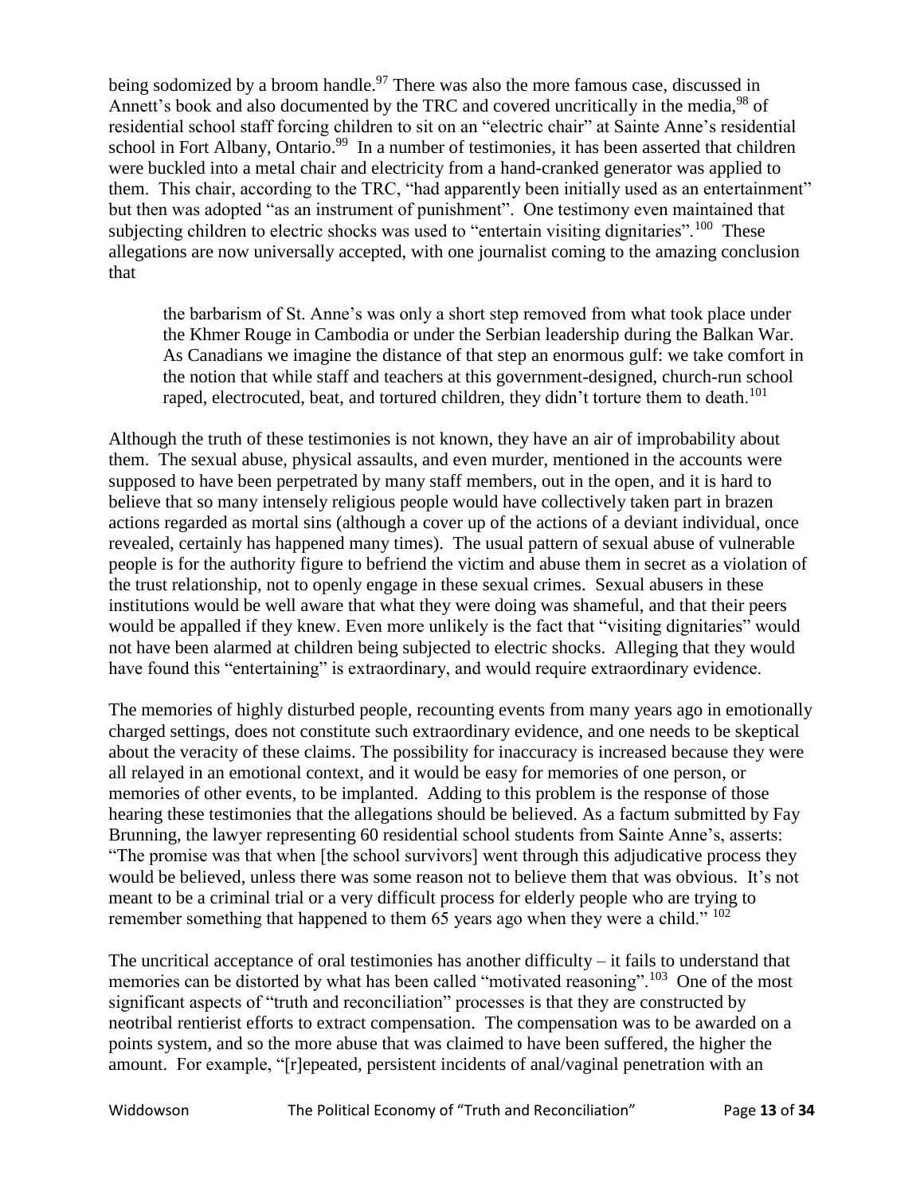being sodomized by a broom handle.[97] There was also the more famous case, discussed in Annett's book and also documented by the TRC and covered uncritically in the media,[98] of residential school staff forcing children to sit on an "electric chair" at Sainte Anne's residential school in Fort Albany, Ontario.[99] In a number of testimonies, it has been asserted that children were buckled into a metal chair and electricity from a hand-cranked generator was applied to them. This chair, according to the TRC, "had apparently been initially used as an entertainment" but then was adopted "as an instrument of punishment". One testimony even maintained that subjecting children to electric shocks was used to "entertain visiting dignitaries".[100] These allegations are now universally accepted, with one journalist coming to the amazing conclusion that

> the barbarism of St. Anne's was only a short step removed from what took place under the Khmer Rouge in Cambodia or under the Serbian leadership during the Balkan War. As Canadians we imagine the distance of that step an enormous gulf: we take comfort in the notion that while staff and teachers at this government-designed, church-run school raped, electrocuted, beat, and tortured children, they didn't torture them to death.[101]

Although the truth of these testimonies is not known, they have an air of improbability about them. The sexual abuse, physical assaults, and even murder, mentioned in the accounts were supposed to have been perpetrated by many staff members, out in the open, and it is hard to believe that so many intensely religious people would have collectively taken part in brazen actions regarded as mortal sins (although a cover up of the actions of a deviant individual, once revealed, certainly has happened many times). The usual pattern of sexual abuse of vulnerable people is for the authority figure to befriend the victim and abuse them in secret as a violation of the trust relationship, not to openly engage in these sexual crimes. Sexual abusers in these institutions would be well aware that what they were doing was shameful, and that their peers would be appalled if they knew. Even more unlikely is the fact that "visiting dignitaries" would not have been alarmed at children being subjected to electric shocks. Alleging that they would have found this "entertaining" is extraordinary, and would require extraordinary evidence.

The memories of highly disturbed people, recounting events from many years ago in emotionally charged settings, does not constitute such extraordinary evidence, and one needs to be skeptical about the veracity of these claims. The possibility for inaccuracy is increased because they were all relayed in an emotional context, and it would be easy for memories of one person, or memories of other events, to be implanted. Adding to this problem is the response of those hearing these testimonies that the allegations should be believed. As a factum submitted by Fay Brunning, the lawyer representing 60 residential school students from Sainte Anne's, asserts: "The promise was that when [the school survivors] went through this adjudicative process they would be believed, unless there was some reason not to believe them that was obvious. It's not meant to be a criminal trial or a very difficult process for elderly people who are trying to remember something that happened to them 65 years ago when they were a child." [102]

The uncritical acceptance of oral testimonies has another difficulty – it fails to understand that memories can be distorted by what has been called "motivated reasoning".[103] One of the most significant aspects of "truth and reconciliation" processes is that they are constructed by neotribal rentierist efforts to extract compensation. The compensation was to be awarded on a points system, and so the more abuse that was claimed to have been suffered, the higher the amount. For example, "[r]epeated, persistent incidents of anal/vaginal penetration with an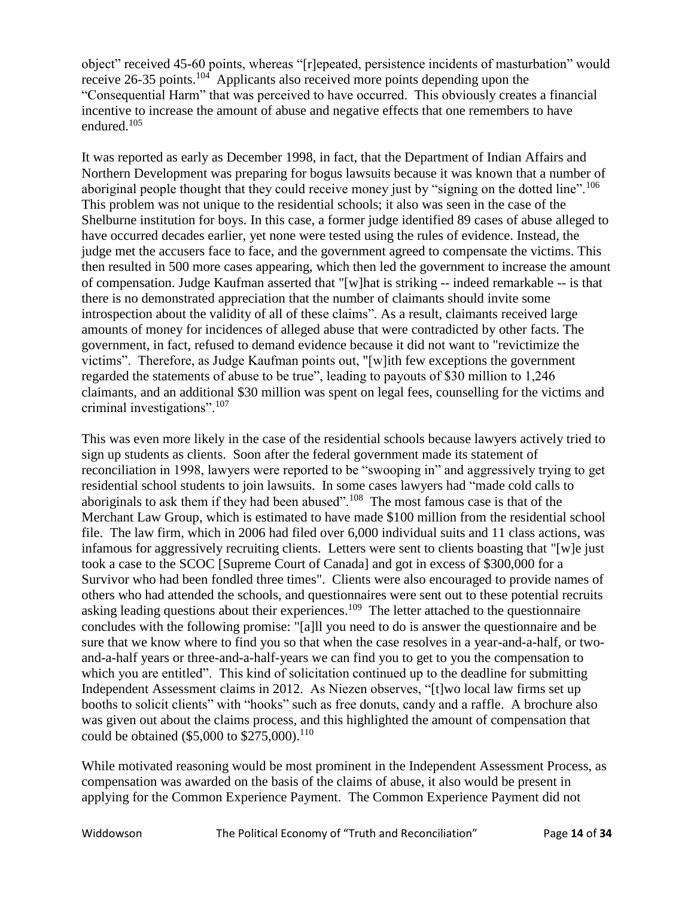object" received 45-60 points, whereas "[r]epeated, persistence incidents of masturbation" would receive 26-35 points.[104] Applicants also received more points depending upon the "Consequential Harm" that was perceived to have occurred. This obviously creates a financial incentive to increase the amount of abuse and negative effects that one remembers to have endured.[105]

It was reported as early as December 1998, in fact, that the Department of Indian Affairs and Northern Development was preparing for bogus lawsuits because it was known that a number of aboriginal people thought that they could receive money just by "signing on the dotted line".[106] This problem was not unique to the residential schools; it also was seen in the case of the Shelburne institution for boys. In this case, a former judge identified 89 cases of abuse alleged to have occurred decades earlier, yet none were tested using the rules of evidence. Instead, the judge met the accusers face to face, and the government agreed to compensate the victims. This then resulted in 500 more cases appearing, which then led the government to increase the amount of compensation. Judge Kaufman asserted that "[w]hat is striking -- indeed remarkable -- is that there is no demonstrated appreciation that the number of claimants should invite some introspection about the validity of all of these claims". As a result, claimants received large amounts of money for incidences of alleged abuse that were contradicted by other facts. The government, in fact, refused to demand evidence because it did not want to "revictimize the victims". Therefore, as Judge Kaufman points out, "[w]ith few exceptions the government regarded the statements of abuse to be true", leading to payouts of $30 million to 1,246 claimants, and an additional $30 million was spent on legal fees, counselling for the victims and criminal investigations".[107]

This was even more likely in the case of the residential schools because lawyers actively tried to sign up students as clients. Soon after the federal government made its statement of reconciliation in 1998, lawyers were reported to be "swooping in" and aggressively trying to get residential school students to join lawsuits. In some cases lawyers had "made cold calls to aboriginals to ask them if they had been abused".[108] The most famous case is that of the Merchant Law Group, which is estimated to have made $100 million from the residential school file. The law firm, which in 2006 had filed over 6,000 individual suits and 11 class actions, was infamous for aggressively recruiting clients. Letters were sent to clients boasting that "[w]e just took a case to the SCOC [Supreme Court of Canada] and got in excess of $300,000 for a Survivor who had been fondled three times". Clients were also encouraged to provide names of others who had attended the schools, and questionnaires were sent out to these potential recruits asking leading questions about their experiences.[109] The letter attached to the questionnaire concludes with the following promise: "[a]ll you need to do is answer the questionnaire and be sure that we know where to find you so that when the case resolves in a year-and-a-half, or two-and-a-half years or three-and-a-half-years we can find you to get to you the compensation to which you are entitled". This kind of solicitation continued up to the deadline for submitting Independent Assessment claims in 2012. As Niezen observes, "[t]wo local law firms set up booths to solicit clients" with "hooks" such as free donuts, candy and a raffle. A brochure also was given out about the claims process, and this highlighted the amount of compensation that could be obtained ($5,000 to $275,000).[110]

While motivated reasoning would be most prominent in the Independent Assessment Process, as compensation was awarded on the basis of the claims of abuse, it also would be present in applying for the Common Experience Payment. The Common Experience Payment did not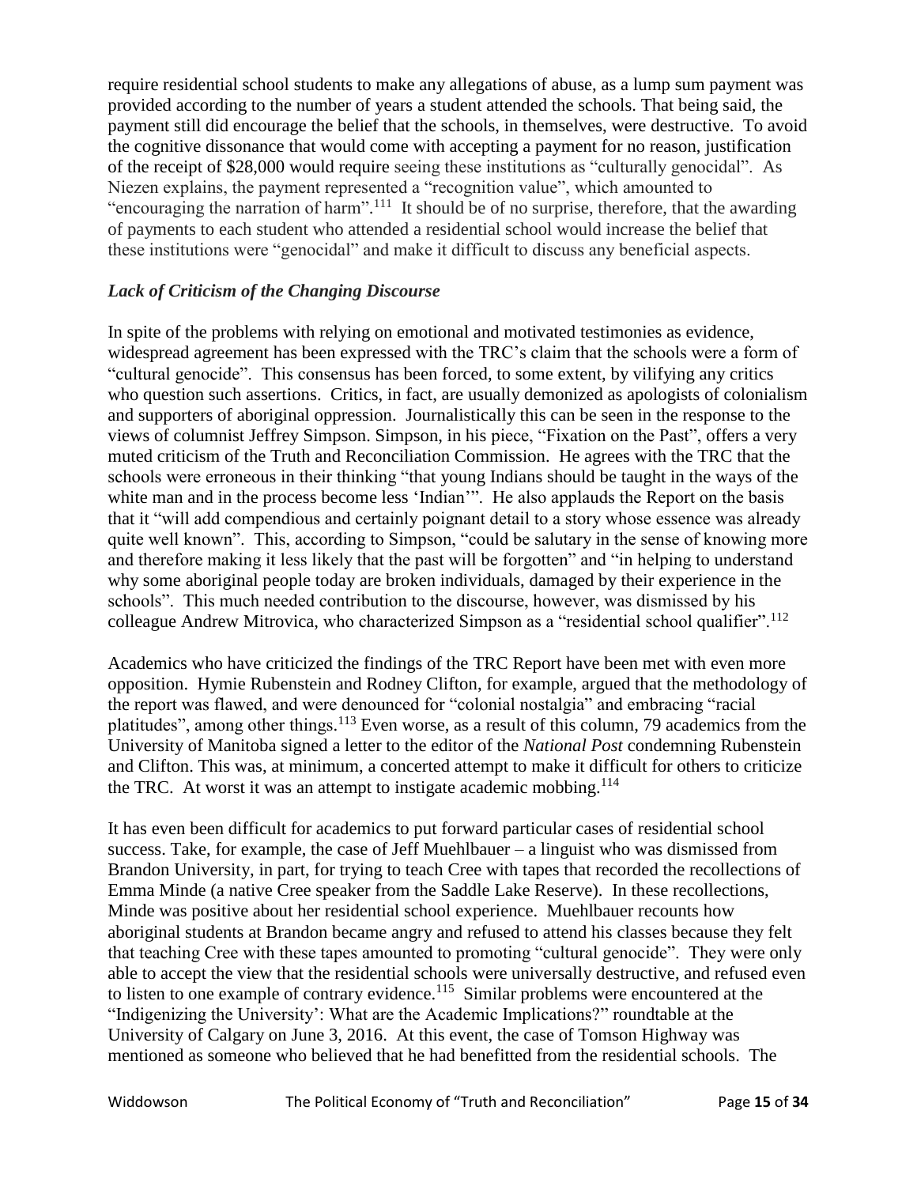require residential school students to make any allegations of abuse, as a lump sum payment was provided according to the number of years a student attended the schools. That being said, the payment still did encourage the belief that the schools, in themselves, were destructive. To avoid the cognitive dissonance that would come with accepting a payment for no reason, justification of the receipt of $28,000 would require seeing these institutions as "culturally genocidal". As Niezen explains, the payment represented a "recognition value", which amounted to "encouraging the narration of harm".[111] It should be of no surprise, therefore, that the awarding of payments to each student who attended a residential school would increase the belief that these institutions were "genocidal" and make it difficult to discuss any beneficial aspects.

### *Lack of Criticism of the Changing Discourse*

In spite of the problems with relying on emotional and motivated testimonies as evidence, widespread agreement has been expressed with the TRC's claim that the schools were a form of "cultural genocide". This consensus has been forced, to some extent, by vilifying any critics who question such assertions. Critics, in fact, are usually demonized as apologists of colonialism and supporters of aboriginal oppression. Journalistically this can be seen in the response to the views of columnist Jeffrey Simpson. Simpson, in his piece, "Fixation on the Past", offers a very muted criticism of the Truth and Reconciliation Commission. He agrees with the TRC that the schools were erroneous in their thinking "that young Indians should be taught in the ways of the white man and in the process become less 'Indian'". He also applauds the Report on the basis that it "will add compendious and certainly poignant detail to a story whose essence was already quite well known". This, according to Simpson, "could be salutary in the sense of knowing more and therefore making it less likely that the past will be forgotten" and "in helping to understand why some aboriginal people today are broken individuals, damaged by their experience in the schools". This much needed contribution to the discourse, however, was dismissed by his colleague Andrew Mitrovica, who characterized Simpson as a "residential school qualifier".[112]

Academics who have criticized the findings of the TRC Report have been met with even more opposition. Hymie Rubenstein and Rodney Clifton, for example, argued that the methodology of the report was flawed, and were denounced for "colonial nostalgia" and embracing "racial platitudes", among other things.[113] Even worse, as a result of this column, 79 academics from the University of Manitoba signed a letter to the editor of the *National Post* condemning Rubenstein and Clifton. This was, at minimum, a concerted attempt to make it difficult for others to criticize the TRC. At worst it was an attempt to instigate academic mobbing.[114]

It has even been difficult for academics to put forward particular cases of residential school success. Take, for example, the case of Jeff Muehlbauer – a linguist who was dismissed from Brandon University, in part, for trying to teach Cree with tapes that recorded the recollections of Emma Minde (a native Cree speaker from the Saddle Lake Reserve). In these recollections, Minde was positive about her residential school experience. Muehlbauer recounts how aboriginal students at Brandon became angry and refused to attend his classes because they felt that teaching Cree with these tapes amounted to promoting "cultural genocide". They were only able to accept the view that the residential schools were universally destructive, and refused even to listen to one example of contrary evidence.[115] Similar problems were encountered at the "Indigenizing the University': What are the Academic Implications?" roundtable at the University of Calgary on June 3, 2016. At this event, the case of Tomson Highway was mentioned as someone who believed that he had benefitted from the residential schools. The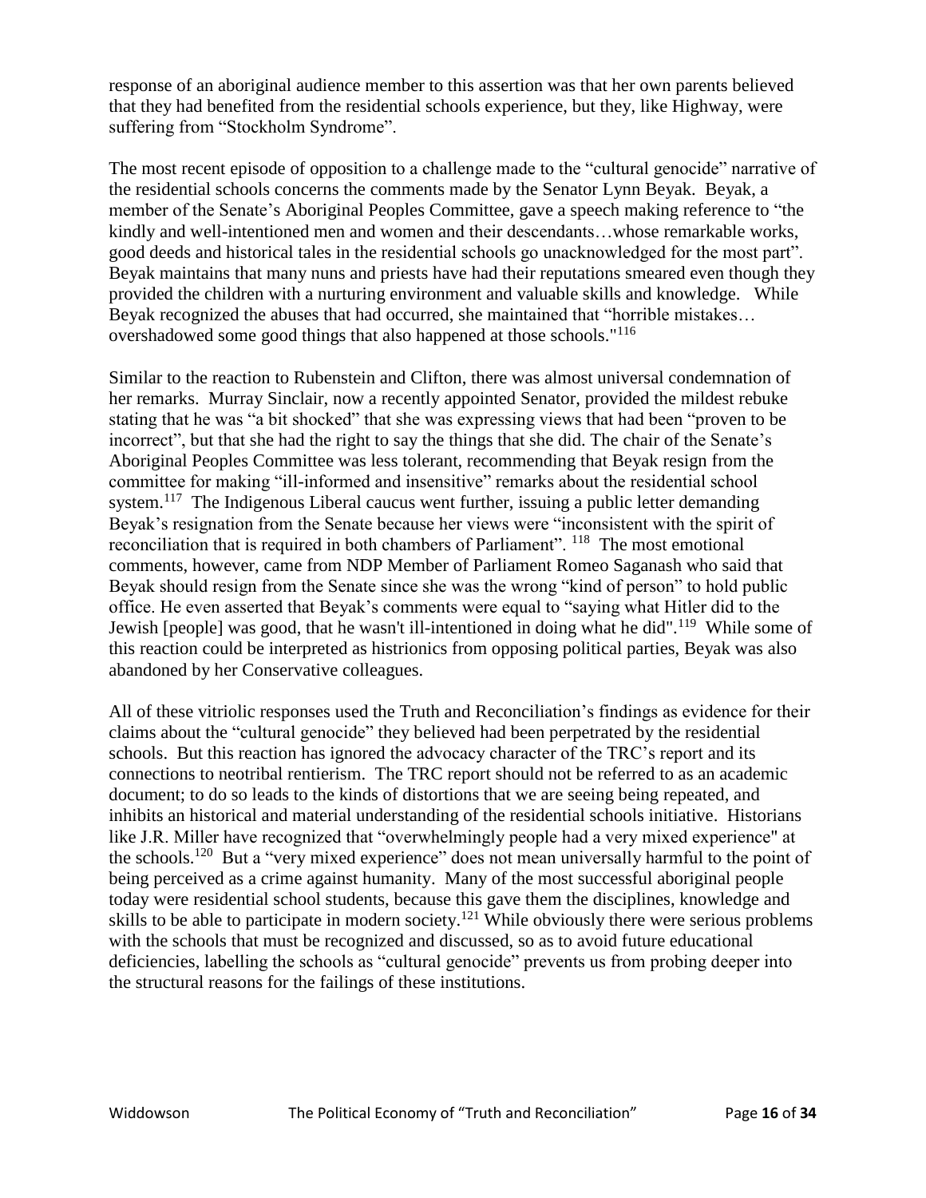response of an aboriginal audience member to this assertion was that her own parents believed that they had benefited from the residential schools experience, but they, like Highway, were suffering from "Stockholm Syndrome".

The most recent episode of opposition to a challenge made to the "cultural genocide" narrative of the residential schools concerns the comments made by the Senator Lynn Beyak. Beyak, a member of the Senate's Aboriginal Peoples Committee, gave a speech making reference to "the kindly and well-intentioned men and women and their descendants…whose remarkable works, good deeds and historical tales in the residential schools go unacknowledged for the most part". Beyak maintains that many nuns and priests have had their reputations smeared even though they provided the children with a nurturing environment and valuable skills and knowledge. While Beyak recognized the abuses that had occurred, she maintained that "horrible mistakes… overshadowed some good things that also happened at those schools."[116]

Similar to the reaction to Rubenstein and Clifton, there was almost universal condemnation of her remarks. Murray Sinclair, now a recently appointed Senator, provided the mildest rebuke stating that he was "a bit shocked" that she was expressing views that had been "proven to be incorrect", but that she had the right to say the things that she did. The chair of the Senate's Aboriginal Peoples Committee was less tolerant, recommending that Beyak resign from the committee for making "ill-informed and insensitive" remarks about the residential school system.[117] The Indigenous Liberal caucus went further, issuing a public letter demanding Beyak's resignation from the Senate because her views were "inconsistent with the spirit of reconciliation that is required in both chambers of Parliament".[118] The most emotional comments, however, came from NDP Member of Parliament Romeo Saganash who said that Beyak should resign from the Senate since she was the wrong "kind of person" to hold public office. He even asserted that Beyak's comments were equal to "saying what Hitler did to the Jewish [people] was good, that he wasn't ill-intentioned in doing what he did".[119] While some of this reaction could be interpreted as histrionics from opposing political parties, Beyak was also abandoned by her Conservative colleagues.

All of these vitriolic responses used the Truth and Reconciliation's findings as evidence for their claims about the "cultural genocide" they believed had been perpetrated by the residential schools. But this reaction has ignored the advocacy character of the TRC's report and its connections to neotribal rentierism. The TRC report should not be referred to as an academic document; to do so leads to the kinds of distortions that we are seeing being repeated, and inhibits an historical and material understanding of the residential schools initiative. Historians like J.R. Miller have recognized that "overwhelmingly people had a very mixed experience" at the schools.[120] But a "very mixed experience" does not mean universally harmful to the point of being perceived as a crime against humanity. Many of the most successful aboriginal people today were residential school students, because this gave them the disciplines, knowledge and skills to be able to participate in modern society.[121] While obviously there were serious problems with the schools that must be recognized and discussed, so as to avoid future educational deficiencies, labelling the schools as "cultural genocide" prevents us from probing deeper into the structural reasons for the failings of these institutions.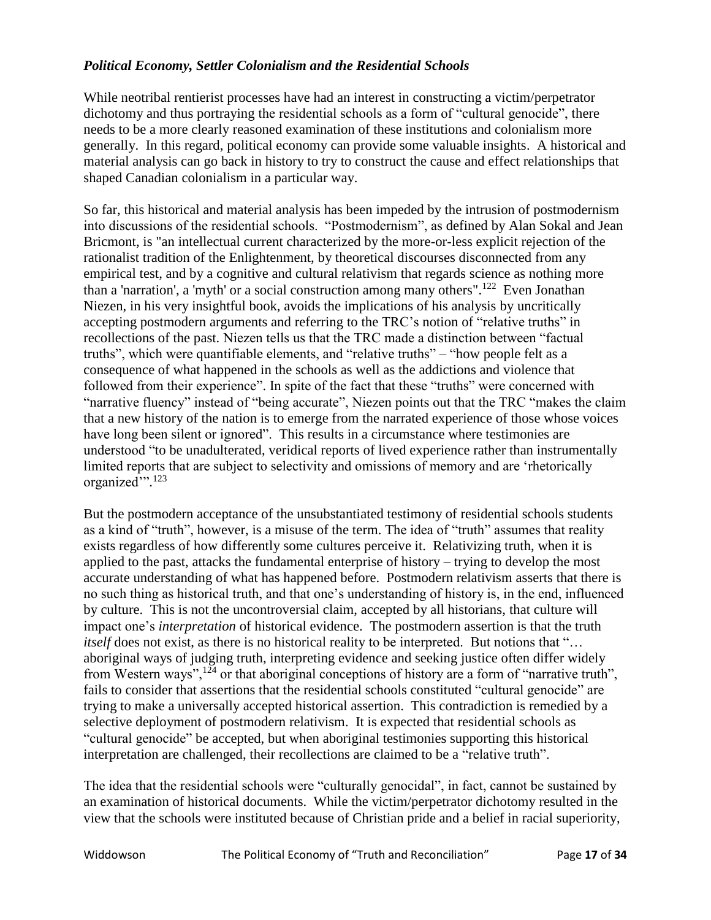### *Political Economy, Settler Colonialism and the Residential Schools*

While neotribal rentierist processes have had an interest in constructing a victim/perpetrator dichotomy and thus portraying the residential schools as a form of "cultural genocide", there needs to be a more clearly reasoned examination of these institutions and colonialism more generally. In this regard, political economy can provide some valuable insights. A historical and material analysis can go back in history to try to construct the cause and effect relationships that shaped Canadian colonialism in a particular way.

So far, this historical and material analysis has been impeded by the intrusion of postmodernism into discussions of the residential schools. "Postmodernism", as defined by Alan Sokal and Jean Bricmont, is "an intellectual current characterized by the more-or-less explicit rejection of the rationalist tradition of the Enlightenment, by theoretical discourses disconnected from any empirical test, and by a cognitive and cultural relativism that regards science as nothing more than a 'narration', a 'myth' or a social construction among many others".[122] Even Jonathan Niezen, in his very insightful book, avoids the implications of his analysis by uncritically accepting postmodern arguments and referring to the TRC's notion of "relative truths" in recollections of the past. Niezen tells us that the TRC made a distinction between "factual truths", which were quantifiable elements, and "relative truths" – "how people felt as a consequence of what happened in the schools as well as the addictions and violence that followed from their experience". In spite of the fact that these "truths" were concerned with "narrative fluency" instead of "being accurate", Niezen points out that the TRC "makes the claim that a new history of the nation is to emerge from the narrated experience of those whose voices have long been silent or ignored". This results in a circumstance where testimonies are understood "to be unadulterated, veridical reports of lived experience rather than instrumentally limited reports that are subject to selectivity and omissions of memory and are 'rhetorically organized'".[123]

But the postmodern acceptance of the unsubstantiated testimony of residential schools students as a kind of "truth", however, is a misuse of the term. The idea of "truth" assumes that reality exists regardless of how differently some cultures perceive it. Relativizing truth, when it is applied to the past, attacks the fundamental enterprise of history – trying to develop the most accurate understanding of what has happened before. Postmodern relativism asserts that there is no such thing as historical truth, and that one's understanding of history is, in the end, influenced by culture. This is not the uncontroversial claim, accepted by all historians, that culture will impact one's *interpretation* of historical evidence. The postmodern assertion is that the truth *itself* does not exist, as there is no historical reality to be interpreted. But notions that "… aboriginal ways of judging truth, interpreting evidence and seeking justice often differ widely from Western ways",[124] or that aboriginal conceptions of history are a form of "narrative truth", fails to consider that assertions that the residential schools constituted "cultural genocide" are trying to make a universally accepted historical assertion. This contradiction is remedied by a selective deployment of postmodern relativism. It is expected that residential schools as "cultural genocide" be accepted, but when aboriginal testimonies supporting this historical interpretation are challenged, their recollections are claimed to be a "relative truth".

The idea that the residential schools were "culturally genocidal", in fact, cannot be sustained by an examination of historical documents. While the victim/perpetrator dichotomy resulted in the view that the schools were instituted because of Christian pride and a belief in racial superiority,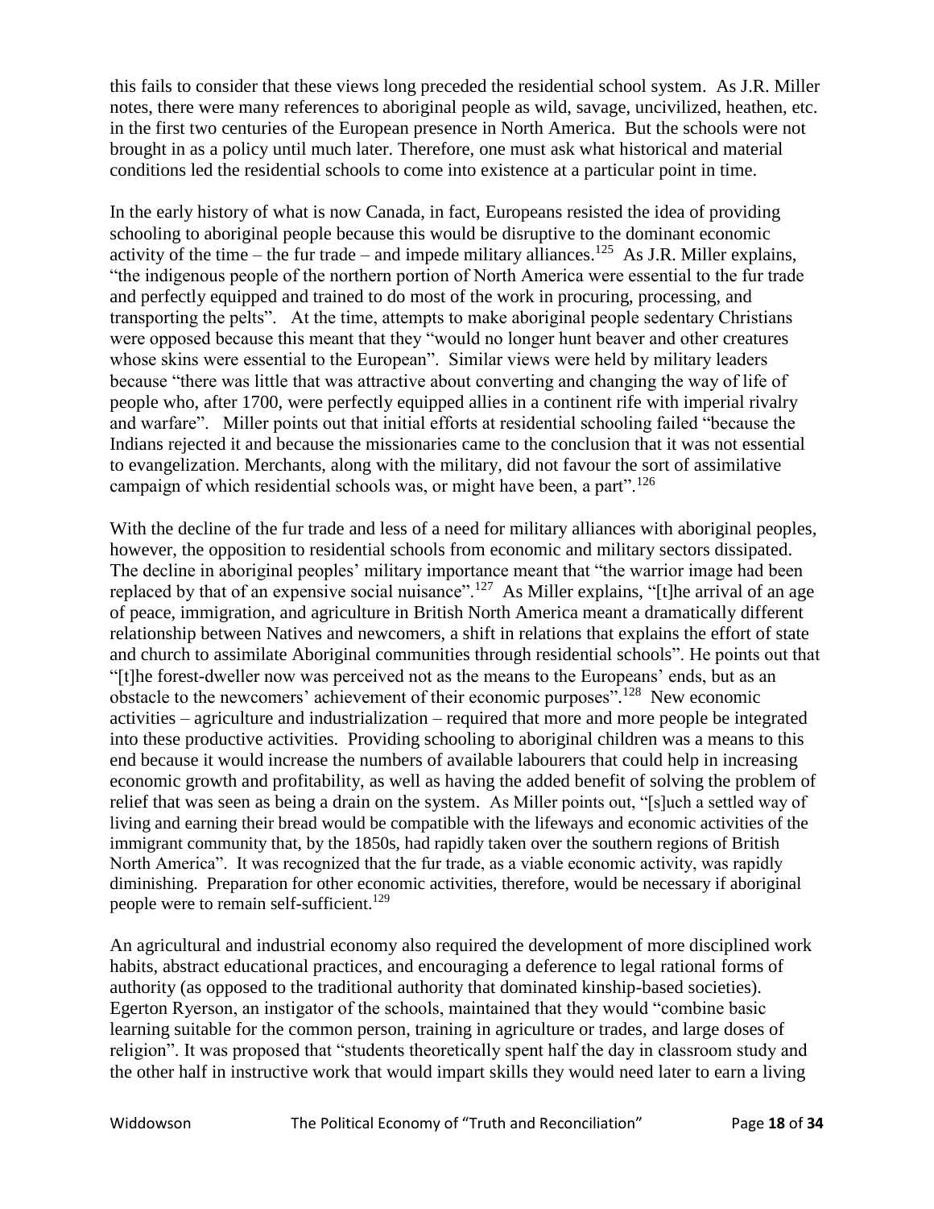this fails to consider that these views long preceded the residential school system. As J.R. Miller notes, there were many references to aboriginal people as wild, savage, uncivilized, heathen, etc. in the first two centuries of the European presence in North America. But the schools were not brought in as a policy until much later. Therefore, one must ask what historical and material conditions led the residential schools to come into existence at a particular point in time.

In the early history of what is now Canada, in fact, Europeans resisted the idea of providing schooling to aboriginal people because this would be disruptive to the dominant economic activity of the time – the fur trade – and impede military alliances.[125] As J.R. Miller explains, "the indigenous people of the northern portion of North America were essential to the fur trade and perfectly equipped and trained to do most of the work in procuring, processing, and transporting the pelts". At the time, attempts to make aboriginal people sedentary Christians were opposed because this meant that they "would no longer hunt beaver and other creatures whose skins were essential to the European". Similar views were held by military leaders because "there was little that was attractive about converting and changing the way of life of people who, after 1700, were perfectly equipped allies in a continent rife with imperial rivalry and warfare". Miller points out that initial efforts at residential schooling failed "because the Indians rejected it and because the missionaries came to the conclusion that it was not essential to evangelization. Merchants, along with the military, did not favour the sort of assimilative campaign of which residential schools was, or might have been, a part".[126]

With the decline of the fur trade and less of a need for military alliances with aboriginal peoples, however, the opposition to residential schools from economic and military sectors dissipated. The decline in aboriginal peoples' military importance meant that "the warrior image had been replaced by that of an expensive social nuisance".[127] As Miller explains, "[t]he arrival of an age of peace, immigration, and agriculture in British North America meant a dramatically different relationship between Natives and newcomers, a shift in relations that explains the effort of state and church to assimilate Aboriginal communities through residential schools". He points out that "[t]he forest-dweller now was perceived not as the means to the Europeans' ends, but as an obstacle to the newcomers' achievement of their economic purposes".[128] New economic activities – agriculture and industrialization – required that more and more people be integrated into these productive activities. Providing schooling to aboriginal children was a means to this end because it would increase the numbers of available labourers that could help in increasing economic growth and profitability, as well as having the added benefit of solving the problem of relief that was seen as being a drain on the system. As Miller points out, "[s]uch a settled way of living and earning their bread would be compatible with the lifeways and economic activities of the immigrant community that, by the 1850s, had rapidly taken over the southern regions of British North America". It was recognized that the fur trade, as a viable economic activity, was rapidly diminishing. Preparation for other economic activities, therefore, would be necessary if aboriginal people were to remain self-sufficient.[129]

An agricultural and industrial economy also required the development of more disciplined work habits, abstract educational practices, and encouraging a deference to legal rational forms of authority (as opposed to the traditional authority that dominated kinship-based societies). Egerton Ryerson, an instigator of the schools, maintained that they would "combine basic learning suitable for the common person, training in agriculture or trades, and large doses of religion". It was proposed that "students theoretically spent half the day in classroom study and the other half in instructive work that would impart skills they would need later to earn a living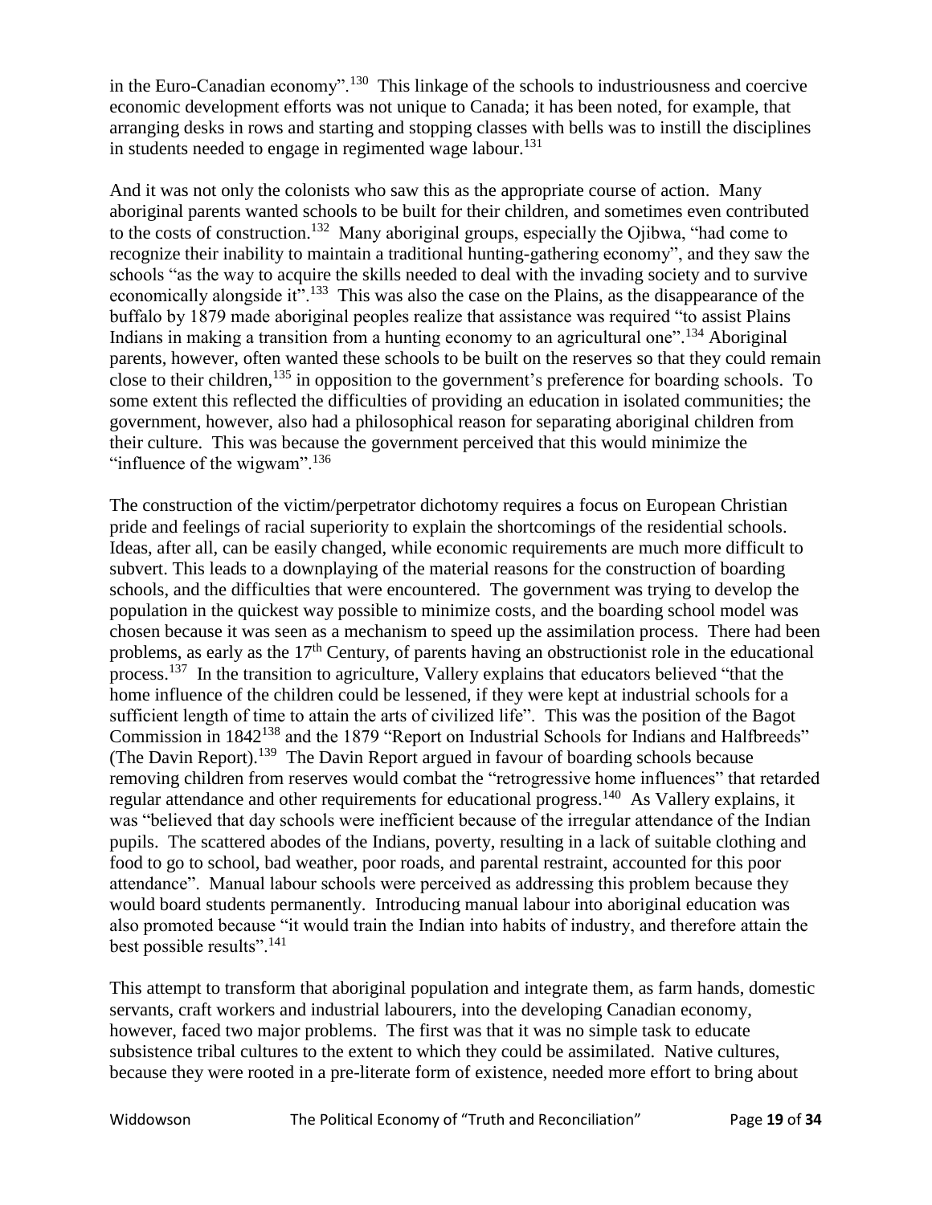in the Euro-Canadian economy".[130] This linkage of the schools to industriousness and coercive economic development efforts was not unique to Canada; it has been noted, for example, that arranging desks in rows and starting and stopping classes with bells was to instill the disciplines in students needed to engage in regimented wage labour.[131]

And it was not only the colonists who saw this as the appropriate course of action. Many aboriginal parents wanted schools to be built for their children, and sometimes even contributed to the costs of construction.[132] Many aboriginal groups, especially the Ojibwa, "had come to recognize their inability to maintain a traditional hunting-gathering economy", and they saw the schools "as the way to acquire the skills needed to deal with the invading society and to survive economically alongside it".[133] This was also the case on the Plains, as the disappearance of the buffalo by 1879 made aboriginal peoples realize that assistance was required "to assist Plains Indians in making a transition from a hunting economy to an agricultural one".[134] Aboriginal parents, however, often wanted these schools to be built on the reserves so that they could remain close to their children,[135] in opposition to the government's preference for boarding schools. To some extent this reflected the difficulties of providing an education in isolated communities; the government, however, also had a philosophical reason for separating aboriginal children from their culture. This was because the government perceived that this would minimize the "influence of the wigwam".[136]

The construction of the victim/perpetrator dichotomy requires a focus on European Christian pride and feelings of racial superiority to explain the shortcomings of the residential schools. Ideas, after all, can be easily changed, while economic requirements are much more difficult to subvert. This leads to a downplaying of the material reasons for the construction of boarding schools, and the difficulties that were encountered. The government was trying to develop the population in the quickest way possible to minimize costs, and the boarding school model was chosen because it was seen as a mechanism to speed up the assimilation process. There had been problems, as early as the 17th Century, of parents having an obstructionist role in the educational process.[137] In the transition to agriculture, Vallery explains that educators believed "that the home influence of the children could be lessened, if they were kept at industrial schools for a sufficient length of time to attain the arts of civilized life". This was the position of the Bagot Commission in 1842[138] and the 1879 "Report on Industrial Schools for Indians and Halfbreeds" (The Davin Report).[139] The Davin Report argued in favour of boarding schools because removing children from reserves would combat the "retrogressive home influences" that retarded regular attendance and other requirements for educational progress.[140] As Vallery explains, it was "believed that day schools were inefficient because of the irregular attendance of the Indian pupils. The scattered abodes of the Indians, poverty, resulting in a lack of suitable clothing and food to go to school, bad weather, poor roads, and parental restraint, accounted for this poor attendance". Manual labour schools were perceived as addressing this problem because they would board students permanently. Introducing manual labour into aboriginal education was also promoted because "it would train the Indian into habits of industry, and therefore attain the best possible results".[141]

This attempt to transform that aboriginal population and integrate them, as farm hands, domestic servants, craft workers and industrial labourers, into the developing Canadian economy, however, faced two major problems. The first was that it was no simple task to educate subsistence tribal cultures to the extent to which they could be assimilated. Native cultures, because they were rooted in a pre-literate form of existence, needed more effort to bring about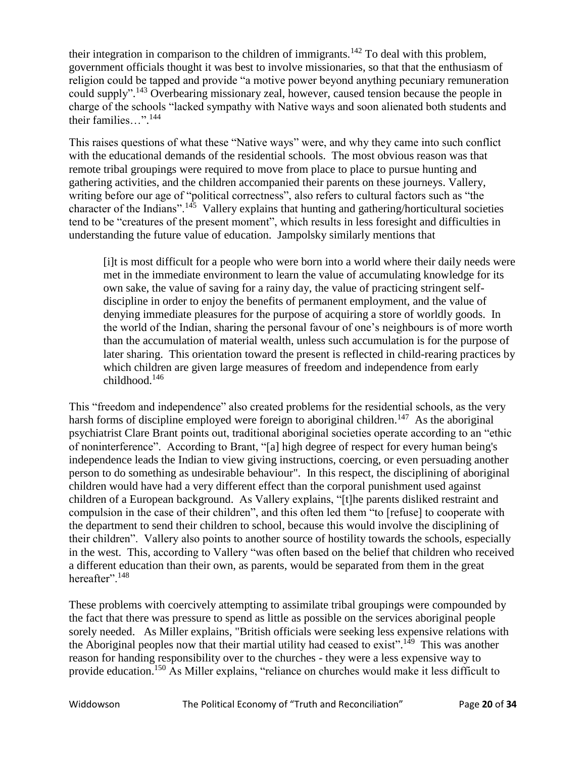their integration in comparison to the children of immigrants.[142] To deal with this problem, government officials thought it was best to involve missionaries, so that that the enthusiasm of religion could be tapped and provide "a motive power beyond anything pecuniary remuneration could supply".[143] Overbearing missionary zeal, however, caused tension because the people in charge of the schools "lacked sympathy with Native ways and soon alienated both students and their families…".[144]

This raises questions of what these "Native ways" were, and why they came into such conflict with the educational demands of the residential schools. The most obvious reason was that remote tribal groupings were required to move from place to place to pursue hunting and gathering activities, and the children accompanied their parents on these journeys. Vallery, writing before our age of "political correctness", also refers to cultural factors such as "the character of the Indians".[145] Vallery explains that hunting and gathering/horticultural societies tend to be "creatures of the present moment", which results in less foresight and difficulties in understanding the future value of education. Jampolsky similarly mentions that

> [i]t is most difficult for a people who were born into a world where their daily needs were met in the immediate environment to learn the value of accumulating knowledge for its own sake, the value of saving for a rainy day, the value of practicing stringent self-discipline in order to enjoy the benefits of permanent employment, and the value of denying immediate pleasures for the purpose of acquiring a store of worldly goods. In the world of the Indian, sharing the personal favour of one's neighbours is of more worth than the accumulation of material wealth, unless such accumulation is for the purpose of later sharing. This orientation toward the present is reflected in child-rearing practices by which children are given large measures of freedom and independence from early childhood.[146]

This "freedom and independence" also created problems for the residential schools, as the very harsh forms of discipline employed were foreign to aboriginal children.[147] As the aboriginal psychiatrist Clare Brant points out, traditional aboriginal societies operate according to an "ethic of noninterference". According to Brant, "[a] high degree of respect for every human being's independence leads the Indian to view giving instructions, coercing, or even persuading another person to do something as undesirable behaviour". In this respect, the disciplining of aboriginal children would have had a very different effect than the corporal punishment used against children of a European background. As Vallery explains, "[t]he parents disliked restraint and compulsion in the case of their children", and this often led them "to [refuse] to cooperate with the department to send their children to school, because this would involve the disciplining of their children". Vallery also points to another source of hostility towards the schools, especially in the west. This, according to Vallery "was often based on the belief that children who received a different education than their own, as parents, would be separated from them in the great hereafter".[148]

These problems with coercively attempting to assimilate tribal groupings were compounded by the fact that there was pressure to spend as little as possible on the services aboriginal people sorely needed. As Miller explains, "British officials were seeking less expensive relations with the Aboriginal peoples now that their martial utility had ceased to exist".[149] This was another reason for handing responsibility over to the churches - they were a less expensive way to provide education.[150] As Miller explains, "reliance on churches would make it less difficult to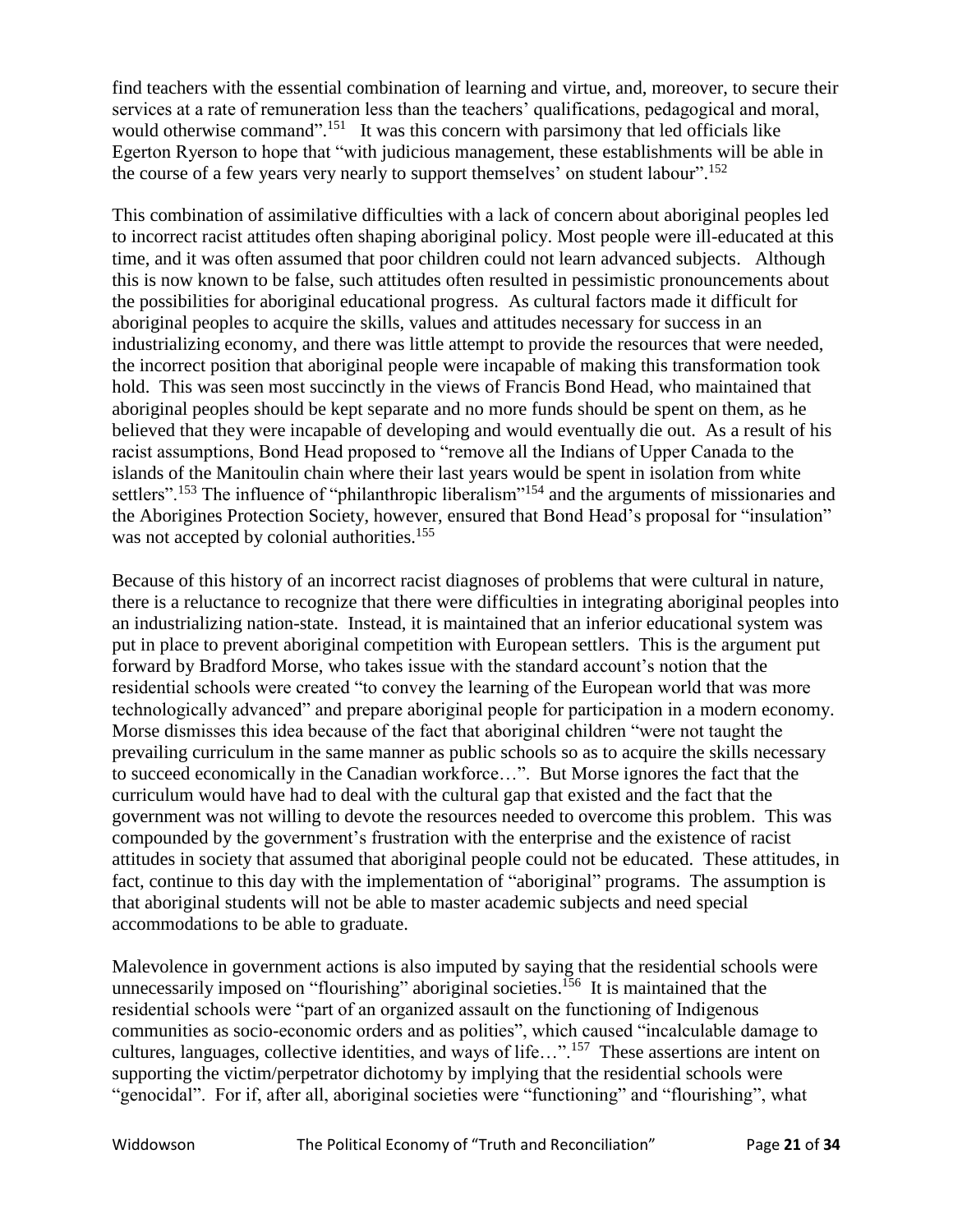find teachers with the essential combination of learning and virtue, and, moreover, to secure their services at a rate of remuneration less than the teachers' qualifications, pedagogical and moral, would otherwise command".[151] It was this concern with parsimony that led officials like Egerton Ryerson to hope that "with judicious management, these establishments will be able in the course of a few years very nearly to support themselves' on student labour".[152]

This combination of assimilative difficulties with a lack of concern about aboriginal peoples led to incorrect racist attitudes often shaping aboriginal policy. Most people were ill-educated at this time, and it was often assumed that poor children could not learn advanced subjects. Although this is now known to be false, such attitudes often resulted in pessimistic pronouncements about the possibilities for aboriginal educational progress. As cultural factors made it difficult for aboriginal peoples to acquire the skills, values and attitudes necessary for success in an industrializing economy, and there was little attempt to provide the resources that were needed, the incorrect position that aboriginal people were incapable of making this transformation took hold. This was seen most succinctly in the views of Francis Bond Head, who maintained that aboriginal peoples should be kept separate and no more funds should be spent on them, as he believed that they were incapable of developing and would eventually die out. As a result of his racist assumptions, Bond Head proposed to "remove all the Indians of Upper Canada to the islands of the Manitoulin chain where their last years would be spent in isolation from white settlers".[153] The influence of "philanthropic liberalism"[154] and the arguments of missionaries and the Aborigines Protection Society, however, ensured that Bond Head's proposal for "insulation" was not accepted by colonial authorities.[155]

Because of this history of an incorrect racist diagnoses of problems that were cultural in nature, there is a reluctance to recognize that there were difficulties in integrating aboriginal peoples into an industrializing nation-state. Instead, it is maintained that an inferior educational system was put in place to prevent aboriginal competition with European settlers. This is the argument put forward by Bradford Morse, who takes issue with the standard account's notion that the residential schools were created "to convey the learning of the European world that was more technologically advanced" and prepare aboriginal people for participation in a modern economy. Morse dismisses this idea because of the fact that aboriginal children "were not taught the prevailing curriculum in the same manner as public schools so as to acquire the skills necessary to succeed economically in the Canadian workforce…". But Morse ignores the fact that the curriculum would have had to deal with the cultural gap that existed and the fact that the government was not willing to devote the resources needed to overcome this problem. This was compounded by the government's frustration with the enterprise and the existence of racist attitudes in society that assumed that aboriginal people could not be educated. These attitudes, in fact, continue to this day with the implementation of "aboriginal" programs. The assumption is that aboriginal students will not be able to master academic subjects and need special accommodations to be able to graduate.

Malevolence in government actions is also imputed by saying that the residential schools were unnecessarily imposed on "flourishing" aboriginal societies.[156] It is maintained that the residential schools were "part of an organized assault on the functioning of Indigenous communities as socio-economic orders and as polities", which caused "incalculable damage to cultures, languages, collective identities, and ways of life…".[157] These assertions are intent on supporting the victim/perpetrator dichotomy by implying that the residential schools were "genocidal". For if, after all, aboriginal societies were "functioning" and "flourishing", what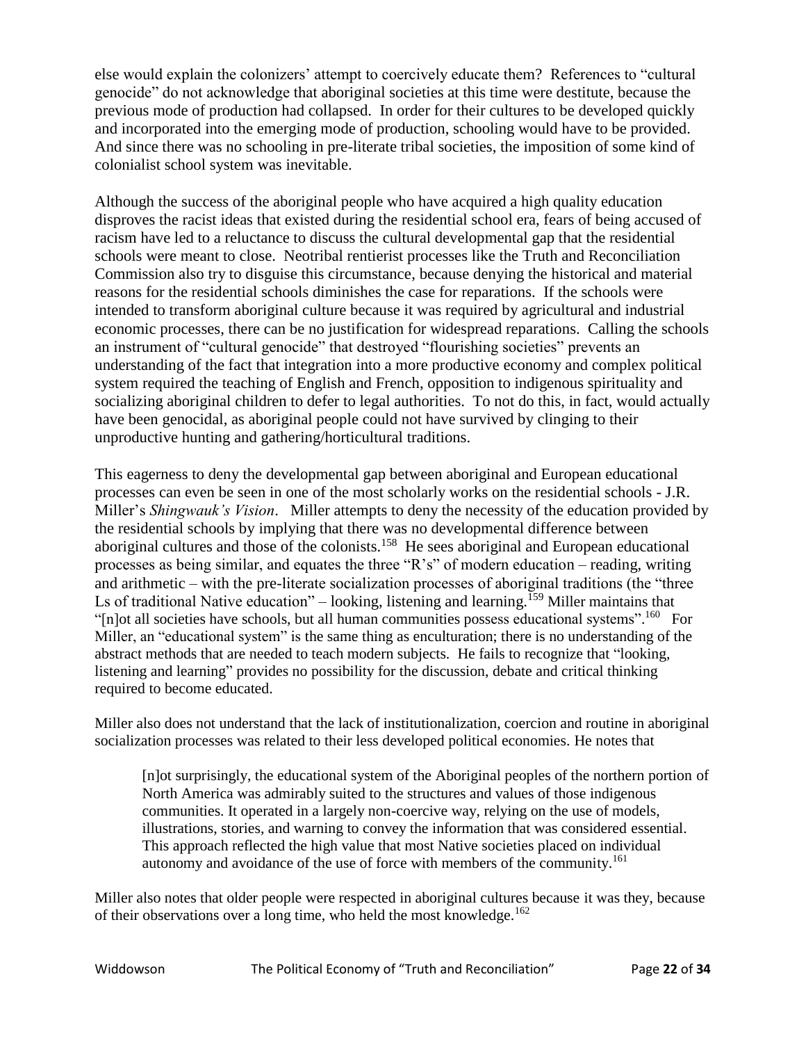else would explain the colonizers' attempt to coercively educate them? References to "cultural genocide" do not acknowledge that aboriginal societies at this time were destitute, because the previous mode of production had collapsed. In order for their cultures to be developed quickly and incorporated into the emerging mode of production, schooling would have to be provided. And since there was no schooling in pre-literate tribal societies, the imposition of some kind of colonialist school system was inevitable.

Although the success of the aboriginal people who have acquired a high quality education disproves the racist ideas that existed during the residential school era, fears of being accused of racism have led to a reluctance to discuss the cultural developmental gap that the residential schools were meant to close. Neotribal rentierist processes like the Truth and Reconciliation Commission also try to disguise this circumstance, because denying the historical and material reasons for the residential schools diminishes the case for reparations. If the schools were intended to transform aboriginal culture because it was required by agricultural and industrial economic processes, there can be no justification for widespread reparations. Calling the schools an instrument of "cultural genocide" that destroyed "flourishing societies" prevents an understanding of the fact that integration into a more productive economy and complex political system required the teaching of English and French, opposition to indigenous spirituality and socializing aboriginal children to defer to legal authorities. To not do this, in fact, would actually have been genocidal, as aboriginal people could not have survived by clinging to their unproductive hunting and gathering/horticultural traditions.

This eagerness to deny the developmental gap between aboriginal and European educational processes can even be seen in one of the most scholarly works on the residential schools - J.R. Miller's *Shingwauk's Vision*. Miller attempts to deny the necessity of the education provided by the residential schools by implying that there was no developmental difference between aboriginal cultures and those of the colonists.[158] He sees aboriginal and European educational processes as being similar, and equates the three "R's" of modern education – reading, writing and arithmetic – with the pre-literate socialization processes of aboriginal traditions (the "three Ls of traditional Native education" – looking, listening and learning.[159] Miller maintains that "[n]ot all societies have schools, but all human communities possess educational systems".[160] For Miller, an "educational system" is the same thing as enculturation; there is no understanding of the abstract methods that are needed to teach modern subjects. He fails to recognize that "looking, listening and learning" provides no possibility for the discussion, debate and critical thinking required to become educated.

Miller also does not understand that the lack of institutionalization, coercion and routine in aboriginal socialization processes was related to their less developed political economies. He notes that

> [n]ot surprisingly, the educational system of the Aboriginal peoples of the northern portion of North America was admirably suited to the structures and values of those indigenous communities. It operated in a largely non-coercive way, relying on the use of models, illustrations, stories, and warning to convey the information that was considered essential. This approach reflected the high value that most Native societies placed on individual autonomy and avoidance of the use of force with members of the community.[161]

Miller also notes that older people were respected in aboriginal cultures because it was they, because of their observations over a long time, who held the most knowledge.[162]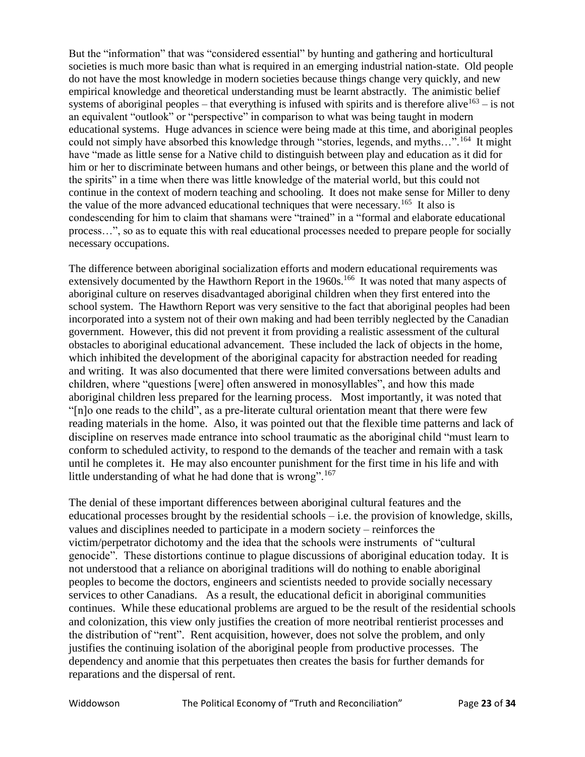But the "information" that was "considered essential" by hunting and gathering and horticultural societies is much more basic than what is required in an emerging industrial nation-state. Old people do not have the most knowledge in modern societies because things change very quickly, and new empirical knowledge and theoretical understanding must be learnt abstractly. The animistic belief systems of aboriginal peoples – that everything is infused with spirits and is therefore alive[163] – is not an equivalent "outlook" or "perspective" in comparison to what was being taught in modern educational systems. Huge advances in science were being made at this time, and aboriginal peoples could not simply have absorbed this knowledge through "stories, legends, and myths…".[164] It might have "made as little sense for a Native child to distinguish between play and education as it did for him or her to discriminate between humans and other beings, or between this plane and the world of the spirits" in a time when there was little knowledge of the material world, but this could not continue in the context of modern teaching and schooling. It does not make sense for Miller to deny the value of the more advanced educational techniques that were necessary.[165] It also is condescending for him to claim that shamans were "trained" in a "formal and elaborate educational process…", so as to equate this with real educational processes needed to prepare people for socially necessary occupations.

The difference between aboriginal socialization efforts and modern educational requirements was extensively documented by the Hawthorn Report in the 1960s.[166] It was noted that many aspects of aboriginal culture on reserves disadvantaged aboriginal children when they first entered into the school system. The Hawthorn Report was very sensitive to the fact that aboriginal peoples had been incorporated into a system not of their own making and had been terribly neglected by the Canadian government. However, this did not prevent it from providing a realistic assessment of the cultural obstacles to aboriginal educational advancement. These included the lack of objects in the home, which inhibited the development of the aboriginal capacity for abstraction needed for reading and writing. It was also documented that there were limited conversations between adults and children, where "questions [were] often answered in monosyllables", and how this made aboriginal children less prepared for the learning process. Most importantly, it was noted that "[n]o one reads to the child", as a pre-literate cultural orientation meant that there were few reading materials in the home. Also, it was pointed out that the flexible time patterns and lack of discipline on reserves made entrance into school traumatic as the aboriginal child "must learn to conform to scheduled activity, to respond to the demands of the teacher and remain with a task until he completes it. He may also encounter punishment for the first time in his life and with little understanding of what he had done that is wrong".[167]

The denial of these important differences between aboriginal cultural features and the educational processes brought by the residential schools – i.e. the provision of knowledge, skills, values and disciplines needed to participate in a modern society – reinforces the victim/perpetrator dichotomy and the idea that the schools were instruments of "cultural genocide". These distortions continue to plague discussions of aboriginal education today. It is not understood that a reliance on aboriginal traditions will do nothing to enable aboriginal peoples to become the doctors, engineers and scientists needed to provide socially necessary services to other Canadians. As a result, the educational deficit in aboriginal communities continues. While these educational problems are argued to be the result of the residential schools and colonization, this view only justifies the creation of more neotribal rentierist processes and the distribution of "rent". Rent acquisition, however, does not solve the problem, and only justifies the continuing isolation of the aboriginal people from productive processes. The dependency and anomie that this perpetuates then creates the basis for further demands for reparations and the dispersal of rent.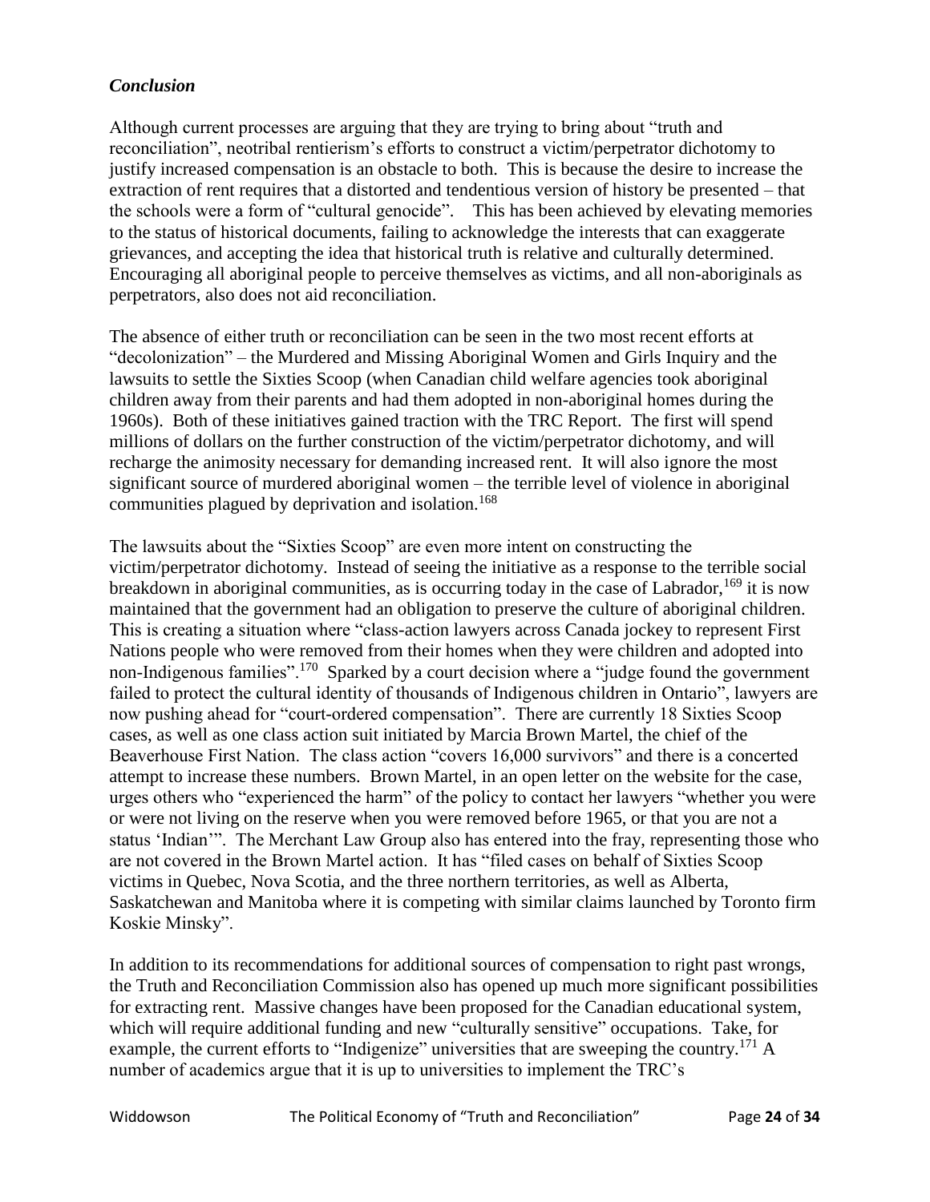### *Conclusion*

Although current processes are arguing that they are trying to bring about "truth and reconciliation", neotribal rentierism's efforts to construct a victim/perpetrator dichotomy to justify increased compensation is an obstacle to both. This is because the desire to increase the extraction of rent requires that a distorted and tendentious version of history be presented – that the schools were a form of "cultural genocide". This has been achieved by elevating memories to the status of historical documents, failing to acknowledge the interests that can exaggerate grievances, and accepting the idea that historical truth is relative and culturally determined. Encouraging all aboriginal people to perceive themselves as victims, and all non-aboriginals as perpetrators, also does not aid reconciliation.

The absence of either truth or reconciliation can be seen in the two most recent efforts at "decolonization" – the Murdered and Missing Aboriginal Women and Girls Inquiry and the lawsuits to settle the Sixties Scoop (when Canadian child welfare agencies took aboriginal children away from their parents and had them adopted in non-aboriginal homes during the 1960s). Both of these initiatives gained traction with the TRC Report. The first will spend millions of dollars on the further construction of the victim/perpetrator dichotomy, and will recharge the animosity necessary for demanding increased rent. It will also ignore the most significant source of murdered aboriginal women – the terrible level of violence in aboriginal communities plagued by deprivation and isolation.[168]

The lawsuits about the "Sixties Scoop" are even more intent on constructing the victim/perpetrator dichotomy. Instead of seeing the initiative as a response to the terrible social breakdown in aboriginal communities, as is occurring today in the case of Labrador,[169] it is now maintained that the government had an obligation to preserve the culture of aboriginal children. This is creating a situation where "class-action lawyers across Canada jockey to represent First Nations people who were removed from their homes when they were children and adopted into non-Indigenous families".[170] Sparked by a court decision where a "judge found the government failed to protect the cultural identity of thousands of Indigenous children in Ontario", lawyers are now pushing ahead for "court-ordered compensation". There are currently 18 Sixties Scoop cases, as well as one class action suit initiated by Marcia Brown Martel, the chief of the Beaverhouse First Nation. The class action "covers 16,000 survivors" and there is a concerted attempt to increase these numbers. Brown Martel, in an open letter on the website for the case, urges others who "experienced the harm" of the policy to contact her lawyers "whether you were or were not living on the reserve when you were removed before 1965, or that you are not a status 'Indian'". The Merchant Law Group also has entered into the fray, representing those who are not covered in the Brown Martel action. It has "filed cases on behalf of Sixties Scoop victims in Quebec, Nova Scotia, and the three northern territories, as well as Alberta, Saskatchewan and Manitoba where it is competing with similar claims launched by Toronto firm Koskie Minsky".

In addition to its recommendations for additional sources of compensation to right past wrongs, the Truth and Reconciliation Commission also has opened up much more significant possibilities for extracting rent. Massive changes have been proposed for the Canadian educational system, which will require additional funding and new "culturally sensitive" occupations. Take, for example, the current efforts to "Indigenize" universities that are sweeping the country.[171] A number of academics argue that it is up to universities to implement the TRC's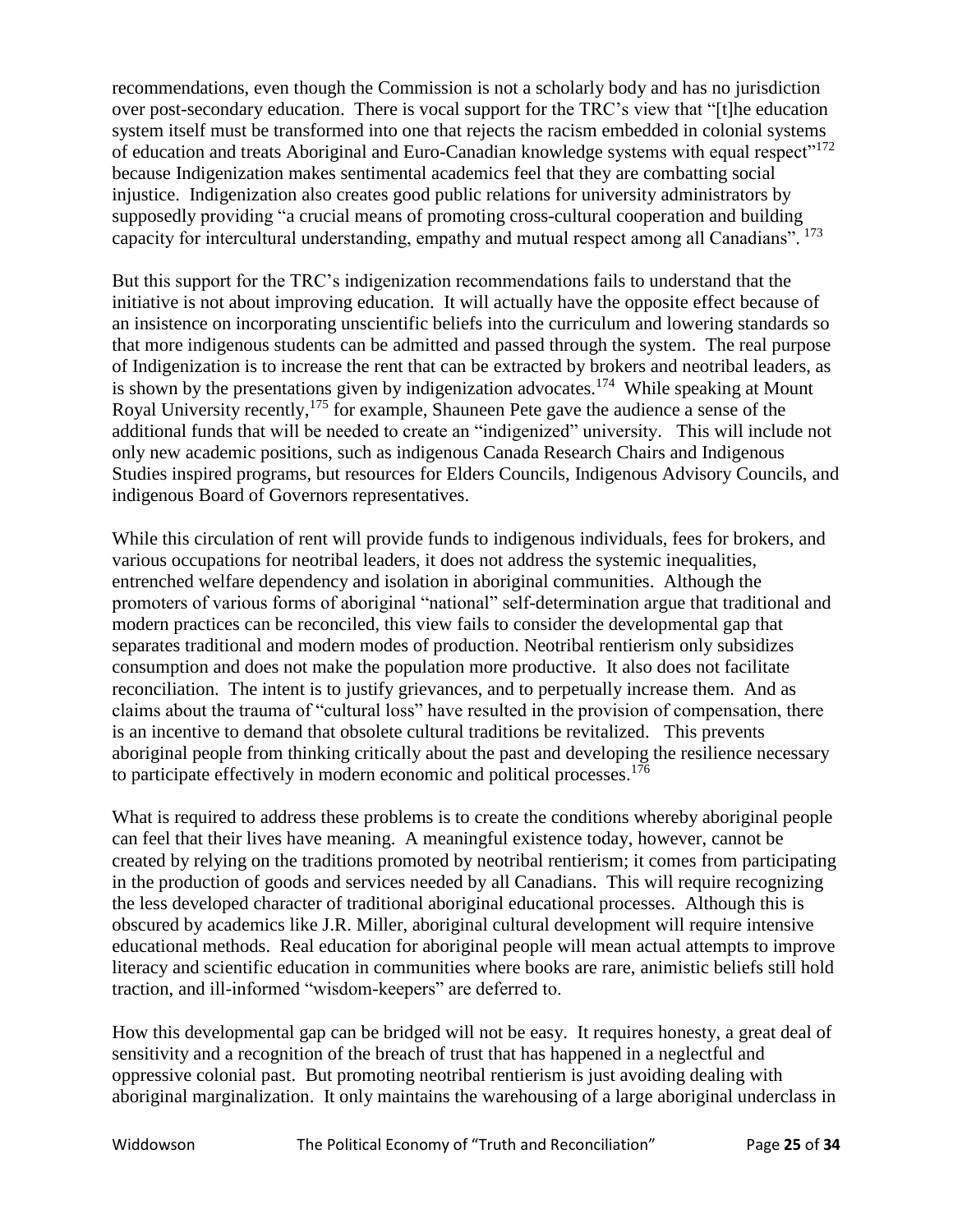recommendations, even though the Commission is not a scholarly body and has no jurisdiction over post-secondary education. There is vocal support for the TRC's view that "[t]he education system itself must be transformed into one that rejects the racism embedded in colonial systems of education and treats Aboriginal and Euro-Canadian knowledge systems with equal respect"[172] because Indigenization makes sentimental academics feel that they are combatting social injustice. Indigenization also creates good public relations for university administrators by supposedly providing "a crucial means of promoting cross-cultural cooperation and building capacity for intercultural understanding, empathy and mutual respect among all Canadians".[173]

But this support for the TRC's indigenization recommendations fails to understand that the initiative is not about improving education. It will actually have the opposite effect because of an insistence on incorporating unscientific beliefs into the curriculum and lowering standards so that more indigenous students can be admitted and passed through the system. The real purpose of Indigenization is to increase the rent that can be extracted by brokers and neotribal leaders, as is shown by the presentations given by indigenization advocates.[174] While speaking at Mount Royal University recently,[175] for example, Shauneen Pete gave the audience a sense of the additional funds that will be needed to create an "indigenized" university. This will include not only new academic positions, such as indigenous Canada Research Chairs and Indigenous Studies inspired programs, but resources for Elders Councils, Indigenous Advisory Councils, and indigenous Board of Governors representatives.

While this circulation of rent will provide funds to indigenous individuals, fees for brokers, and various occupations for neotribal leaders, it does not address the systemic inequalities, entrenched welfare dependency and isolation in aboriginal communities. Although the promoters of various forms of aboriginal "national" self-determination argue that traditional and modern practices can be reconciled, this view fails to consider the developmental gap that separates traditional and modern modes of production. Neotribal rentierism only subsidizes consumption and does not make the population more productive. It also does not facilitate reconciliation. The intent is to justify grievances, and to perpetually increase them. And as claims about the trauma of "cultural loss" have resulted in the provision of compensation, there is an incentive to demand that obsolete cultural traditions be revitalized. This prevents aboriginal people from thinking critically about the past and developing the resilience necessary to participate effectively in modern economic and political processes.[176]

What is required to address these problems is to create the conditions whereby aboriginal people can feel that their lives have meaning. A meaningful existence today, however, cannot be created by relying on the traditions promoted by neotribal rentierism; it comes from participating in the production of goods and services needed by all Canadians. This will require recognizing the less developed character of traditional aboriginal educational processes. Although this is obscured by academics like J.R. Miller, aboriginal cultural development will require intensive educational methods. Real education for aboriginal people will mean actual attempts to improve literacy and scientific education in communities where books are rare, animistic beliefs still hold traction, and ill-informed "wisdom-keepers" are deferred to.

How this developmental gap can be bridged will not be easy. It requires honesty, a great deal of sensitivity and a recognition of the breach of trust that has happened in a neglectful and oppressive colonial past. But promoting neotribal rentierism is just avoiding dealing with aboriginal marginalization. It only maintains the warehousing of a large aboriginal underclass in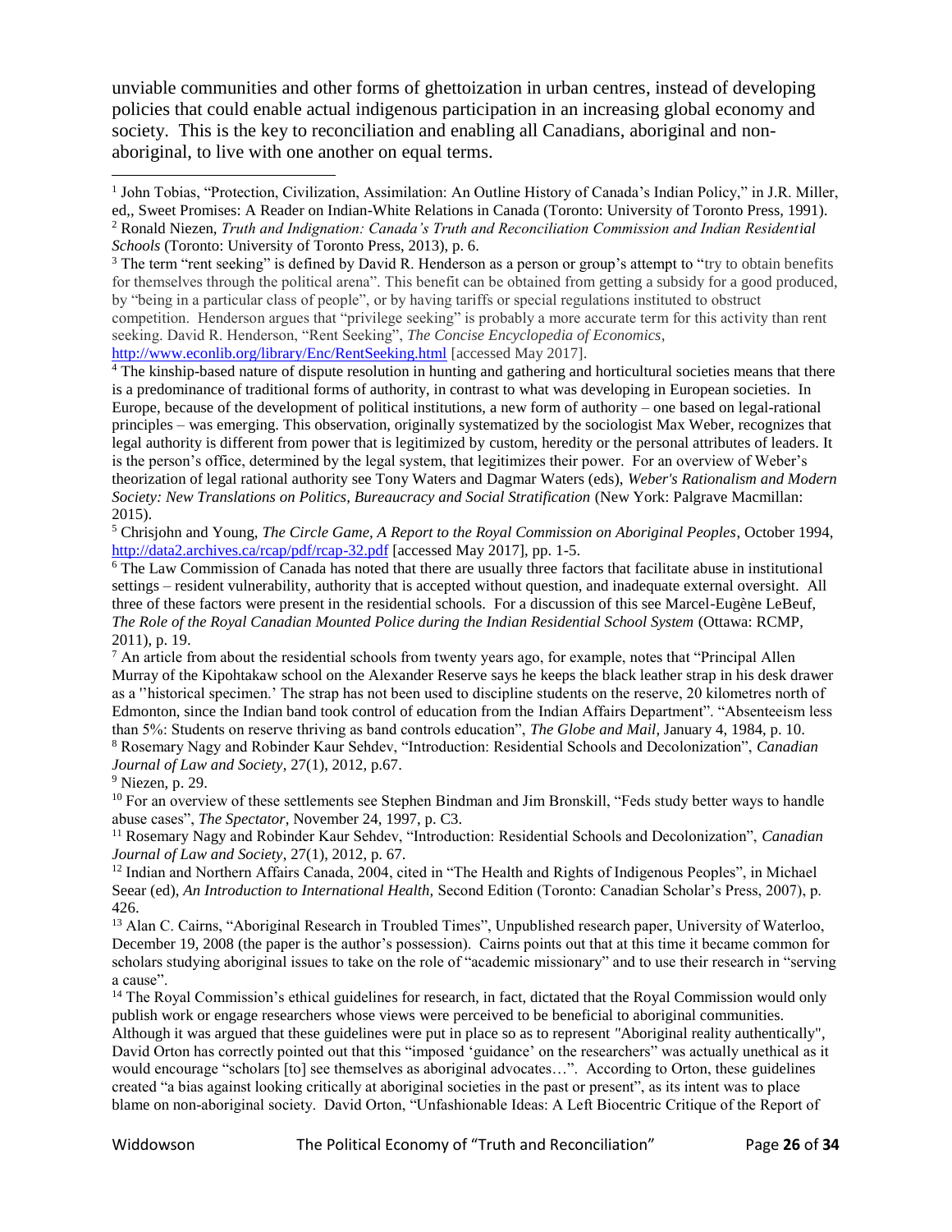unviable communities and other forms of ghettoization in urban centres, instead of developing policies that could enable actual indigenous participation in an increasing global economy and society. This is the key to reconciliation and enabling all Canadians, aboriginal and non-aboriginal, to live with one another on equal terms.

---

[1] John Tobias, "Protection, Civilization, Assimilation: An Outline History of Canada's Indian Policy," in J.R. Miller, ed,, Sweet Promises: A Reader on Indian-White Relations in Canada (Toronto: University of Toronto Press, 1991).

[2] Ronald Niezen, *Truth and Indignation: Canada's Truth and Reconciliation Commission and Indian Residential Schools* (Toronto: University of Toronto Press, 2013), p. 6.

[3] The term "rent seeking" is defined by David R. Henderson as a person or group's attempt to "try to obtain benefits for themselves through the political arena". This benefit can be obtained from getting a subsidy for a good produced, by "being in a particular class of people", or by having tariffs or special regulations instituted to obstruct competition. Henderson argues that "privilege seeking" is probably a more accurate term for this activity than rent seeking. David R. Henderson, "Rent Seeking", *The Concise Encyclopedia of Economics*, http://www.econlib.org/library/Enc/RentSeeking.html [accessed May 2017].

[4] The kinship-based nature of dispute resolution in hunting and gathering and horticultural societies means that there is a predominance of traditional forms of authority, in contrast to what was developing in European societies. In Europe, because of the development of political institutions, a new form of authority – one based on legal-rational principles – was emerging. This observation, originally systematized by the sociologist Max Weber, recognizes that legal authority is different from power that is legitimized by custom, heredity or the personal attributes of leaders. It is the person's office, determined by the legal system, that legitimizes their power. For an overview of Weber's theorization of legal rational authority see Tony Waters and Dagmar Waters (eds), *Weber's Rationalism and Modern Society: New Translations on Politics, Bureaucracy and Social Stratification* (New York: Palgrave Macmillan: 2015).

[5] Chrisjohn and Young, *The Circle Game, A Report to the Royal Commission on Aboriginal Peoples*, October 1994, http://data2.archives.ca/rcap/pdf/rcap-32.pdf [accessed May 2017], pp. 1-5.

[6] The Law Commission of Canada has noted that there are usually three factors that facilitate abuse in institutional settings – resident vulnerability, authority that is accepted without question, and inadequate external oversight. All three of these factors were present in the residential schools. For a discussion of this see Marcel-Eugène LeBeuf, *The Role of the Royal Canadian Mounted Police during the Indian Residential School System* (Ottawa: RCMP, 2011), p. 19.

[7] An article from about the residential schools from twenty years ago, for example, notes that "Principal Allen Murray of the Kipohtakaw school on the Alexander Reserve says he keeps the black leather strap in his desk drawer as a ''historical specimen.' The strap has not been used to discipline students on the reserve, 20 kilometres north of Edmonton, since the Indian band took control of education from the Indian Affairs Department". "Absenteeism less than 5%: Students on reserve thriving as band controls education", *The Globe and Mail*, January 4, 1984, p. 10.

[8] Rosemary Nagy and Robinder Kaur Sehdev, "Introduction: Residential Schools and Decolonization", *Canadian Journal of Law and Society*, 27(1), 2012, p.67.

[9] Niezen, p. 29.

[10] For an overview of these settlements see Stephen Bindman and Jim Bronskill, "Feds study better ways to handle abuse cases", *The Spectator*, November 24, 1997, p. C3.

[11] Rosemary Nagy and Robinder Kaur Sehdev, "Introduction: Residential Schools and Decolonization", *Canadian Journal of Law and Society*, 27(1), 2012, p. 67.

[12] Indian and Northern Affairs Canada, 2004, cited in "The Health and Rights of Indigenous Peoples", in Michael Seear (ed), *An Introduction to International Health,* Second Edition (Toronto: Canadian Scholar's Press, 2007), p. 426.

[13] Alan C. Cairns, "Aboriginal Research in Troubled Times", Unpublished research paper, University of Waterloo, December 19, 2008 (the paper is the author's possession). Cairns points out that at this time it became common for scholars studying aboriginal issues to take on the role of "academic missionary" and to use their research in "serving a cause".

[14] The Royal Commission's ethical guidelines for research, in fact, dictated that the Royal Commission would only publish work or engage researchers whose views were perceived to be beneficial to aboriginal communities. Although it was argued that these guidelines were put in place so as to represent "Aboriginal reality authentically", David Orton has correctly pointed out that this "imposed 'guidance' on the researchers" was actually unethical as it would encourage "scholars [to] see themselves as aboriginal advocates…". According to Orton, these guidelines created "a bias against looking critically at aboriginal societies in the past or present", as its intent was to place blame on non-aboriginal society. David Orton, "Unfashionable Ideas: A Left Biocentric Critique of the Report of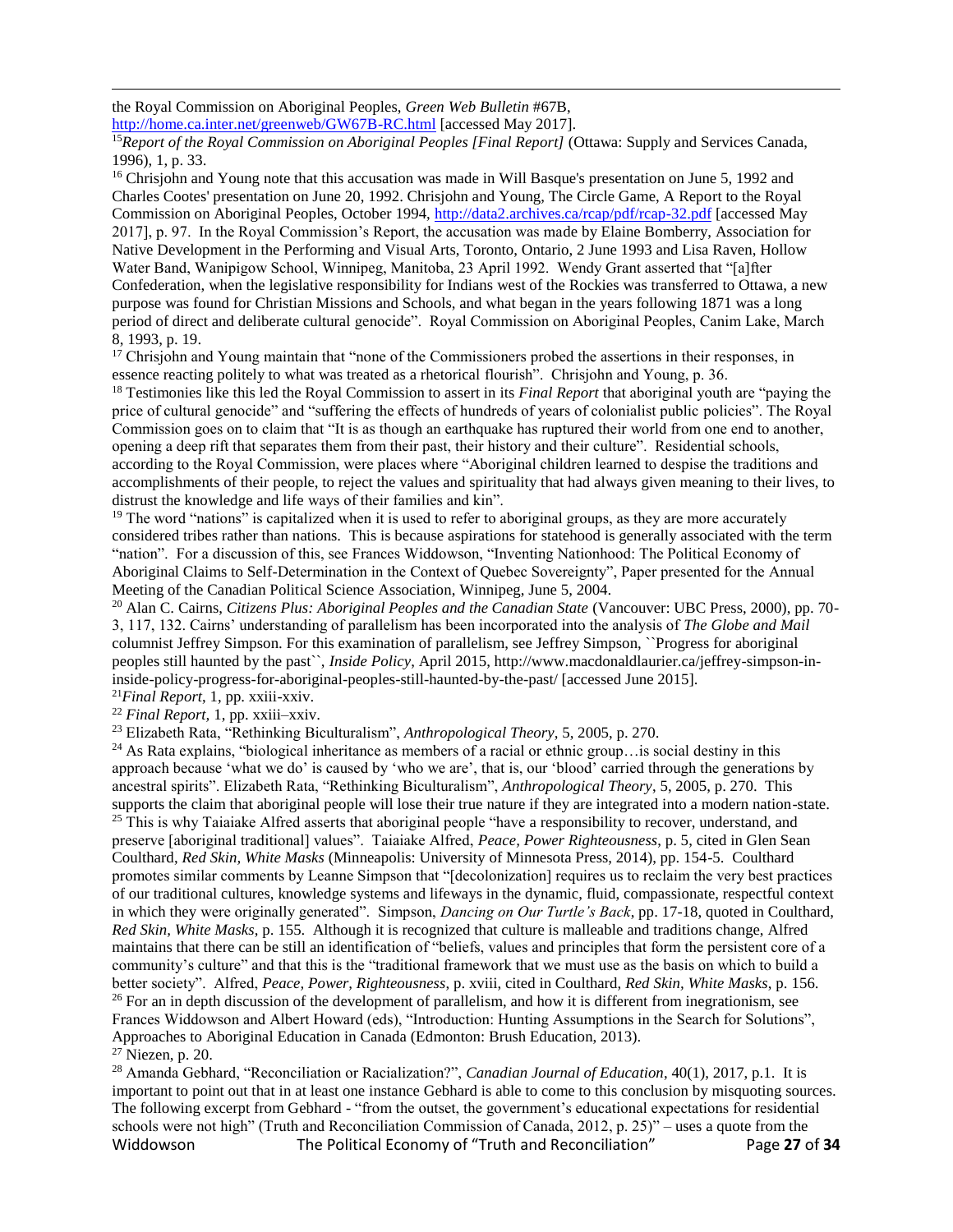the Royal Commission on Aboriginal Peoples, *Green Web Bulletin* #67B, http://home.ca.inter.net/greenweb/GW67B-RC.html [accessed May 2017].

[15] *Report of the Royal Commission on Aboriginal Peoples [Final Report]* (Ottawa: Supply and Services Canada, 1996), 1, p. 33.

[16] Chrisjohn and Young note that this accusation was made in Will Basque's presentation on June 5, 1992 and Charles Cootes' presentation on June 20, 1992. Chrisjohn and Young, The Circle Game, A Report to the Royal Commission on Aboriginal Peoples, October 1994, http://data2.archives.ca/rcap/pdf/rcap-32.pdf [accessed May 2017], p. 97. In the Royal Commission's Report, the accusation was made by Elaine Bomberry, Association for Native Development in the Performing and Visual Arts, Toronto, Ontario, 2 June 1993 and Lisa Raven, Hollow Water Band, Wanipigow School, Winnipeg, Manitoba, 23 April 1992. Wendy Grant asserted that "[a]fter Confederation, when the legislative responsibility for Indians west of the Rockies was transferred to Ottawa, a new purpose was found for Christian Missions and Schools, and what began in the years following 1871 was a long period of direct and deliberate cultural genocide". Royal Commission on Aboriginal Peoples, Canim Lake, March 8, 1993, p. 19.

[17] Chrisjohn and Young maintain that "none of the Commissioners probed the assertions in their responses, in essence reacting politely to what was treated as a rhetorical flourish". Chrisjohn and Young, p. 36.

[18] Testimonies like this led the Royal Commission to assert in its *Final Report* that aboriginal youth are "paying the price of cultural genocide" and "suffering the effects of hundreds of years of colonialist public policies". The Royal Commission goes on to claim that "It is as though an earthquake has ruptured their world from one end to another, opening a deep rift that separates them from their past, their history and their culture". Residential schools, according to the Royal Commission, were places where "Aboriginal children learned to despise the traditions and accomplishments of their people, to reject the values and spirituality that had always given meaning to their lives, to distrust the knowledge and life ways of their families and kin".

[19] The word "nations" is capitalized when it is used to refer to aboriginal groups, as they are more accurately considered tribes rather than nations. This is because aspirations for statehood is generally associated with the term "nation". For a discussion of this, see Frances Widdowson, "Inventing Nationhood: The Political Economy of Aboriginal Claims to Self-Determination in the Context of Quebec Sovereignty", Paper presented for the Annual Meeting of the Canadian Political Science Association, Winnipeg, June 5, 2004.

[20] Alan C. Cairns, *Citizens Plus: Aboriginal Peoples and the Canadian State* (Vancouver: UBC Press, 2000), pp. 70-3, 117, 132. Cairns' understanding of parallelism has been incorporated into the analysis of *The Globe and Mail* columnist Jeffrey Simpson. For this examination of parallelism, see Jeffrey Simpson, ``Progress for aboriginal peoples still haunted by the past``, *Inside Policy*, April 2015, http://www.macdonaldlaurier.ca/jeffrey-simpson-in-inside-policy-progress-for-aboriginal-peoples-still-haunted-by-the-past/ [accessed June 2015].

[21] *Final Report*, 1, pp. xxiii-xxiv.

[22] *Final Report*, 1, pp. xxiii–xxiv.

[23] Elizabeth Rata, "Rethinking Biculturalism", *Anthropological Theory*, 5, 2005, p. 270.

[24] As Rata explains, "biological inheritance as members of a racial or ethnic group…is social destiny in this approach because 'what we do' is caused by 'who we are', that is, our 'blood' carried through the generations by ancestral spirits". Elizabeth Rata, "Rethinking Biculturalism", *Anthropological Theory*, 5, 2005, p. 270. This supports the claim that aboriginal people will lose their true nature if they are integrated into a modern nation-state.

[25] This is why Taiaiake Alfred asserts that aboriginal people "have a responsibility to recover, understand, and preserve [aboriginal traditional] values". Taiaiake Alfred, *Peace, Power Righteousness*, p. 5, cited in Glen Sean Coulthard, *Red Skin, White Masks* (Minneapolis: University of Minnesota Press, 2014), pp. 154-5. Coulthard promotes similar comments by Leanne Simpson that "[decolonization] requires us to reclaim the very best practices of our traditional cultures, knowledge systems and lifeways in the dynamic, fluid, compassionate, respectful context in which they were originally generated". Simpson, *Dancing on Our Turtle's Back*, pp. 17-18, quoted in Coulthard, *Red Skin, White Masks*, p. 155. Although it is recognized that culture is malleable and traditions change, Alfred maintains that there can be still an identification of "beliefs, values and principles that form the persistent core of a community's culture" and that this is the "traditional framework that we must use as the basis on which to build a better society". Alfred, *Peace, Power, Righteousness*, p. xviii, cited in Coulthard, *Red Skin, White Masks*, p. 156.

[26] For an in depth discussion of the development of parallelism, and how it is different from inegrationism, see Frances Widdowson and Albert Howard (eds), "Introduction: Hunting Assumptions in the Search for Solutions", Approaches to Aboriginal Education in Canada (Edmonton: Brush Education, 2013).

[27] Niezen, p. 20.

[28] Amanda Gebhard, "Reconciliation or Racialization?", *Canadian Journal of Education*, 40(1), 2017, p.1. It is important to point out that in at least one instance Gebhard is able to come to this conclusion by misquoting sources. The following excerpt from Gebhard - "from the outset, the government's educational expectations for residential schools were not high" (Truth and Reconciliation Commission of Canada, 2012, p. 25)" – uses a quote from the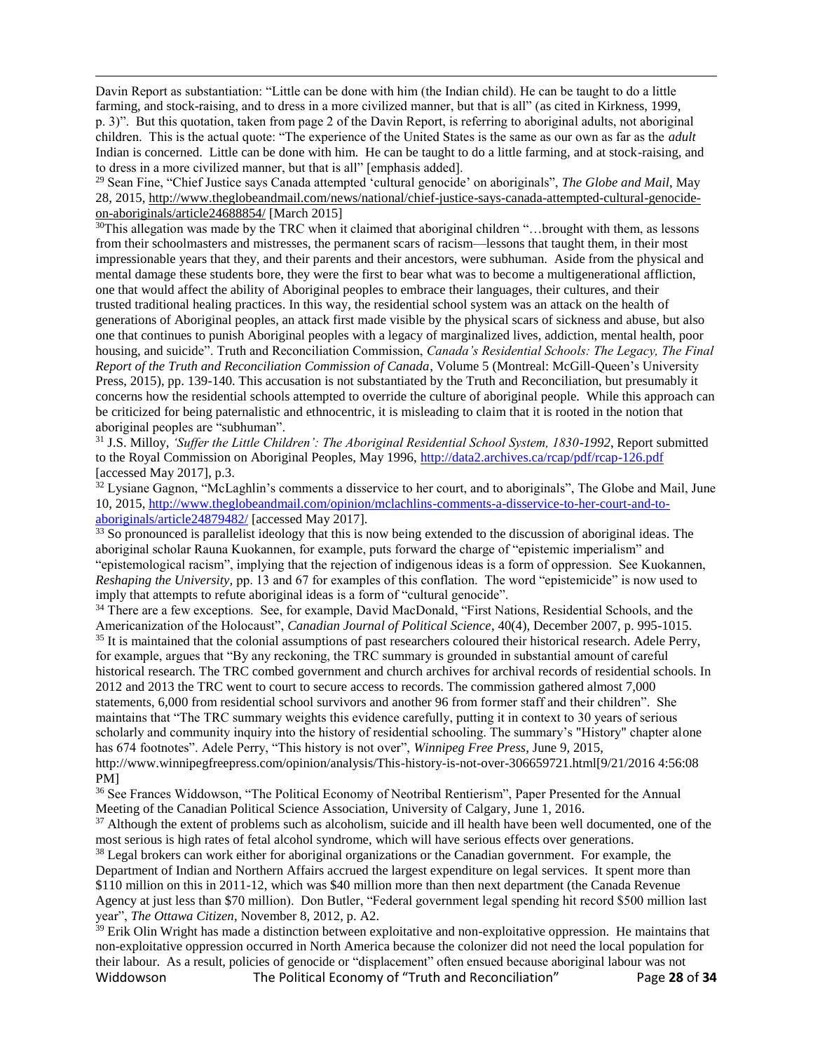Davin Report as substantiation: "Little can be done with him (the Indian child). He can be taught to do a little farming, and stock-raising, and to dress in a more civilized manner, but that is all" (as cited in Kirkness, 1999, p. 3)". But this quotation, taken from page 2 of the Davin Report, is referring to aboriginal adults, not aboriginal children. This is the actual quote: "The experience of the United States is the same as our own as far as the *adult* Indian is concerned. Little can be done with him. He can be taught to do a little farming, and at stock-raising, and to dress in a more civilized manner, but that is all" [emphasis added].

[29] Sean Fine, "Chief Justice says Canada attempted 'cultural genocide' on aboriginals", *The Globe and Mail*, May 28, 2015, http://www.theglobeandmail.com/news/national/chief-justice-says-canada-attempted-cultural-genocide-on-aboriginals/article24688854/ [March 2015]

[30] This allegation was made by the TRC when it claimed that aboriginal children "…brought with them, as lessons from their schoolmasters and mistresses, the permanent scars of racism—lessons that taught them, in their most impressionable years that they, and their parents and their ancestors, were subhuman. Aside from the physical and mental damage these students bore, they were the first to bear what was to become a multigenerational affliction, one that would affect the ability of Aboriginal peoples to embrace their languages, their cultures, and their trusted traditional healing practices. In this way, the residential school system was an attack on the health of generations of Aboriginal peoples, an attack first made visible by the physical scars of sickness and abuse, but also one that continues to punish Aboriginal peoples with a legacy of marginalized lives, addiction, mental health, poor housing, and suicide". Truth and Reconciliation Commission, *Canada's Residential Schools: The Legacy, The Final Report of the Truth and Reconciliation Commission of Canada*, Volume 5 (Montreal: McGill-Queen's University Press, 2015), pp. 139-140. This accusation is not substantiated by the Truth and Reconciliation, but presumably it concerns how the residential schools attempted to override the culture of aboriginal people. While this approach can be criticized for being paternalistic and ethnocentric, it is misleading to claim that it is rooted in the notion that aboriginal peoples are "subhuman".

[31] J.S. Milloy, *'Suffer the Little Children': The Aboriginal Residential School System, 1830-1992*, Report submitted to the Royal Commission on Aboriginal Peoples, May 1996, http://data2.archives.ca/rcap/pdf/rcap-126.pdf [accessed May 2017], p.3.

[32] Lysiane Gagnon, "McLaghlin's comments a disservice to her court, and to aboriginals", The Globe and Mail, June 10, 2015, http://www.theglobeandmail.com/opinion/mclachlins-comments-a-disservice-to-her-court-and-to-aboriginals/article24879482/ [accessed May 2017].

[33] So pronounced is parallelist ideology that this is now being extended to the discussion of aboriginal ideas. The aboriginal scholar Rauna Kuokannen, for example, puts forward the charge of "epistemic imperialism" and "epistemological racism", implying that the rejection of indigenous ideas is a form of oppression. See Kuokannen, *Reshaping the University*, pp. 13 and 67 for examples of this conflation. The word "epistemicide" is now used to imply that attempts to refute aboriginal ideas is a form of "cultural genocide".

[34] There are a few exceptions. See, for example, David MacDonald, "First Nations, Residential Schools, and the Americanization of the Holocaust", *Canadian Journal of Political Science*, 40(4), December 2007, p. 995-1015.

[35] It is maintained that the colonial assumptions of past researchers coloured their historical research. Adele Perry, for example, argues that "By any reckoning, the TRC summary is grounded in substantial amount of careful historical research. The TRC combed government and church archives for archival records of residential schools. In 2012 and 2013 the TRC went to court to secure access to records. The commission gathered almost 7,000 statements, 6,000 from residential school survivors and another 96 from former staff and their children". She maintains that "The TRC summary weights this evidence carefully, putting it in context to 30 years of serious scholarly and community inquiry into the history of residential schooling. The summary's "History" chapter alone has 674 footnotes". Adele Perry, "This history is not over", *Winnipeg Free Press*, June 9, 2015, http://www.winnipegfreepress.com/opinion/analysis/This-history-is-not-over-306659721.html[9/21/2016 4:56:08 PM]

[36] See Frances Widdowson, "The Political Economy of Neotribal Rentierism", Paper Presented for the Annual Meeting of the Canadian Political Science Association, University of Calgary, June 1, 2016.

[37] Although the extent of problems such as alcoholism, suicide and ill health have been well documented, one of the most serious is high rates of fetal alcohol syndrome, which will have serious effects over generations.

[38] Legal brokers can work either for aboriginal organizations or the Canadian government. For example, the Department of Indian and Northern Affairs accrued the largest expenditure on legal services. It spent more than $110 million on this in 2011-12, which was $40 million more than then next department (the Canada Revenue Agency at just less than $70 million). Don Butler, "Federal government legal spending hit record $500 million last year", *The Ottawa Citizen*, November 8, 2012, p. A2.

[39] Erik Olin Wright has made a distinction between exploitative and non-exploitative oppression. He maintains that non-exploitative oppression occurred in North America because the colonizer did not need the local population for their labour. As a result, policies of genocide or "displacement" often ensued because aboriginal labour was not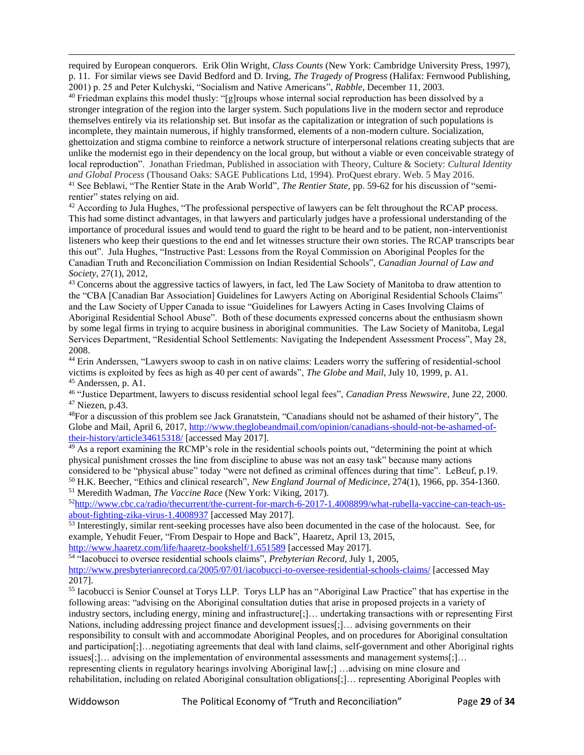required by European conquerors. Erik Olin Wright, *Class Counts* (New York: Cambridge University Press, 1997), p. 11. For similar views see David Bedford and D. Irving, *The Tragedy of* Progress (Halifax: Fernwood Publishing, 2001) p. 25 and Peter Kulchyski, "Socialism and Native Americans", *Rabble*, December 11, 2003.

[40] Friedman explains this model thusly: "[g]roups whose internal social reproduction has been dissolved by a stronger integration of the region into the larger system. Such populations live in the modern sector and reproduce themselves entirely via its relationship set. But insofar as the capitalization or integration of such populations is incomplete, they maintain numerous, if highly transformed, elements of a non-modern culture. Socialization, ghettoization and stigma combine to reinforce a network structure of interpersonal relations creating subjects that are unlike the modernist ego in their dependency on the local group, but without a viable or even conceivable strategy of local reproduction". Jonathan Friedman, Published in association with Theory, Culture & Society: *Cultural Identity and Global Process* (Thousand Oaks: SAGE Publications Ltd, 1994). ProQuest ebrary. Web. 5 May 2016.

[41] See Beblawi, "The Rentier State in the Arab World", *The Rentier State*, pp. 59-62 for his discussion of "semi-rentier" states relying on aid.

[42] According to Jula Hughes, "The professional perspective of lawyers can be felt throughout the RCAP process. This had some distinct advantages, in that lawyers and particularly judges have a professional understanding of the importance of procedural issues and would tend to guard the right to be heard and to be patient, non-interventionist listeners who keep their questions to the end and let witnesses structure their own stories. The RCAP transcripts bear this out". Jula Hughes, "Instructive Past: Lessons from the Royal Commission on Aboriginal Peoples for the Canadian Truth and Reconciliation Commission on Indian Residential Schools", *Canadian Journal of Law and Society*, 27(1), 2012,

[43] Concerns about the aggressive tactics of lawyers, in fact, led The Law Society of Manitoba to draw attention to the "CBA [Canadian Bar Association] Guidelines for Lawyers Acting on Aboriginal Residential Schools Claims" and the Law Society of Upper Canada to issue "Guidelines for Lawyers Acting in Cases Involving Claims of Aboriginal Residential School Abuse". Both of these documents expressed concerns about the enthusiasm shown by some legal firms in trying to acquire business in aboriginal communities. The Law Society of Manitoba, Legal Services Department, "Residential School Settlements: Navigating the Independent Assessment Process", May 28, 2008.

[44] Erin Anderssen, "Lawyers swoop to cash in on native claims: Leaders worry the suffering of residential-school victims is exploited by fees as high as 40 per cent of awards", *The Globe and Mail*, July 10, 1999, p. A1.

[45] Anderssen, p. A1.

[46] "Justice Department, lawyers to discuss residential school legal fees", *Canadian Press Newswire*, June 22, 2000.

[47] Niezen, p.43.

[48] For a discussion of this problem see Jack Granatstein, "Canadians should not be ashamed of their history", The Globe and Mail, April 6, 2017, http://www.theglobeandmail.com/opinion/canadians-should-not-be-ashamed-of-their-history/article34615318/ [accessed May 2017].

[49] As a report examining the RCMP's role in the residential schools points out, "determining the point at which physical punishment crosses the line from discipline to abuse was not an easy task" because many actions considered to be "physical abuse" today "were not defined as criminal offences during that time". LeBeuf, p.19.

[50] H.K. Beecher, "Ethics and clinical research", *New England Journal of Medicince*, 274(1), 1966, pp. 354-1360.

[51] Meredith Wadman, *The Vaccine Race* (New York: Viking, 2017).

[52] http://www.cbc.ca/radio/thecurrent/the-current-for-march-6-2017-1.4008899/what-rubella-vaccine-can-teach-us-about-fighting-zika-virus-1.4008937 [accessed May 2017].

[53] Interestingly, similar rent-seeking processes have also been documented in the case of the holocaust. See, for example, Yehudit Feuer, "From Despair to Hope and Back", Haaretz, April 13, 2015, http://www.haaretz.com/life/haaretz-bookshelf/1.651589 [accessed May 2017].

[54] "Iacobucci to oversee residential schools claims", *Prebyterian Record*, July 1, 2005, http://www.presbyterianrecord.ca/2005/07/01/iacobucci-to-oversee-residential-schools-claims/ [accessed May 2017].

[55] Iacobucci is Senior Counsel at Torys LLP. Torys LLP has an "Aboriginal Law Practice" that has expertise in the following areas: "advising on the Aboriginal consultation duties that arise in proposed projects in a variety of industry sectors, including energy, mining and infrastructure[;]… undertaking transactions with or representing First Nations, including addressing project finance and development issues[;]… advising governments on their responsibility to consult with and accommodate Aboriginal Peoples, and on procedures for Aboriginal consultation and participation[;]…negotiating agreements that deal with land claims, self-government and other Aboriginal rights issues[;]… advising on the implementation of environmental assessments and management systems[;]… representing clients in regulatory hearings involving Aboriginal law[;] …advising on mine closure and rehabilitation, including on related Aboriginal consultation obligations[;]… representing Aboriginal Peoples with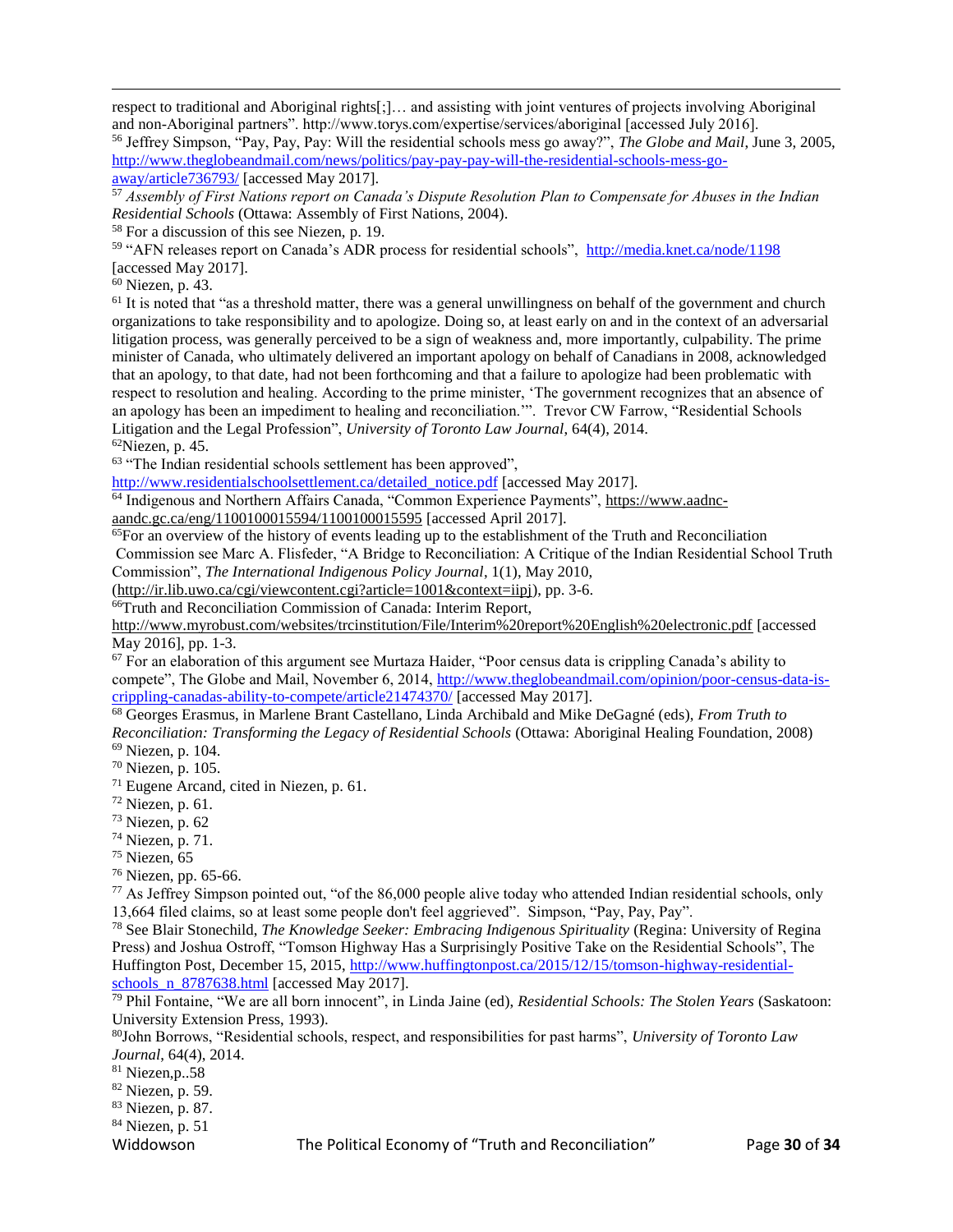respect to traditional and Aboriginal rights[;]… and assisting with joint ventures of projects involving Aboriginal and non-Aboriginal partners". http://www.torys.com/expertise/services/aboriginal [accessed July 2016].

[56] Jeffrey Simpson, "Pay, Pay, Pay: Will the residential schools mess go away?", *The Globe and Mail*, June 3, 2005, http://www.theglobeandmail.com/news/politics/pay-pay-pay-will-the-residential-schools-mess-go-away/article736793/ [accessed May 2017].

[57] *Assembly of First Nations report on Canada's Dispute Resolution Plan to Compensate for Abuses in the Indian Residential Schools* (Ottawa: Assembly of First Nations, 2004).

[58] For a discussion of this see Niezen, p. 19.

[59] "AFN releases report on Canada's ADR process for residential schools", http://media.knet.ca/node/1198 [accessed May 2017].

[60] Niezen, p. 43.

[61] It is noted that "as a threshold matter, there was a general unwillingness on behalf of the government and church organizations to take responsibility and to apologize. Doing so, at least early on and in the context of an adversarial litigation process, was generally perceived to be a sign of weakness and, more importantly, culpability. The prime minister of Canada, who ultimately delivered an important apology on behalf of Canadians in 2008, acknowledged that an apology, to that date, had not been forthcoming and that a failure to apologize had been problematic with respect to resolution and healing. According to the prime minister, 'The government recognizes that an absence of an apology has been an impediment to healing and reconciliation.'". Trevor CW Farrow, "Residential Schools Litigation and the Legal Profession", *University of Toronto Law Journal*, 64(4), 2014.

[62] Niezen, p. 45.

[63] "The Indian residential schools settlement has been approved", http://www.residentialschoolsettlement.ca/detailed_notice.pdf [accessed May 2017].

[64] Indigenous and Northern Affairs Canada, "Common Experience Payments", https://www.aadnc-aandc.gc.ca/eng/1100100015594/1100100015595 [accessed April 2017].

[65] For an overview of the history of events leading up to the establishment of the Truth and Reconciliation Commission see Marc A. Flisfeder, "A Bridge to Reconciliation: A Critique of the Indian Residential School Truth Commission", *The International Indigenous Policy Journal*, 1(1), May 2010, (http://ir.lib.uwo.ca/cgi/viewcontent.cgi?article=1001&context=iipj), pp. 3-6.

[66] Truth and Reconciliation Commission of Canada: Interim Report, http://www.myrobust.com/websites/trcinstitution/File/Interim%20report%20English%20electronic.pdf [accessed May 2016], pp. 1-3.

[67] For an elaboration of this argument see Murtaza Haider, "Poor census data is crippling Canada's ability to compete", The Globe and Mail, November 6, 2014, http://www.theglobeandmail.com/opinion/poor-census-data-is-crippling-canadas-ability-to-compete/article21474370/ [accessed May 2017].

[68] Georges Erasmus, in Marlene Brant Castellano, Linda Archibald and Mike DeGagné (eds), *From Truth to Reconciliation: Transforming the Legacy of Residential Schools* (Ottawa: Aboriginal Healing Foundation, 2008)

[69] Niezen, p. 104.

[70] Niezen, p. 105.

[71] Eugene Arcand, cited in Niezen, p. 61.

[72] Niezen, p. 61.

[73] Niezen, p. 62

[74] Niezen, p. 71.

[75] Niezen, 65

[76] Niezen, pp. 65-66.

[77] As Jeffrey Simpson pointed out, "of the 86,000 people alive today who attended Indian residential schools, only 13,664 filed claims, so at least some people don't feel aggrieved". Simpson, "Pay, Pay, Pay".

[78] See Blair Stonechild, *The Knowledge Seeker: Embracing Indigenous Spirituality* (Regina: University of Regina Press) and Joshua Ostroff, "Tomson Highway Has a Surprisingly Positive Take on the Residential Schools", The Huffington Post, December 15, 2015, http://www.huffingtonpost.ca/2015/12/15/tomson-highway-residential-schools_n_8787638.html [accessed May 2017].

[79] Phil Fontaine, "We are all born innocent", in Linda Jaine (ed), *Residential Schools: The Stolen Years* (Saskatoon: University Extension Press, 1993).

[80] John Borrows, "Residential schools, respect, and responsibilities for past harms", *University of Toronto Law Journal*, 64(4), 2014.

[81] Niezen,p..58

[82] Niezen, p. 59.

[83] Niezen, p. 87.

[84] Niezen, p. 51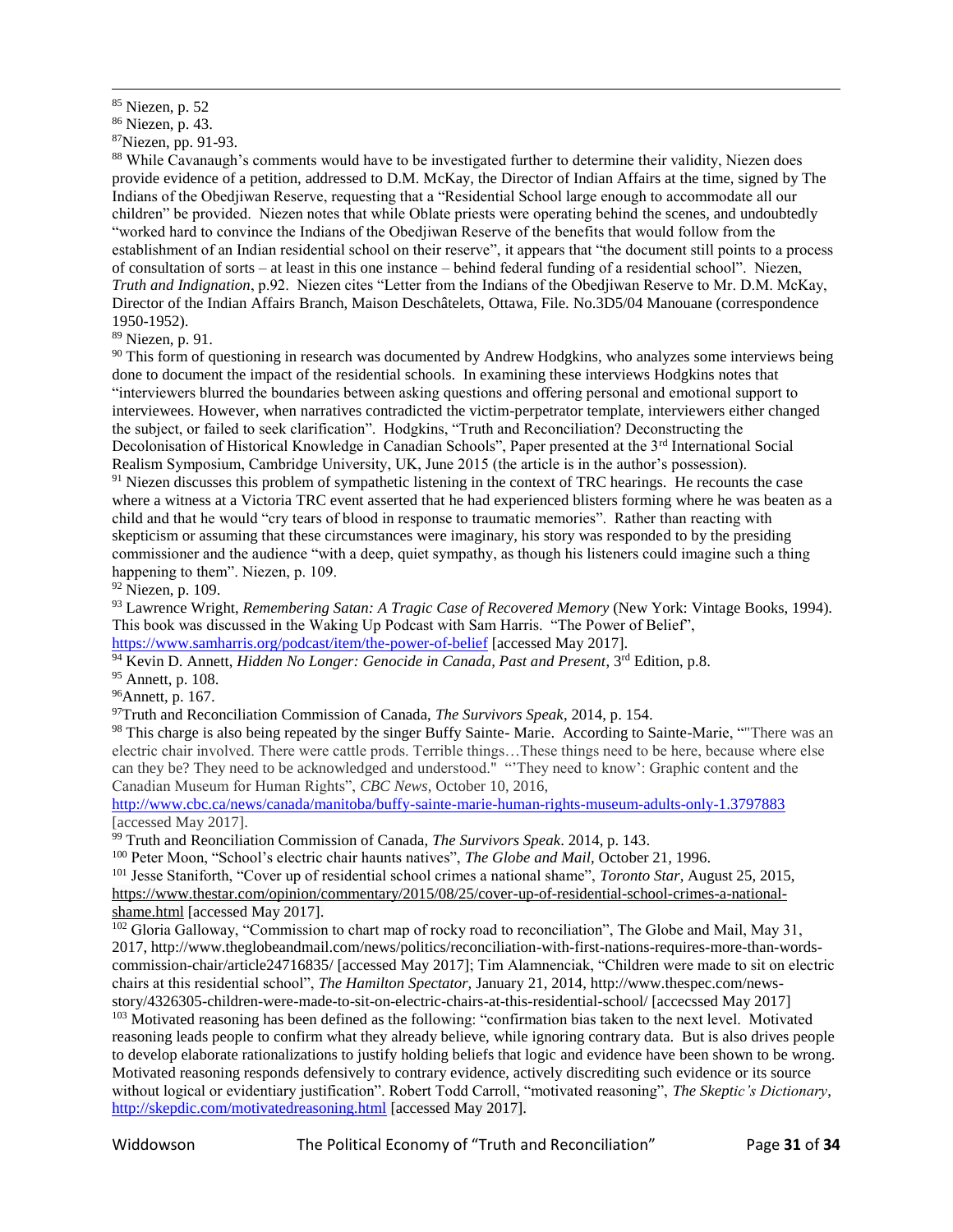[85] Niezen, p. 52

[86] Niezen, p. 43.

[87]Niezen, pp. 91-93.

[88] While Cavanaugh's comments would have to be investigated further to determine their validity, Niezen does provide evidence of a petition, addressed to D.M. McKay, the Director of Indian Affairs at the time, signed by The Indians of the Obedjiwan Reserve, requesting that a "Residential School large enough to accommodate all our children" be provided. Niezen notes that while Oblate priests were operating behind the scenes, and undoubtedly "worked hard to convince the Indians of the Obedjiwan Reserve of the benefits that would follow from the establishment of an Indian residential school on their reserve", it appears that "the document still points to a process of consultation of sorts – at least in this one instance – behind federal funding of a residential school". Niezen, *Truth and Indignation*, p.92. Niezen cites "Letter from the Indians of the Obedjiwan Reserve to Mr. D.M. McKay, Director of the Indian Affairs Branch, Maison Deschâtelets, Ottawa, File. No.3D5/04 Manouane (correspondence 1950-1952).

[89] Niezen, p. 91.

[90] This form of questioning in research was documented by Andrew Hodgkins, who analyzes some interviews being done to document the impact of the residential schools. In examining these interviews Hodgkins notes that "interviewers blurred the boundaries between asking questions and offering personal and emotional support to interviewees. However, when narratives contradicted the victim-perpetrator template, interviewers either changed the subject, or failed to seek clarification". Hodgkins, "Truth and Reconciliation? Deconstructing the Decolonisation of Historical Knowledge in Canadian Schools", Paper presented at the 3rd International Social Realism Symposium, Cambridge University, UK, June 2015 (the article is in the author's possession).

[91] Niezen discusses this problem of sympathetic listening in the context of TRC hearings. He recounts the case where a witness at a Victoria TRC event asserted that he had experienced blisters forming where he was beaten as a child and that he would "cry tears of blood in response to traumatic memories". Rather than reacting with skepticism or assuming that these circumstances were imaginary, his story was responded to by the presiding commissioner and the audience "with a deep, quiet sympathy, as though his listeners could imagine such a thing happening to them". Niezen, p. 109.

[92] Niezen, p. 109.

[93] Lawrence Wright, *Remembering Satan: A Tragic Case of Recovered Memory* (New York: Vintage Books, 1994). This book was discussed in the Waking Up Podcast with Sam Harris. "The Power of Belief", https://www.samharris.org/podcast/item/the-power-of-belief [accessed May 2017].

[94] Kevin D. Annett, *Hidden No Longer: Genocide in Canada, Past and Present*, 3rd Edition, p.8.

[95] Annett, p. 108.

[96]Annett, p. 167.

[97]Truth and Reconciliation Commission of Canada, *The Survivors Speak*, 2014, p. 154.

[98] This charge is also being repeated by the singer Buffy Sainte- Marie. According to Sainte-Marie, ""There was an electric chair involved. There were cattle prods. Terrible things…These things need to be here, because where else can they be? They need to be acknowledged and understood." "'They need to know': Graphic content and the Canadian Museum for Human Rights", *CBC News*, October 10, 2016, http://www.cbc.ca/news/canada/manitoba/buffy-sainte-marie-human-rights-museum-adults-only-1.3797883 [accessed May 2017].

[99] Truth and Reonciliation Commission of Canada, *The Survivors Speak*. 2014, p. 143.

[100] Peter Moon, "School's electric chair haunts natives", *The Globe and Mail*, October 21, 1996.

[101] Jesse Staniforth, "Cover up of residential school crimes a national shame", *Toronto Star*, August 25, 2015, https://www.thestar.com/opinion/commentary/2015/08/25/cover-up-of-residential-school-crimes-a-national-shame.html [accessed May 2017].

[102] Gloria Galloway, "Commission to chart map of rocky road to reconciliation", The Globe and Mail, May 31, 2017, http://www.theglobeandmail.com/news/politics/reconciliation-with-first-nations-requires-more-than-words-commission-chair/article24716835/ [accessed May 2017]; Tim Alamnenciak, "Children were made to sit on electric chairs at this residential school", *The Hamilton Spectator*, January 21, 2014, http://www.thespec.com/news-story/4326305-children-were-made-to-sit-on-electric-chairs-at-this-residential-school/ [accecssed May 2017]

[103] Motivated reasoning has been defined as the following: "confirmation bias taken to the next level. Motivated reasoning leads people to confirm what they already believe, while ignoring contrary data. But is also drives people to develop elaborate rationalizations to justify holding beliefs that logic and evidence have been shown to be wrong. Motivated reasoning responds defensively to contrary evidence, actively discrediting such evidence or its source without logical or evidentiary justification". Robert Todd Carroll, "motivated reasoning", *The Skeptic's Dictionary*, http://skepdic.com/motivatedreasoning.html [accessed May 2017].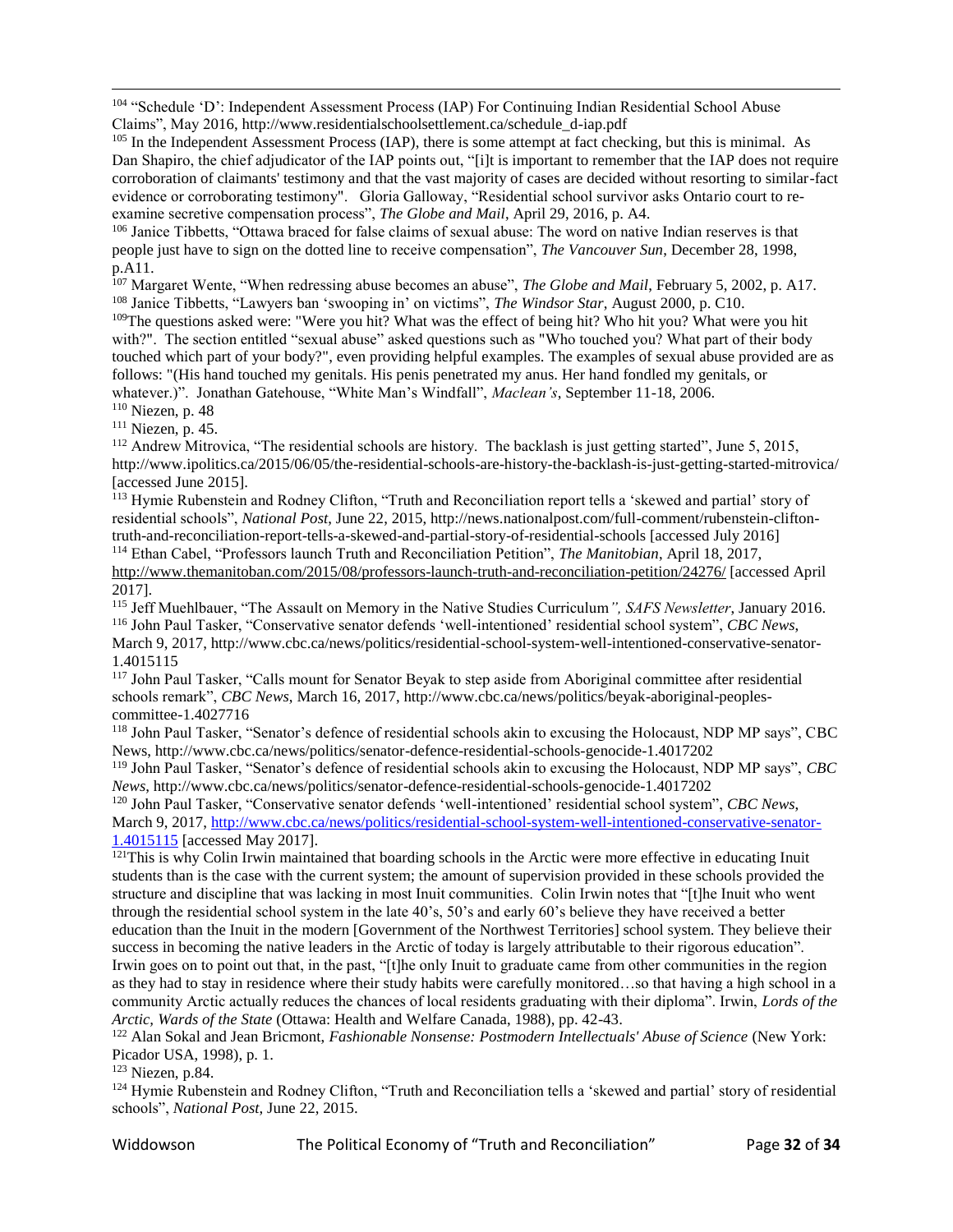[104] "Schedule 'D': Independent Assessment Process (IAP) For Continuing Indian Residential School Abuse Claims", May 2016, http://www.residentialschoolsettlement.ca/schedule_d-iap.pdf

[105] In the Independent Assessment Process (IAP), there is some attempt at fact checking, but this is minimal. As Dan Shapiro, the chief adjudicator of the IAP points out, "[i]t is important to remember that the IAP does not require corroboration of claimants' testimony and that the vast majority of cases are decided without resorting to similar-fact evidence or corroborating testimony". Gloria Galloway, "Residential school survivor asks Ontario court to re-examine secretive compensation process", *The Globe and Mail*, April 29, 2016, p. A4.

[106] Janice Tibbetts, "Ottawa braced for false claims of sexual abuse: The word on native Indian reserves is that people just have to sign on the dotted line to receive compensation", *The Vancouver Sun*, December 28, 1998, p.A11.

[107] Margaret Wente, "When redressing abuse becomes an abuse", *The Globe and Mail*, February 5, 2002, p. A17.

[108] Janice Tibbetts, "Lawyers ban 'swooping in' on victims", *The Windsor Star*, August 2000, p. C10.

[109] The questions asked were: "Were you hit? What was the effect of being hit? Who hit you? What were you hit with?". The section entitled "sexual abuse" asked questions such as "Who touched you? What part of their body touched which part of your body?", even providing helpful examples. The examples of sexual abuse provided are as follows: "(His hand touched my genitals. His penis penetrated my anus. Her hand fondled my genitals, or whatever.)". Jonathan Gatehouse, "White Man's Windfall", *Maclean's*, September 11-18, 2006.

[110] Niezen, p. 48

[111] Niezen, p. 45.

[112] Andrew Mitrovica, "The residential schools are history. The backlash is just getting started", June 5, 2015, http://www.ipolitics.ca/2015/06/05/the-residential-schools-are-history-the-backlash-is-just-getting-started-mitrovica/ [accessed June 2015].

[113] Hymie Rubenstein and Rodney Clifton, "Truth and Reconciliation report tells a 'skewed and partial' story of residential schools", *National Post*, June 22, 2015, http://news.nationalpost.com/full-comment/rubenstein-clifton-truth-and-reconciliation-report-tells-a-skewed-and-partial-story-of-residential-schools [accessed July 2016]

[114] Ethan Cabel, "Professors launch Truth and Reconciliation Petition", *The Manitobian*, April 18, 2017, http://www.themanitoban.com/2015/08/professors-launch-truth-and-reconciliation-petition/24276/ [accessed April 2017].

[115] Jeff Muehlbauer, "The Assault on Memory in the Native Studies Curriculum*", SAFS Newsletter*, January 2016.

[116] John Paul Tasker, "Conservative senator defends 'well-intentioned' residential school system", *CBC News*, March 9, 2017, http://www.cbc.ca/news/politics/residential-school-system-well-intentioned-conservative-senator-1.4015115

[117] John Paul Tasker, "Calls mount for Senator Beyak to step aside from Aboriginal committee after residential schools remark", *CBC News*, March 16, 2017, http://www.cbc.ca/news/politics/beyak-aboriginal-peoples-committee-1.4027716

[118] John Paul Tasker, "Senator's defence of residential schools akin to excusing the Holocaust, NDP MP says", CBC News, http://www.cbc.ca/news/politics/senator-defence-residential-schools-genocide-1.4017202

[119] John Paul Tasker, "Senator's defence of residential schools akin to excusing the Holocaust, NDP MP says", *CBC News*, http://www.cbc.ca/news/politics/senator-defence-residential-schools-genocide-1.4017202

[120] John Paul Tasker, "Conservative senator defends 'well-intentioned' residential school system", *CBC News*, March 9, 2017, http://www.cbc.ca/news/politics/residential-school-system-well-intentioned-conservative-senator-1.4015115 [accessed May 2017].

[121] This is why Colin Irwin maintained that boarding schools in the Arctic were more effective in educating Inuit students than is the case with the current system; the amount of supervision provided in these schools provided the structure and discipline that was lacking in most Inuit communities. Colin Irwin notes that "[t]he Inuit who went through the residential school system in the late 40's, 50's and early 60's believe they have received a better education than the Inuit in the modern [Government of the Northwest Territories] school system. They believe their success in becoming the native leaders in the Arctic of today is largely attributable to their rigorous education". Irwin goes on to point out that, in the past, "[t]he only Inuit to graduate came from other communities in the region as they had to stay in residence where their study habits were carefully monitored…so that having a high school in a community Arctic actually reduces the chances of local residents graduating with their diploma". Irwin, *Lords of the Arctic, Wards of the State* (Ottawa: Health and Welfare Canada, 1988), pp. 42-43.

[122] Alan Sokal and Jean Bricmont, *Fashionable Nonsense: Postmodern Intellectuals' Abuse of Science* (New York: Picador USA, 1998), p. 1.

[123] Niezen, p.84.

[124] Hymie Rubenstein and Rodney Clifton, "Truth and Reconciliation tells a 'skewed and partial' story of residential schools", *National Post*, June 22, 2015.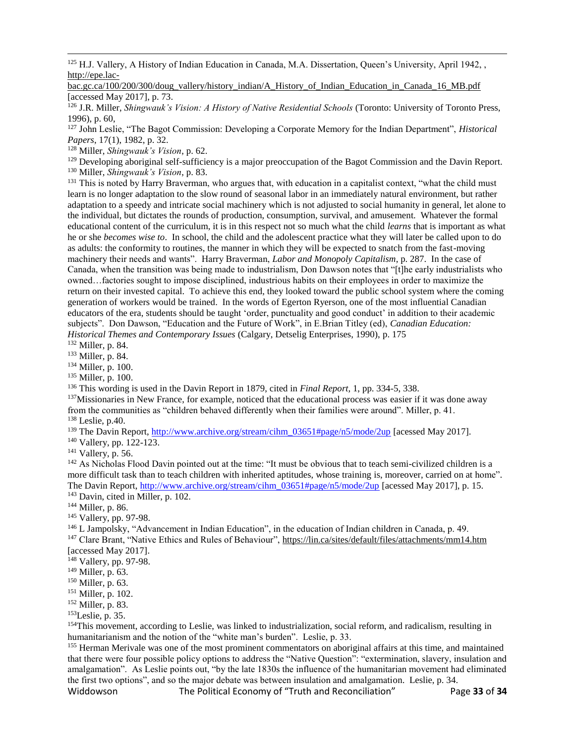[125] H.J. Vallery, A History of Indian Education in Canada, M.A. Dissertation, Queen's University, April 1942, , http://epe.lac-bac.gc.ca/100/200/300/doug_vallery/history_indian/A_History_of_Indian_Education_in_Canada_16_MB.pdf [accessed May 2017], p. 73.

[126] J.R. Miller, *Shingwauk's Vision: A History of Native Residential Schools* (Toronto: University of Toronto Press, 1996), p. 60,

[127] John Leslie, "The Bagot Commission: Developing a Corporate Memory for the Indian Department", *Historical Papers*, 17(1), 1982, p. 32.

[128] Miller, *Shingwauk's Vision*, p. 62.

[129] Developing aboriginal self-sufficiency is a major preoccupation of the Bagot Commission and the Davin Report.

[130] Miller, *Shingwauk's Vision*, p. 83.

[131] This is noted by Harry Braverman, who argues that, with education in a capitalist context, "what the child must learn is no longer adaptation to the slow round of seasonal labor in an immediately natural environment, but rather adaptation to a speedy and intricate social machinery which is not adjusted to social humanity in general, let alone to the individual, but dictates the rounds of production, consumption, survival, and amusement. Whatever the formal educational content of the curriculum, it is in this respect not so much what the child *learns* that is important as what he or she *becomes wise to*. In school, the child and the adolescent practice what they will later be called upon to do as adults: the conformity to routines, the manner in which they will be expected to snatch from the fast-moving machinery their needs and wants". Harry Braverman, *Labor and Monopoly Capitalism*, p. 287. In the case of Canada, when the transition was being made to industrialism, Don Dawson notes that "[t]he early industrialists who owned…factories sought to impose disciplined, industrious habits on their employees in order to maximize the return on their invested capital. To achieve this end, they looked toward the public school system where the coming generation of workers would be trained. In the words of Egerton Ryerson, one of the most influential Canadian educators of the era, students should be taught 'order, punctuality and good conduct' in addition to their academic subjects". Don Dawson, "Education and the Future of Work", in E.Brian Titley (ed), *Canadian Education: Historical Themes and Contemporary Issues* (Calgary, Detselig Enterprises, 1990), p. 175

[132] Miller, p. 84.

[133] Miller, p. 84.

[134] Miller, p. 100.

[135] Miller, p. 100.

[136] This wording is used in the Davin Report in 1879, cited in *Final Report,* 1, pp. 334-5, 338.

[137] Missionaries in New France, for example, noticed that the educational process was easier if it was done away from the communities as "children behaved differently when their families were around". Miller, p. 41.

[138] Leslie, p.40.

[139] The Davin Report, http://www.archive.org/stream/cihm_03651#page/n5/mode/2up [acessed May 2017].

[140] Vallery, pp. 122-123.

[141] Vallery, p. 56.

[142] As Nicholas Flood Davin pointed out at the time: "It must be obvious that to teach semi-civilized children is a more difficult task than to teach children with inherited aptitudes, whose training is, moreover, carried on at home". The Davin Report, http://www.archive.org/stream/cihm_03651#page/n5/mode/2up [acessed May 2017], p. 15.

[143] Davin, cited in Miller, p. 102.

[144] Miller, p. 86.

[145] Vallery, pp. 97-98.

[146] L Jampolsky, "Advancement in Indian Education", in the education of Indian children in Canada, p. 49.

[147] Clare Brant, "Native Ethics and Rules of Behaviour", https://lin.ca/sites/default/files/attachments/mm14.htm [accessed May 2017].

[148] Vallery, pp. 97-98.

[149] Miller, p. 63.

[150] Miller, p. 63.

[151] Miller, p. 102.

[152] Miller, p. 83.

[153] Leslie, p. 35.

[154] This movement, according to Leslie, was linked to industrialization, social reform, and radicalism, resulting in humanitarianism and the notion of the "white man's burden". Leslie, p. 33.

[155] Herman Merivale was one of the most prominent commentators on aboriginal affairs at this time, and maintained that there were four possible policy options to address the "Native Question": "extermination, slavery, insulation and amalgamation". As Leslie points out, "by the late 1830s the influence of the humanitarian movement had eliminated the first two options", and so the major debate was between insulation and amalgamation. Leslie, p. 34.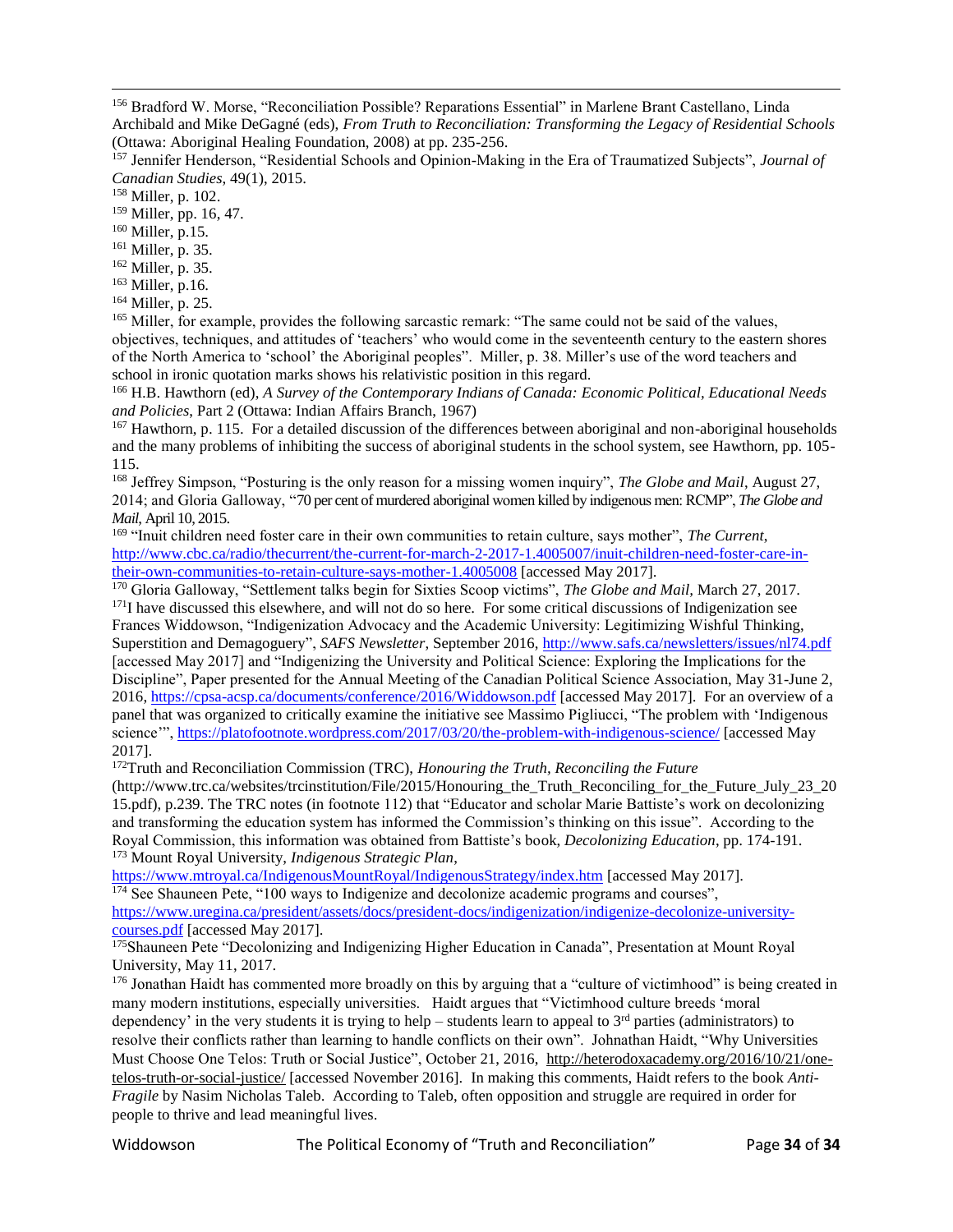[156] Bradford W. Morse, "Reconciliation Possible? Reparations Essential" in Marlene Brant Castellano, Linda Archibald and Mike DeGagné (eds), *From Truth to Reconciliation: Transforming the Legacy of Residential Schools* (Ottawa: Aboriginal Healing Foundation, 2008) at pp. 235-256.

[157] Jennifer Henderson, "Residential Schools and Opinion-Making in the Era of Traumatized Subjects", *Journal of Canadian Studies*, 49(1), 2015.

[158] Miller, p. 102.

[159] Miller, pp. 16, 47.

[160] Miller, p.15.

[161] Miller, p. 35.

[162] Miller, p. 35.

[163] Miller, p.16.

[164] Miller, p. 25.

[165] Miller, for example, provides the following sarcastic remark: "The same could not be said of the values, objectives, techniques, and attitudes of 'teachers' who would come in the seventeenth century to the eastern shores of the North America to 'school' the Aboriginal peoples". Miller, p. 38. Miller's use of the word teachers and school in ironic quotation marks shows his relativistic position in this regard.

[166] H.B. Hawthorn (ed), *A Survey of the Contemporary Indians of Canada: Economic Political, Educational Needs and Policies*, Part 2 (Ottawa: Indian Affairs Branch, 1967)

[167] Hawthorn, p. 115. For a detailed discussion of the differences between aboriginal and non-aboriginal households and the many problems of inhibiting the success of aboriginal students in the school system, see Hawthorn, pp. 105-115.

[168] Jeffrey Simpson, "Posturing is the only reason for a missing women inquiry", *The Globe and Mail*, August 27, 2014; and Gloria Galloway, "70 per cent of murdered aboriginal women killed by indigenous men: RCMP", *The Globe and Mail*, April 10, 2015.

[169] "Inuit children need foster care in their own communities to retain culture, says mother", *The Current*, http://www.cbc.ca/radio/thecurrent/the-current-for-march-2-2017-1.4005007/inuit-children-need-foster-care-in-their-own-communities-to-retain-culture-says-mother-1.4005008 [accessed May 2017].

[170] Gloria Galloway, "Settlement talks begin for Sixties Scoop victims", *The Globe and Mail*, March 27, 2017.

[171] I have discussed this elsewhere, and will not do so here. For some critical discussions of Indigenization see Frances Widdowson, "Indigenization Advocacy and the Academic University: Legitimizing Wishful Thinking, Superstition and Demagoguery", *SAFS Newsletter*, September 2016, http://www.safs.ca/newsletters/issues/nl74.pdf [accessed May 2017] and "Indigenizing the University and Political Science: Exploring the Implications for the Discipline", Paper presented for the Annual Meeting of the Canadian Political Science Association, May 31-June 2, 2016, https://cpsa-acsp.ca/documents/conference/2016/Widdowson.pdf [accessed May 2017]. For an overview of a panel that was organized to critically examine the initiative see Massimo Pigliucci, "The problem with 'Indigenous science'", https://platofootnote.wordpress.com/2017/03/20/the-problem-with-indigenous-science/ [accessed May 2017].

[172] Truth and Reconciliation Commission (TRC), *Honouring the Truth, Reconciling the Future* (http://www.trc.ca/websites/trcinstitution/File/2015/Honouring_the_Truth_Reconciling_for_the_Future_July_23_2015.pdf), p.239. The TRC notes (in footnote 112) that "Educator and scholar Marie Battiste's work on decolonizing and transforming the education system has informed the Commission's thinking on this issue". According to the Royal Commission, this information was obtained from Battiste's book, *Decolonizing Education*, pp. 174-191.

[173] Mount Royal University, *Indigenous Strategic Plan*, https://www.mtroyal.ca/IndigenousMountRoyal/IndigenousStrategy/index.htm [accessed May 2017].

[174] See Shauneen Pete, "100 ways to Indigenize and decolonize academic programs and courses", https://www.uregina.ca/president/assets/docs/president-docs/indigenization/indigenize-decolonize-university-courses.pdf [accessed May 2017].

[175] Shauneen Pete "Decolonizing and Indigenizing Higher Education in Canada", Presentation at Mount Royal University, May 11, 2017.

[176] Jonathan Haidt has commented more broadly on this by arguing that a "culture of victimhood" is being created in many modern institutions, especially universities. Haidt argues that "Victimhood culture breeds 'moral dependency' in the very students it is trying to help – students learn to appeal to 3rd parties (administrators) to resolve their conflicts rather than learning to handle conflicts on their own". Johnathan Haidt, "Why Universities Must Choose One Telos: Truth or Social Justice", October 21, 2016, http://heterodoxacademy.org/2016/10/21/one-telos-truth-or-social-justice/ [accessed November 2016]. In making this comments, Haidt refers to the book *Anti-Fragile* by Nasim Nicholas Taleb. According to Taleb, often opposition and struggle are required in order for people to thrive and lead meaningful lives.